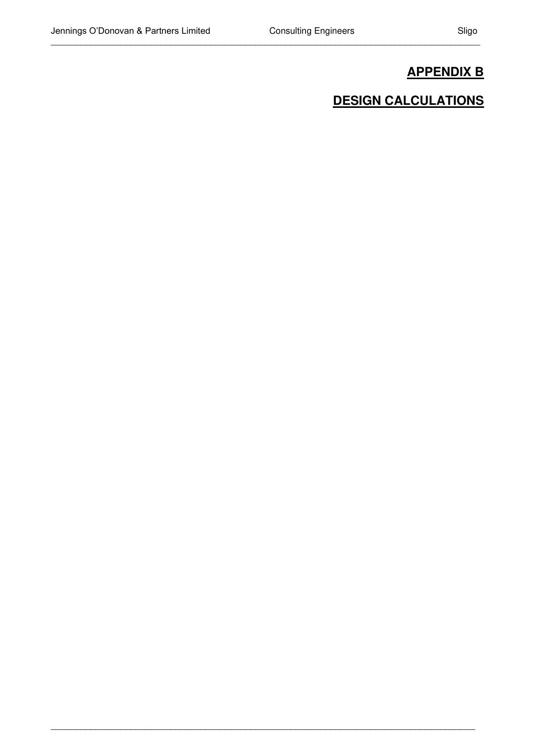# APPENDIX B

# DESIGN CALCULATIONS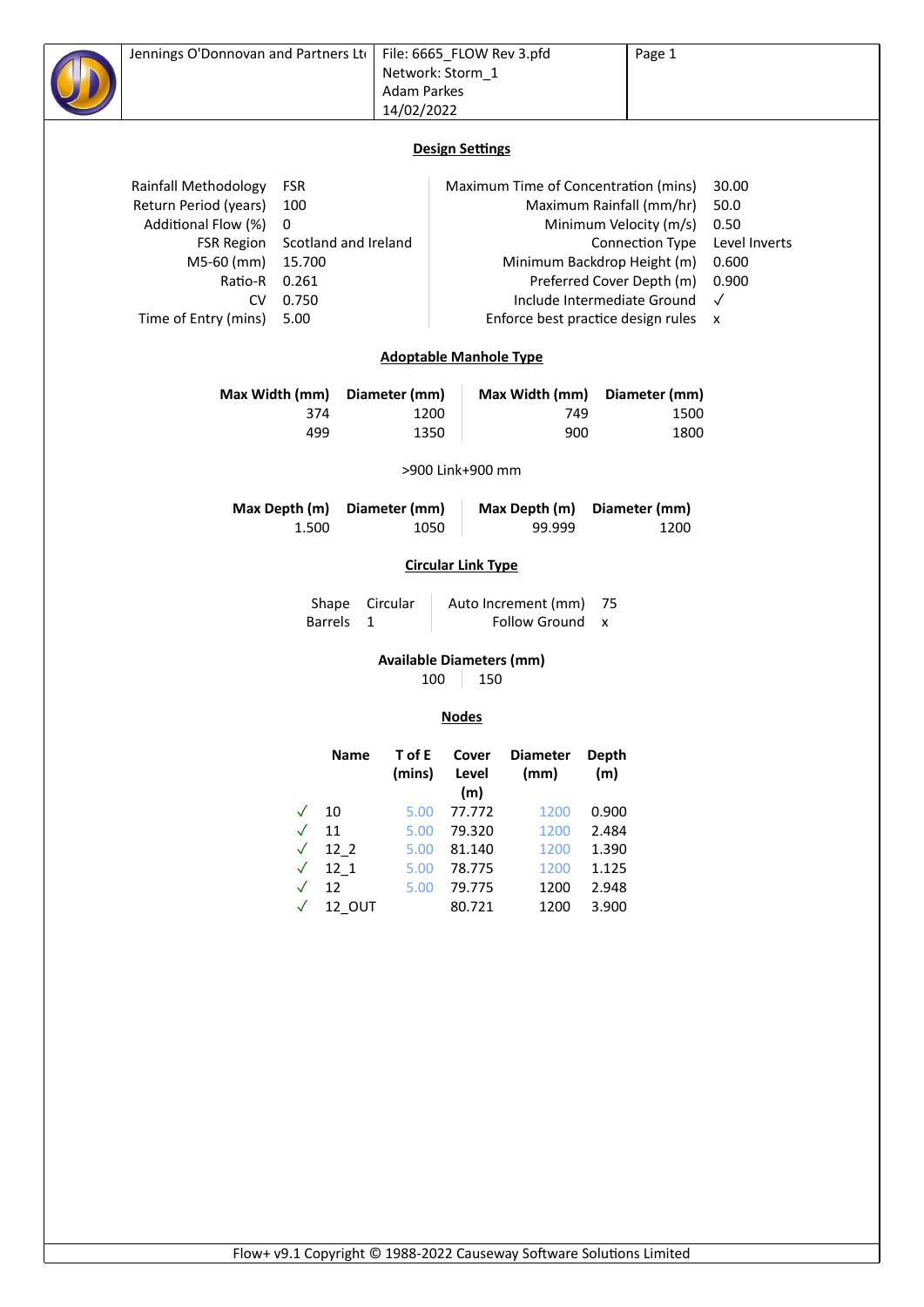## Design Settings

| | | | |
|---|---|---|---|
| Rainfall Methodology | FSR | Maximum Time of Concentration (mins) | 30.00 |
| Return Period (years) | 100 | Maximum Rainfall (mm/hr) | 50.0 |
| Additional Flow (%) | 0 | Minimum Velocity (m/s) | 0.50 |
| FSR Region | Scotland and Ireland | Connection Type | Level Inverts |
| M5-60 (mm) | 15.700 | Minimum Backdrop Height (m) | 0.600 |
| Ratio-R | 0.261 | Preferred Cover Depth (m) | 0.900 |
| CV | 0.750 | Include Intermediate Ground | ✓ |
| Time of Entry (mins) | 5.00 | Enforce best practice design rules | x |

## Adoptable Manhole Type

| Max Width (mm) | Diameter (mm) | Max Width (mm) | Diameter (mm) |
|---|---|---|---|
| 374 | 1200 | 749 | 1500 |
| 499 | 1350 | 900 | 1800 |

>900 Link+900 mm

| Max Depth (m) | Diameter (mm) | Max Depth (m) | Diameter (mm) |
|---|---|---|---|
| 1.500 | 1050 | 99.999 | 1200 |

## Circular Link Type

| | | | |
|---|---|---|---|
| Shape | Circular | Auto Increment (mm) | 75 |
| Barrels | 1 | Follow Ground | x |

**Available Diameters (mm)**

| 100 | 150 |
|---|---|

## Nodes

| | Name | T of E (mins) | Cover Level (m) | Diameter (mm) | Depth (m) |
|---|---|---|---|---|---|
| ✓ | 10 | 5.00 | 77.772 | 1200 | 0.900 |
| ✓ | 11 | 5.00 | 79.320 | 1200 | 2.484 |
| ✓ | 12_2 | 5.00 | 81.140 | 1200 | 1.390 |
| ✓ | 12_1 | 5.00 | 78.775 | 1200 | 1.125 |
| ✓ | 12 | 5.00 | 79.775 | 1200 | 2.948 |
| ✓ | 12_OUT | | 80.721 | 1200 | 3.900 |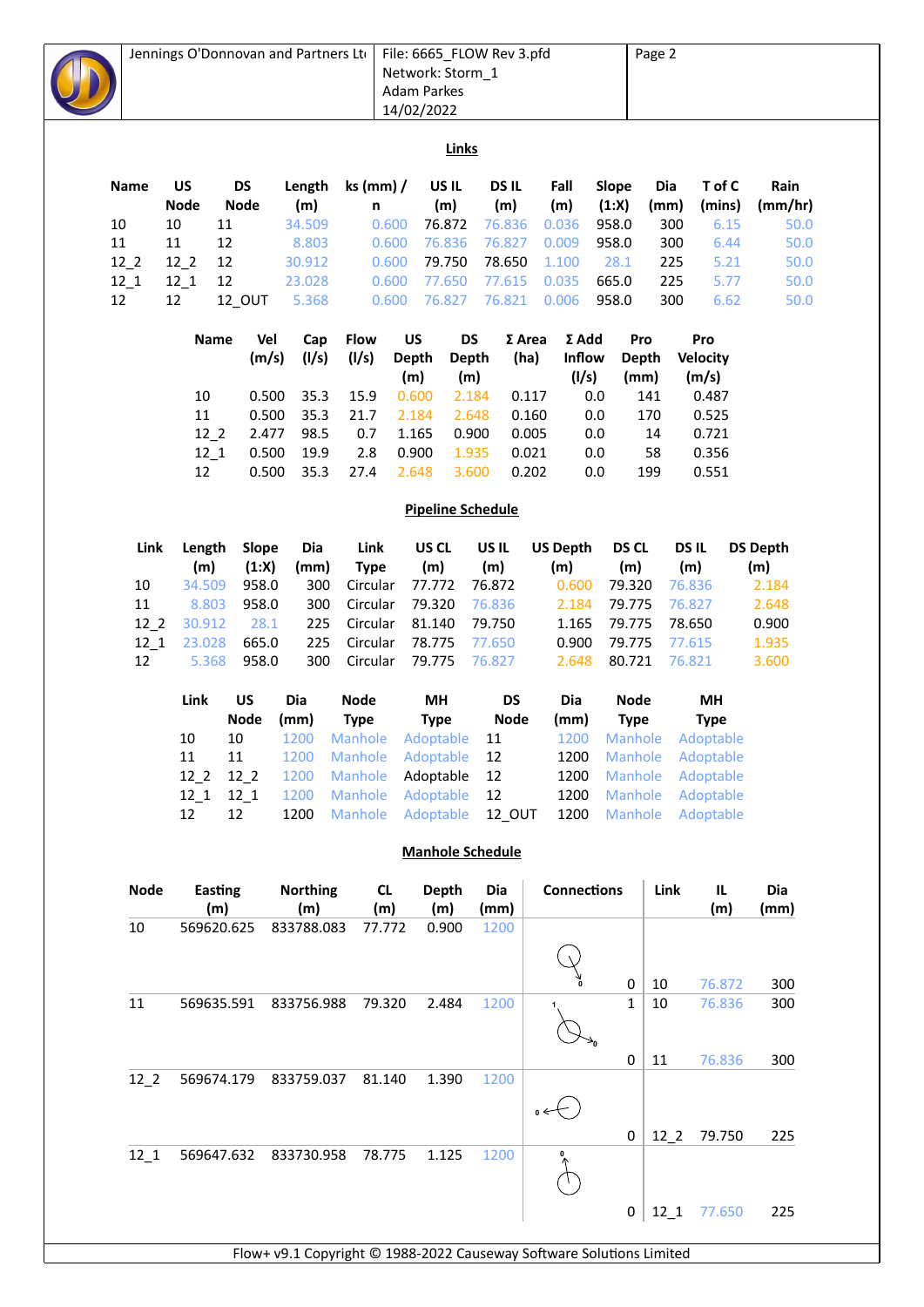## Links

| Name | US Node | DS Node | Length (m) | ks (mm) / n | US IL (m) | DS IL (m) | Fall (m) | Slope (1:X) | Dia (mm) | T of C (mins) | Rain (mm/hr) |
|---|---|---|---|---|---|---|---|---|---|---|---|
| 10 | 10 | 11 | 34.509 | 0.600 | 76.872 | 76.836 | 0.036 | 958.0 | 300 | 6.15 | 50.0 |
| 11 | 11 | 12 | 8.803 | 0.600 | 76.836 | 76.827 | 0.009 | 958.0 | 300 | 6.44 | 50.0 |
| 12_2 | 12_2 | 12 | 30.912 | 0.600 | 79.750 | 78.650 | 1.100 | 28.1 | 225 | 5.21 | 50.0 |
| 12_1 | 12_1 | 12 | 23.028 | 0.600 | 77.650 | 77.615 | 0.035 | 665.0 | 225 | 5.77 | 50.0 |
| 12 | 12 | 12_OUT | 5.368 | 0.600 | 76.827 | 76.821 | 0.006 | 958.0 | 300 | 6.62 | 50.0 |

| Name | Vel (m/s) | Cap (l/s) | Flow (l/s) | US Depth (m) | DS Depth (m) | Σ Area (ha) | Σ Add Inflow (l/s) | Pro Depth (mm) | Pro Velocity (m/s) |
|---|---|---|---|---|---|---|---|---|---|
| 10 | 0.500 | 35.3 | 15.9 | 0.600 | 2.184 | 0.117 | 0.0 | 141 | 0.487 |
| 11 | 0.500 | 35.3 | 21.7 | 2.184 | 2.648 | 0.160 | 0.0 | 170 | 0.525 |
| 12_2 | 2.477 | 98.5 | 0.7 | 1.165 | 0.900 | 0.005 | 0.0 | 14 | 0.721 |
| 12_1 | 0.500 | 19.9 | 2.8 | 0.900 | 1.935 | 0.021 | 0.0 | 58 | 0.356 |
| 12 | 0.500 | 35.3 | 27.4 | 2.648 | 3.600 | 0.202 | 0.0 | 199 | 0.551 |

## Pipeline Schedule

| Link | Length (m) | Slope (1:X) | Dia (mm) | Link Type | US CL (m) | US IL (m) | US Depth (m) | DS CL (m) | DS IL (m) | DS Depth (m) |
|---|---|---|---|---|---|---|---|---|---|---|
| 10 | 34.509 | 958.0 | 300 | Circular | 77.772 | 76.872 | 0.600 | 79.320 | 76.836 | 2.184 |
| 11 | 8.803 | 958.0 | 300 | Circular | 79.320 | 76.836 | 2.184 | 79.775 | 76.827 | 2.648 |
| 12_2 | 30.912 | 28.1 | 225 | Circular | 81.140 | 79.750 | 1.165 | 79.775 | 78.650 | 0.900 |
| 12_1 | 23.028 | 665.0 | 225 | Circular | 78.775 | 77.650 | 0.900 | 79.775 | 77.615 | 1.935 |
| 12 | 5.368 | 958.0 | 300 | Circular | 79.775 | 76.827 | 2.648 | 80.721 | 76.821 | 3.600 |

| Link | US Node | Dia (mm) | Node Type | MH Type | DS Node | Dia (mm) | Node Type | MH Type |
|---|---|---|---|---|---|---|---|---|
| 10 | 10 | 1200 | Manhole | Adoptable | 11 | 1200 | Manhole | Adoptable |
| 11 | 11 | 1200 | Manhole | Adoptable | 12 | 1200 | Manhole | Adoptable |
| 12_2 | 12_2 | 1200 | Manhole | Adoptable | 12 | 1200 | Manhole | Adoptable |
| 12_1 | 12_1 | 1200 | Manhole | Adoptable | 12 | 1200 | Manhole | Adoptable |
| 12 | 12 | 1200 | Manhole | Adoptable | 12_OUT | 1200 | Manhole | Adoptable |

## Manhole Schedule

| Node | Easting (m) | Northing (m) | CL (m) | Depth (m) | Dia (mm) | Connections | Link | IL (m) | Dia (mm) |
|---|---|---|---|---|---|---|---|---|---|
| 10 | 569620.625 | 833788.083 | 77.772 | 0.900 | 1200 | 0 | 10 | 76.872 | 300 |
| 11 | 569635.591 | 833756.988 | 79.320 | 2.484 | 1200 | 1 | 10 | 76.836 | 300 |
| | | | | | | 0 | 11 | 76.836 | 300 |
| 12_2 | 569674.179 | 833759.037 | 81.140 | 1.390 | 1200 | 0 | 12_2 | 79.750 | 225 |
| 12_1 | 569647.632 | 833730.958 | 78.775 | 1.125 | 1200 | 0 | 12_1 | 77.650 | 225 |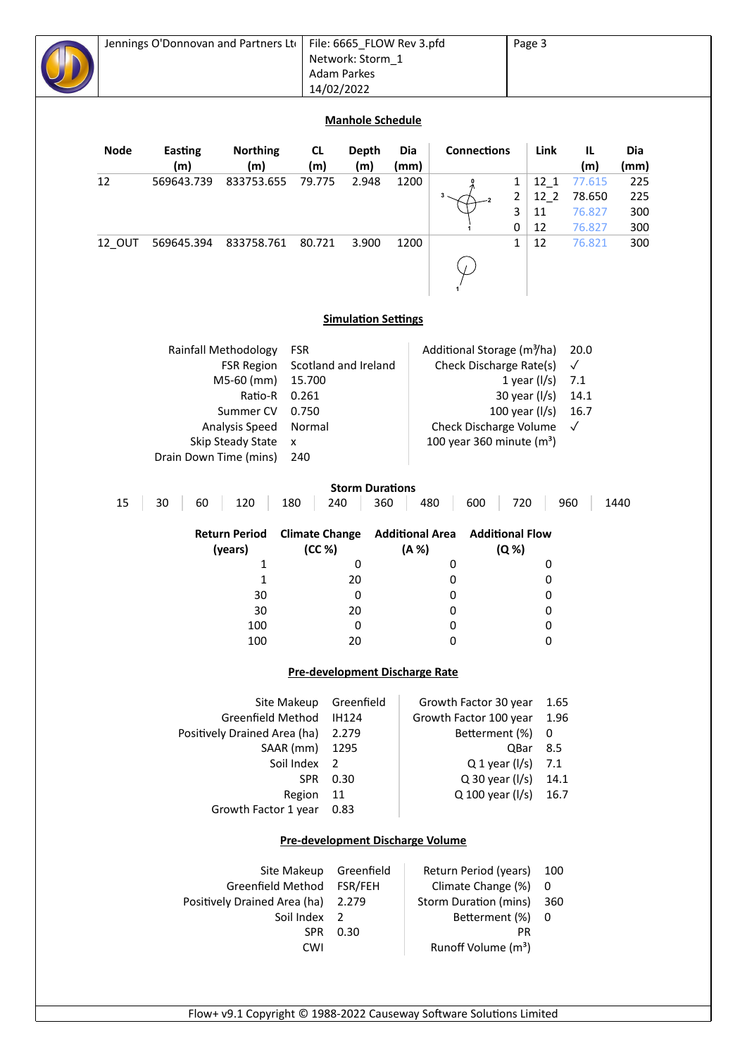## Manhole Schedule

| Node | Easting (m) | Northing (m) | CL (m) | Depth (m) | Dia (mm) | Connections | | Link | IL (m) | Dia (mm) |
|---|---|---|---|---|---|---|---|---|---|---|
| 12 | 569643.739 | 833753.655 | 79.775 | 2.948 | 1200 | | 1 | 12_1 | 77.615 | 225 |
| | | | | | | | 2 | 12_2 | 78.650 | 225 |
| | | | | | | | 3 | 11 | 76.827 | 300 |
| | | | | | | | 0 | 12 | 76.827 | 300 |
| 12_OUT | 569645.394 | 833758.761 | 80.721 | 3.900 | 1200 | | 1 | 12 | 76.821 | 300 |

## Simulation Settings

| | | | |
|---|---|---|---|
| Rainfall Methodology | FSR | Additional Storage (m³/ha) | 20.0 |
| FSR Region | Scotland and Ireland | Check Discharge Rate(s) | ✓ |
| M5-60 (mm) | 15.700 | 1 year (l/s) | 7.1 |
| Ratio-R | 0.261 | 30 year (l/s) | 14.1 |
| Summer CV | 0.750 | 100 year (l/s) | 16.7 |
| Analysis Speed | Normal | Check Discharge Volume | ✓ |
| Skip Steady State | x | 100 year 360 minute (m³) | |
| Drain Down Time (mins) | 240 | | |

### Storm Durations

| 15 | 30 | 60 | 120 | 180 | 240 | 360 | 480 | 600 | 720 | 960 | 1440 |
|---|---|---|---|---|---|---|---|---|---|---|---|

| Return Period (years) | Climate Change (CC %) | Additional Area (A %) | Additional Flow (Q %) |
|---|---|---|---|
| 1 | 0 | 0 | 0 |
| 1 | 20 | 0 | 0 |
| 30 | 0 | 0 | 0 |
| 30 | 20 | 0 | 0 |
| 100 | 0 | 0 | 0 |
| 100 | 20 | 0 | 0 |

## Pre-development Discharge Rate

| | | | |
|---|---|---|---|
| Site Makeup | Greenfield | Growth Factor 30 year | 1.65 |
| Greenfield Method | IH124 | Growth Factor 100 year | 1.96 |
| Positively Drained Area (ha) | 2.279 | Betterment (%) | 0 |
| SAAR (mm) | 1295 | QBar | 8.5 |
| Soil Index | 2 | Q 1 year (l/s) | 7.1 |
| SPR | 0.30 | Q 30 year (l/s) | 14.1 |
| Region | 11 | Q 100 year (l/s) | 16.7 |
| Growth Factor 1 year | 0.83 | | |

## Pre-development Discharge Volume

| | | | |
|---|---|---|---|
| Site Makeup | Greenfield | Return Period (years) | 100 |
| Greenfield Method | FSR/FEH | Climate Change (%) | 0 |
| Positively Drained Area (ha) | 2.279 | Storm Duration (mins) | 360 |
| Soil Index | 2 | Betterment (%) | 0 |
| SPR | 0.30 | PR | |
| CWI | | Runoff Volume (m³) | |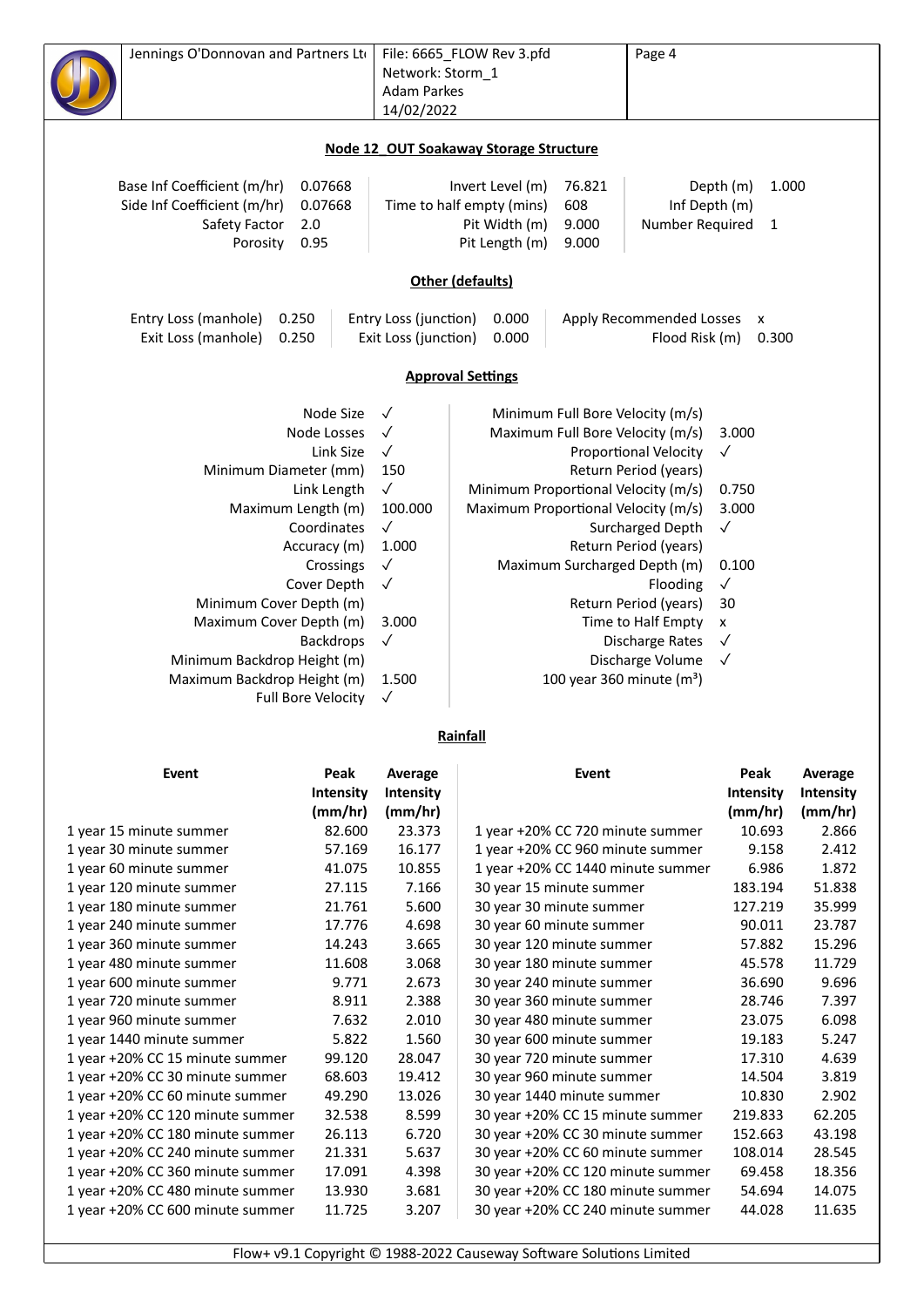## Node 12_OUT Soakaway Storage Structure

| | | | | | |
|---|---|---|---|---|---|
| Base Inf Coefficient (m/hr) | 0.07668 | Invert Level (m) | 76.821 | Depth (m) | 1.000 |
| Side Inf Coefficient (m/hr) | 0.07668 | Time to half empty (mins) | 608 | Inf Depth (m) | |
| Safety Factor | 2.0 | Pit Width (m) | 9.000 | Number Required | 1 |
| Porosity | 0.95 | Pit Length (m) | 9.000 | | |

## Other (defaults)

| | | | | | |
|---|---|---|---|---|---|
| Entry Loss (manhole) | 0.250 | Entry Loss (junction) | 0.000 | Apply Recommended Losses | x |
| Exit Loss (manhole) | 0.250 | Exit Loss (junction) | 0.000 | Flood Risk (m) | 0.300 |

## Approval Settings

| | | | |
|---|---|---|---|
| Node Size | ✓ | Minimum Full Bore Velocity (m/s) | |
| Node Losses | ✓ | Maximum Full Bore Velocity (m/s) | 3.000 |
| Link Size | ✓ | Proportional Velocity | ✓ |
| Minimum Diameter (mm) | 150 | Return Period (years) | |
| Link Length | ✓ | Minimum Proportional Velocity (m/s) | 0.750 |
| Maximum Length (m) | 100.000 | Maximum Proportional Velocity (m/s) | 3.000 |
| Coordinates | ✓ | Surcharged Depth | ✓ |
| Accuracy (m) | 1.000 | Return Period (years) | |
| Crossings | ✓ | Maximum Surcharged Depth (m) | 0.100 |
| Cover Depth | ✓ | Flooding | ✓ |
| Minimum Cover Depth (m) | | Return Period (years) | 30 |
| Maximum Cover Depth (m) | 3.000 | Time to Half Empty | x |
| Backdrops | ✓ | Discharge Rates | ✓ |
| Minimum Backdrop Height (m) | | Discharge Volume | ✓ |
| Maximum Backdrop Height (m) | 1.500 | 100 year 360 minute (m³) | |
| Full Bore Velocity | ✓ | | |

## Rainfall

| Event | Peak Intensity (mm/hr) | Average Intensity (mm/hr) | Event | Peak Intensity (mm/hr) | Average Intensity (mm/hr) |
|---|---|---|---|---|---|
| 1 year 15 minute summer | 82.600 | 23.373 | 1 year +20% CC 720 minute summer | 10.693 | 2.866 |
| 1 year 30 minute summer | 57.169 | 16.177 | 1 year +20% CC 960 minute summer | 9.158 | 2.412 |
| 1 year 60 minute summer | 41.075 | 10.855 | 1 year +20% CC 1440 minute summer | 6.986 | 1.872 |
| 1 year 120 minute summer | 27.115 | 7.166 | 30 year 15 minute summer | 183.194 | 51.838 |
| 1 year 180 minute summer | 21.761 | 5.600 | 30 year 30 minute summer | 127.219 | 35.999 |
| 1 year 240 minute summer | 17.776 | 4.698 | 30 year 60 minute summer | 90.011 | 23.787 |
| 1 year 360 minute summer | 14.243 | 3.665 | 30 year 120 minute summer | 57.882 | 15.296 |
| 1 year 480 minute summer | 11.608 | 3.068 | 30 year 180 minute summer | 45.578 | 11.729 |
| 1 year 600 minute summer | 9.771 | 2.673 | 30 year 240 minute summer | 36.690 | 9.696 |
| 1 year 720 minute summer | 8.911 | 2.388 | 30 year 360 minute summer | 28.746 | 7.397 |
| 1 year 960 minute summer | 7.632 | 2.010 | 30 year 480 minute summer | 23.075 | 6.098 |
| 1 year 1440 minute summer | 5.822 | 1.560 | 30 year 600 minute summer | 19.183 | 5.247 |
| 1 year +20% CC 15 minute summer | 99.120 | 28.047 | 30 year 720 minute summer | 17.310 | 4.639 |
| 1 year +20% CC 30 minute summer | 68.603 | 19.412 | 30 year 960 minute summer | 14.504 | 3.819 |
| 1 year +20% CC 60 minute summer | 49.290 | 13.026 | 30 year 1440 minute summer | 10.830 | 2.902 |
| 1 year +20% CC 120 minute summer | 32.538 | 8.599 | 30 year +20% CC 15 minute summer | 219.833 | 62.205 |
| 1 year +20% CC 180 minute summer | 26.113 | 6.720 | 30 year +20% CC 30 minute summer | 152.663 | 43.198 |
| 1 year +20% CC 240 minute summer | 21.331 | 5.637 | 30 year +20% CC 60 minute summer | 108.014 | 28.545 |
| 1 year +20% CC 360 minute summer | 17.091 | 4.398 | 30 year +20% CC 120 minute summer | 69.458 | 18.356 |
| 1 year +20% CC 480 minute summer | 13.930 | 3.681 | 30 year +20% CC 180 minute summer | 54.694 | 14.075 |
| 1 year +20% CC 600 minute summer | 11.725 | 3.207 | 30 year +20% CC 240 minute summer | 44.028 | 11.635 |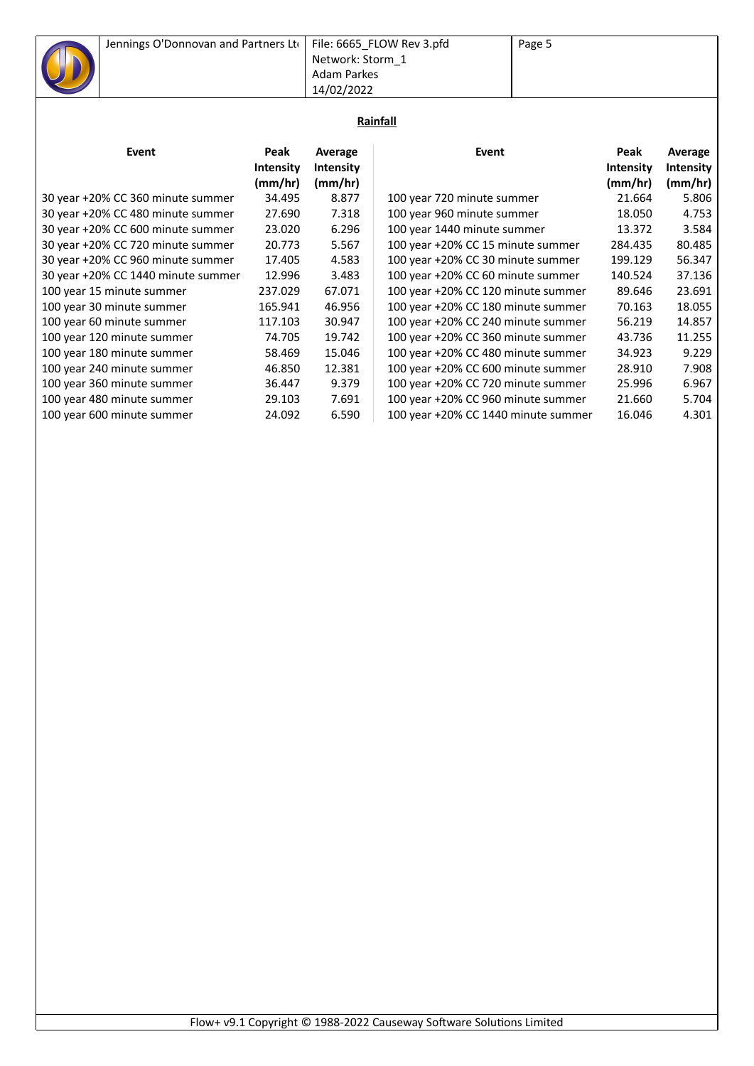## Rainfall

| Event | Peak Intensity (mm/hr) | Average Intensity (mm/hr) | Event | Peak Intensity (mm/hr) | Average Intensity (mm/hr) |
|---|---|---|---|---|---|
| 30 year +20% CC 360 minute summer | 34.495 | 8.877 | 100 year 720 minute summer | 21.664 | 5.806 |
| 30 year +20% CC 480 minute summer | 27.690 | 7.318 | 100 year 960 minute summer | 18.050 | 4.753 |
| 30 year +20% CC 600 minute summer | 23.020 | 6.296 | 100 year 1440 minute summer | 13.372 | 3.584 |
| 30 year +20% CC 720 minute summer | 20.773 | 5.567 | 100 year +20% CC 15 minute summer | 284.435 | 80.485 |
| 30 year +20% CC 960 minute summer | 17.405 | 4.583 | 100 year +20% CC 30 minute summer | 199.129 | 56.347 |
| 30 year +20% CC 1440 minute summer | 12.996 | 3.483 | 100 year +20% CC 60 minute summer | 140.524 | 37.136 |
| 100 year 15 minute summer | 237.029 | 67.071 | 100 year +20% CC 120 minute summer | 89.646 | 23.691 |
| 100 year 30 minute summer | 165.941 | 46.956 | 100 year +20% CC 180 minute summer | 70.163 | 18.055 |
| 100 year 60 minute summer | 117.103 | 30.947 | 100 year +20% CC 240 minute summer | 56.219 | 14.857 |
| 100 year 120 minute summer | 74.705 | 19.742 | 100 year +20% CC 360 minute summer | 43.736 | 11.255 |
| 100 year 180 minute summer | 58.469 | 15.046 | 100 year +20% CC 480 minute summer | 34.923 | 9.229 |
| 100 year 240 minute summer | 46.850 | 12.381 | 100 year +20% CC 600 minute summer | 28.910 | 7.908 |
| 100 year 360 minute summer | 36.447 | 9.379 | 100 year +20% CC 720 minute summer | 25.996 | 6.967 |
| 100 year 480 minute summer | 29.103 | 7.691 | 100 year +20% CC 960 minute summer | 21.660 | 5.704 |
| 100 year 600 minute summer | 24.092 | 6.590 | 100 year +20% CC 1440 minute summer | 16.046 | 4.301 |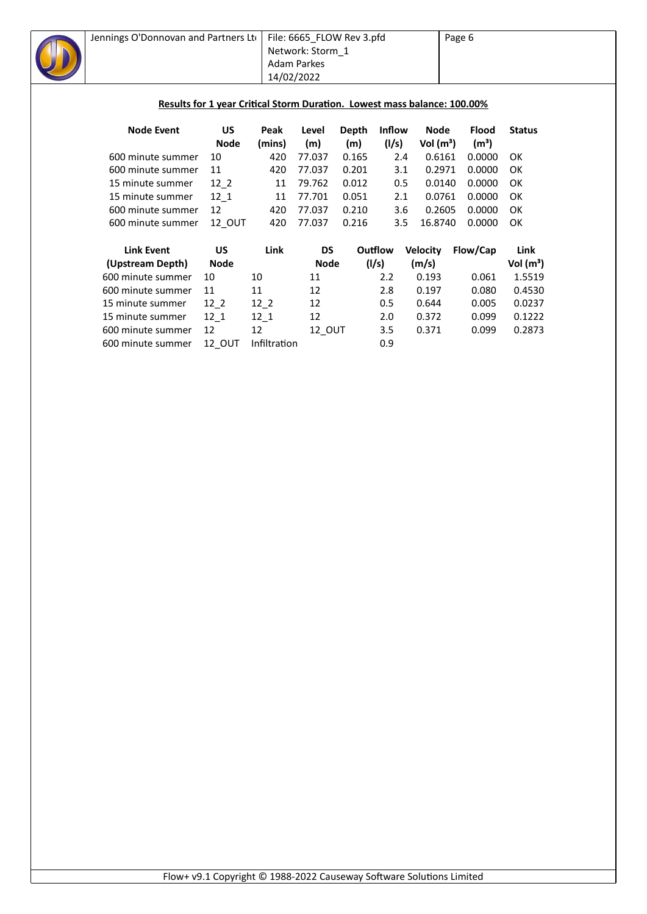## Results for 1 year Critical Storm Duration. Lowest mass balance: 100.00%

| Node Event | US Node | Peak (mins) | Level (m) | Depth (m) | Inflow (l/s) | Node Vol (m³) | Flood (m³) | Status |
|---|---|---|---|---|---|---|---|---|
| 600 minute summer | 10 | 420 | 77.037 | 0.165 | 2.4 | 0.6161 | 0.0000 | OK |
| 600 minute summer | 11 | 420 | 77.037 | 0.201 | 3.1 | 0.2971 | 0.0000 | OK |
| 15 minute summer | 12_2 | 11 | 79.762 | 0.012 | 0.5 | 0.0140 | 0.0000 | OK |
| 15 minute summer | 12_1 | 11 | 77.701 | 0.051 | 2.1 | 0.0761 | 0.0000 | OK |
| 600 minute summer | 12 | 420 | 77.037 | 0.210 | 3.6 | 0.2605 | 0.0000 | OK |
| 600 minute summer | 12_OUT | 420 | 77.037 | 0.216 | 3.5 | 16.8740 | 0.0000 | OK |

| Link Event (Upstream Depth) | US Node | Link | DS Node | Outflow (l/s) | Velocity (m/s) | Flow/Cap | Link Vol (m³) |
|---|---|---|---|---|---|---|---|
| 600 minute summer | 10 | 10 | 11 | 2.2 | 0.193 | 0.061 | 1.5519 |
| 600 minute summer | 11 | 11 | 12 | 2.8 | 0.197 | 0.080 | 0.4530 |
| 15 minute summer | 12_2 | 12_2 | 12 | 0.5 | 0.644 | 0.005 | 0.0237 |
| 15 minute summer | 12_1 | 12_1 | 12 | 2.0 | 0.372 | 0.099 | 0.1222 |
| 600 minute summer | 12 | 12 | 12_OUT | 3.5 | 0.371 | 0.099 | 0.2873 |
| 600 minute summer | 12_OUT | Infiltration | | 0.9 | | | |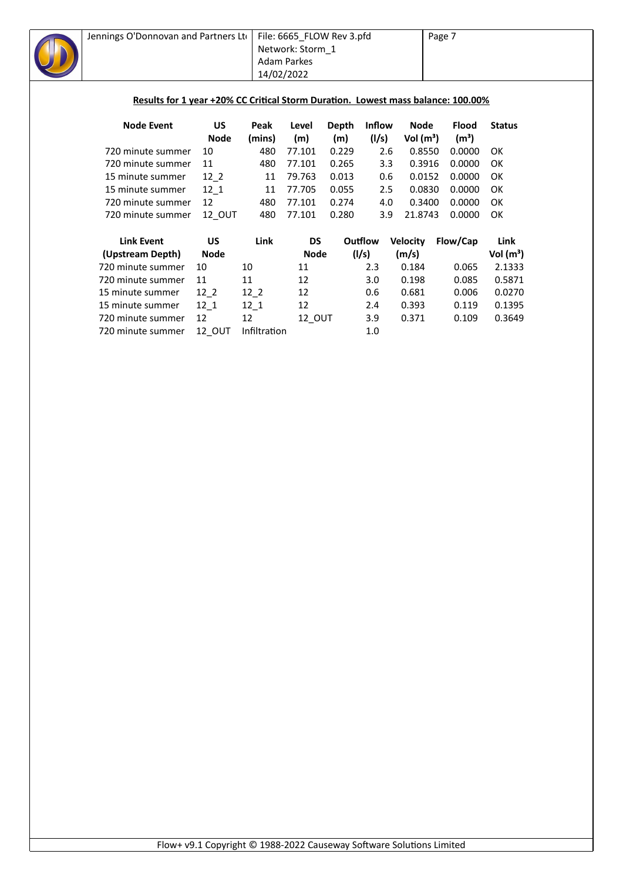**Results for 1 year +20% CC Critical Storm Duration. Lowest mass balance: 100.00%**

| Node Event | US Node | Peak (mins) | Level (m) | Depth (m) | Inflow (l/s) | Node Vol (m³) | Flood (m³) | Status |
|---|---|---|---|---|---|---|---|---|
| 720 minute summer | 10 | 480 | 77.101 | 0.229 | 2.6 | 0.8550 | 0.0000 | OK |
| 720 minute summer | 11 | 480 | 77.101 | 0.265 | 3.3 | 0.3916 | 0.0000 | OK |
| 15 minute summer | 12_2 | 11 | 79.763 | 0.013 | 0.6 | 0.0152 | 0.0000 | OK |
| 15 minute summer | 12_1 | 11 | 77.705 | 0.055 | 2.5 | 0.0830 | 0.0000 | OK |
| 720 minute summer | 12 | 480 | 77.101 | 0.274 | 4.0 | 0.3400 | 0.0000 | OK |
| 720 minute summer | 12_OUT | 480 | 77.101 | 0.280 | 3.9 | 21.8743 | 0.0000 | OK |

| Link Event (Upstream Depth) | US Node | Link | DS Node | Outflow (l/s) | Velocity (m/s) | Flow/Cap | Link Vol (m³) |
|---|---|---|---|---|---|---|---|
| 720 minute summer | 10 | 10 | 11 | 2.3 | 0.184 | 0.065 | 2.1333 |
| 720 minute summer | 11 | 11 | 12 | 3.0 | 0.198 | 0.085 | 0.5871 |
| 15 minute summer | 12_2 | 12_2 | 12 | 0.6 | 0.681 | 0.006 | 0.0270 |
| 15 minute summer | 12_1 | 12_1 | 12 | 2.4 | 0.393 | 0.119 | 0.1395 |
| 720 minute summer | 12 | 12 | 12_OUT | 3.9 | 0.371 | 0.109 | 0.3649 |
| 720 minute summer | 12_OUT | Infiltration | | 1.0 | | | |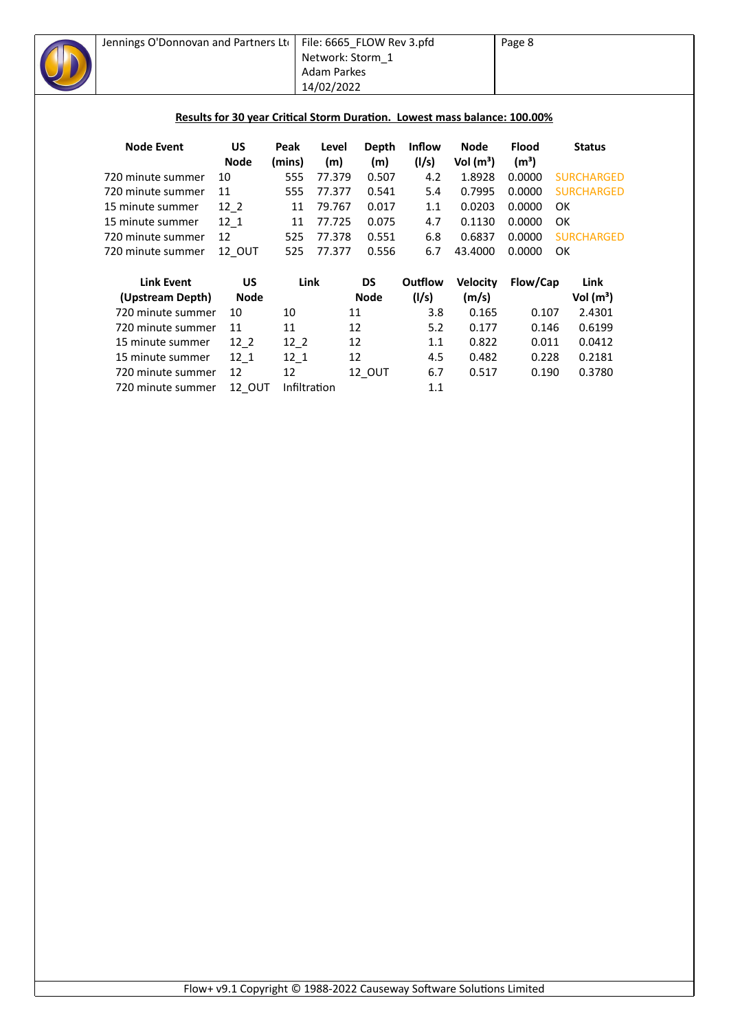**Results for 30 year Critical Storm Duration. Lowest mass balance: 100.00%**

| Node Event | US Node | Peak (mins) | Level (m) | Depth (m) | Inflow (l/s) | Node Vol (m³) | Flood (m³) | Status |
|---|---|---|---|---|---|---|---|---|
| 720 minute summer | 10 | 555 | 77.379 | 0.507 | 4.2 | 1.8928 | 0.0000 | SURCHARGED |
| 720 minute summer | 11 | 555 | 77.377 | 0.541 | 5.4 | 0.7995 | 0.0000 | SURCHARGED |
| 15 minute summer | 12_2 | 11 | 79.767 | 0.017 | 1.1 | 0.0203 | 0.0000 | OK |
| 15 minute summer | 12_1 | 11 | 77.725 | 0.075 | 4.7 | 0.1130 | 0.0000 | OK |
| 720 minute summer | 12 | 525 | 77.378 | 0.551 | 6.8 | 0.6837 | 0.0000 | SURCHARGED |
| 720 minute summer | 12_OUT | 525 | 77.377 | 0.556 | 6.7 | 43.4000 | 0.0000 | OK |

| Link Event (Upstream Depth) | US Node | Link | DS Node | Outflow (l/s) | Velocity (m/s) | Flow/Cap | Link Vol (m³) |
|---|---|---|---|---|---|---|---|
| 720 minute summer | 10 | 10 | 11 | 3.8 | 0.165 | 0.107 | 2.4301 |
| 720 minute summer | 11 | 11 | 12 | 5.2 | 0.177 | 0.146 | 0.6199 |
| 15 minute summer | 12_2 | 12_2 | 12 | 1.1 | 0.822 | 0.011 | 0.0412 |
| 15 minute summer | 12_1 | 12_1 | 12 | 4.5 | 0.482 | 0.228 | 0.2181 |
| 720 minute summer | 12 | 12 | 12_OUT | 6.7 | 0.517 | 0.190 | 0.3780 |
| 720 minute summer | 12_OUT | Infiltration | | 1.1 | | | |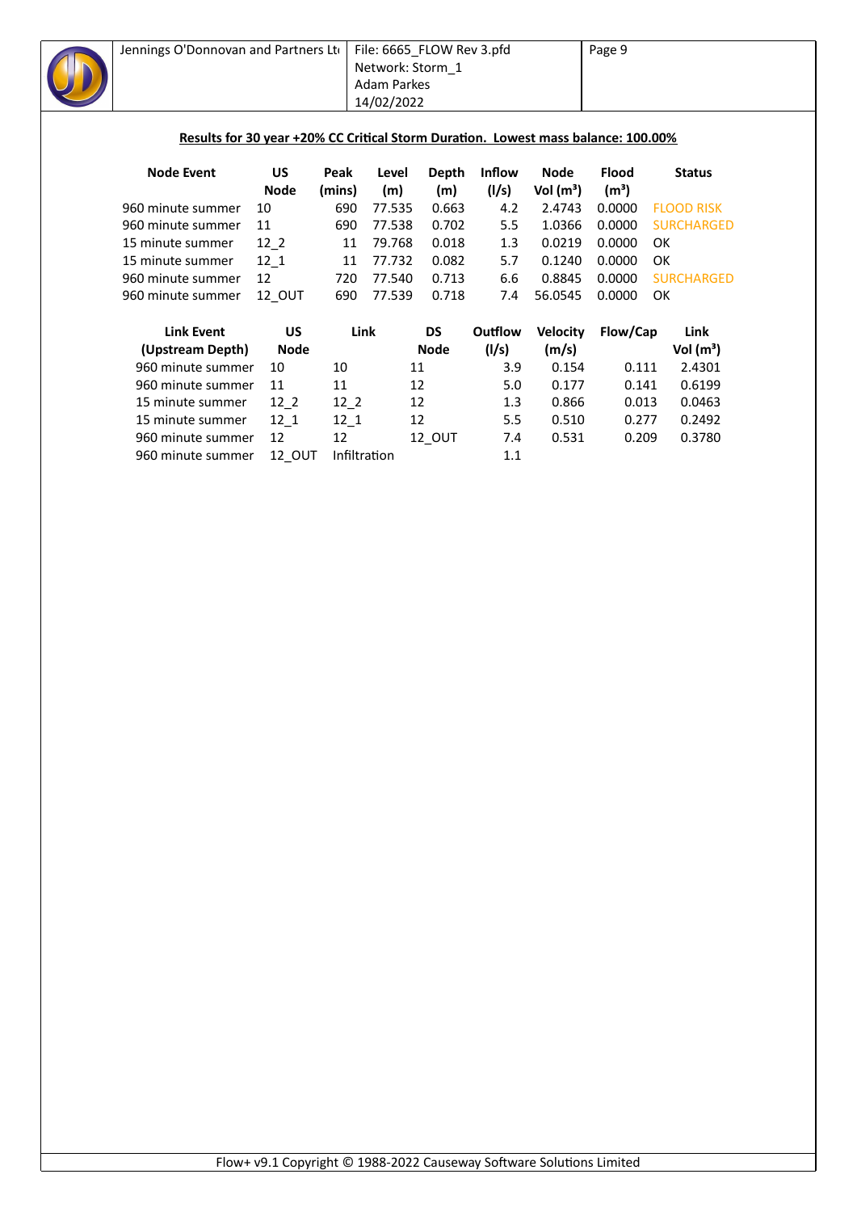**Results for 30 year +20% CC Critical Storm Duration. Lowest mass balance: 100.00%**

| Node Event | US Node | Peak (mins) | Level (m) | Depth (m) | Inflow (l/s) | Node Vol (m³) | Flood (m³) | Status |
|---|---|---|---|---|---|---|---|---|
| 960 minute summer | 10 | 690 | 77.535 | 0.663 | 4.2 | 2.4743 | 0.0000 | FLOOD RISK |
| 960 minute summer | 11 | 690 | 77.538 | 0.702 | 5.5 | 1.0366 | 0.0000 | SURCHARGED |
| 15 minute summer | 12_2 | 11 | 79.768 | 0.018 | 1.3 | 0.0219 | 0.0000 | OK |
| 15 minute summer | 12_1 | 11 | 77.732 | 0.082 | 5.7 | 0.1240 | 0.0000 | OK |
| 960 minute summer | 12 | 720 | 77.540 | 0.713 | 6.6 | 0.8845 | 0.0000 | SURCHARGED |
| 960 minute summer | 12_OUT | 690 | 77.539 | 0.718 | 7.4 | 56.0545 | 0.0000 | OK |

| Link Event (Upstream Depth) | US Node | Link | DS Node | Outflow (l/s) | Velocity (m/s) | Flow/Cap | Link Vol (m³) |
|---|---|---|---|---|---|---|---|
| 960 minute summer | 10 | 10 | 11 | 3.9 | 0.154 | 0.111 | 2.4301 |
| 960 minute summer | 11 | 11 | 12 | 5.0 | 0.177 | 0.141 | 0.6199 |
| 15 minute summer | 12_2 | 12_2 | 12 | 1.3 | 0.866 | 0.013 | 0.0463 |
| 15 minute summer | 12_1 | 12_1 | 12 | 5.5 | 0.510 | 0.277 | 0.2492 |
| 960 minute summer | 12 | 12 | 12_OUT | 7.4 | 0.531 | 0.209 | 0.3780 |
| 960 minute summer | 12_OUT | Infiltration | | 1.1 | | | |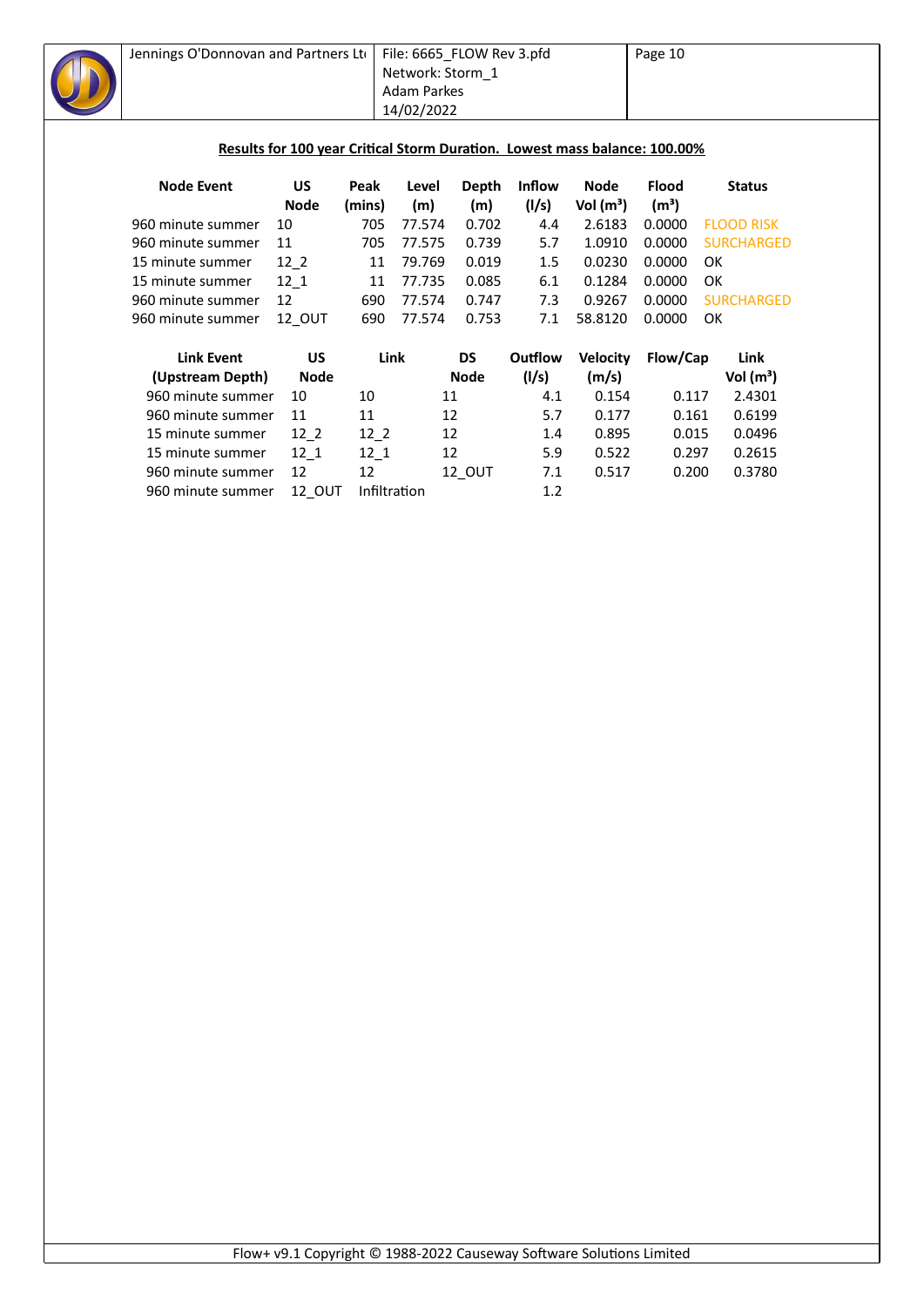**Results for 100 year Critical Storm Duration. Lowest mass balance: 100.00%**

| Node Event | US Node | Peak (mins) | Level (m) | Depth (m) | Inflow (l/s) | Node Vol (m³) | Flood (m³) | Status |
|---|---|---|---|---|---|---|---|---|
| 960 minute summer | 10 | 705 | 77.574 | 0.702 | 4.4 | 2.6183 | 0.0000 | FLOOD RISK |
| 960 minute summer | 11 | 705 | 77.575 | 0.739 | 5.7 | 1.0910 | 0.0000 | SURCHARGED |
| 15 minute summer | 12_2 | 11 | 79.769 | 0.019 | 1.5 | 0.0230 | 0.0000 | OK |
| 15 minute summer | 12_1 | 11 | 77.735 | 0.085 | 6.1 | 0.1284 | 0.0000 | OK |
| 960 minute summer | 12 | 690 | 77.574 | 0.747 | 7.3 | 0.9267 | 0.0000 | SURCHARGED |
| 960 minute summer | 12_OUT | 690 | 77.574 | 0.753 | 7.1 | 58.8120 | 0.0000 | OK |

| Link Event (Upstream Depth) | US Node | Link | DS Node | Outflow (l/s) | Velocity (m/s) | Flow/Cap | Link Vol (m³) |
|---|---|---|---|---|---|---|---|
| 960 minute summer | 10 | 10 | 11 | 4.1 | 0.154 | 0.117 | 2.4301 |
| 960 minute summer | 11 | 11 | 12 | 5.7 | 0.177 | 0.161 | 0.6199 |
| 15 minute summer | 12_2 | 12_2 | 12 | 1.4 | 0.895 | 0.015 | 0.0496 |
| 15 minute summer | 12_1 | 12_1 | 12 | 5.9 | 0.522 | 0.297 | 0.2615 |
| 960 minute summer | 12 | 12 | 12_OUT | 7.1 | 0.517 | 0.200 | 0.3780 |
| 960 minute summer | 12_OUT | Infiltration | | 1.2 | | | |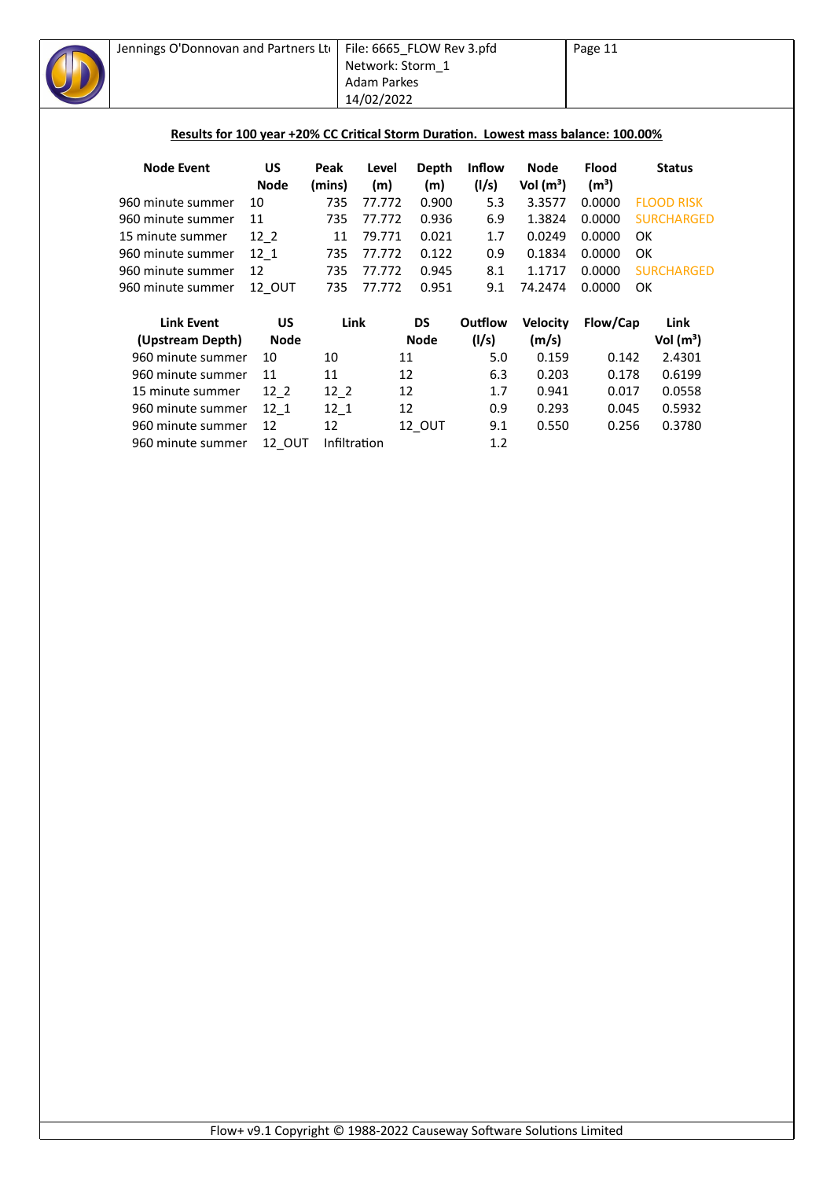**Results for 100 year +20% CC Critical Storm Duration. Lowest mass balance: 100.00%**

| Node Event | US Node | Peak (mins) | Level (m) | Depth (m) | Inflow (l/s) | Node Vol (m³) | Flood (m³) | Status |
|---|---|---|---|---|---|---|---|---|
| 960 minute summer | 10 | 735 | 77.772 | 0.900 | 5.3 | 3.3577 | 0.0000 | FLOOD RISK |
| 960 minute summer | 11 | 735 | 77.772 | 0.936 | 6.9 | 1.3824 | 0.0000 | SURCHARGED |
| 15 minute summer | 12_2 | 11 | 79.771 | 0.021 | 1.7 | 0.0249 | 0.0000 | OK |
| 960 minute summer | 12_1 | 735 | 77.772 | 0.122 | 0.9 | 0.1834 | 0.0000 | OK |
| 960 minute summer | 12 | 735 | 77.772 | 0.945 | 8.1 | 1.1717 | 0.0000 | SURCHARGED |
| 960 minute summer | 12_OUT | 735 | 77.772 | 0.951 | 9.1 | 74.2474 | 0.0000 | OK |

| Link Event (Upstream Depth) | US Node | Link | DS Node | Outflow (l/s) | Velocity (m/s) | Flow/Cap | Link Vol (m³) |
|---|---|---|---|---|---|---|---|
| 960 minute summer | 10 | 10 | 11 | 5.0 | 0.159 | 0.142 | 2.4301 |
| 960 minute summer | 11 | 11 | 12 | 6.3 | 0.203 | 0.178 | 0.6199 |
| 15 minute summer | 12_2 | 12_2 | 12 | 1.7 | 0.941 | 0.017 | 0.0558 |
| 960 minute summer | 12_1 | 12_1 | 12 | 0.9 | 0.293 | 0.045 | 0.5932 |
| 960 minute summer | 12 | 12 | 12_OUT | 9.1 | 0.550 | 0.256 | 0.3780 |
| 960 minute summer | 12_OUT | Infiltration | | 1.2 | | | |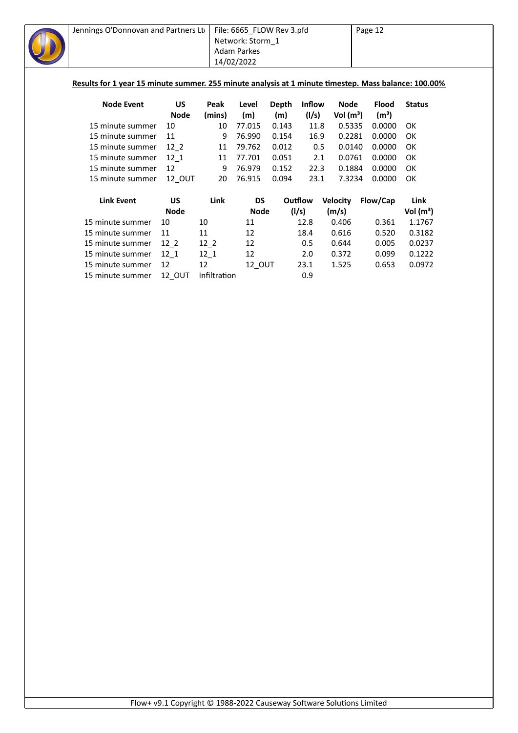**Results for 1 year 15 minute summer. 255 minute analysis at 1 minute timestep. Mass balance: 100.00%**

| Node Event | US Node | Peak (mins) | Level (m) | Depth (m) | Inflow (l/s) | Node Vol (m³) | Flood (m³) | Status |
|---|---|---|---|---|---|---|---|---|
| 15 minute summer | 10 | 10 | 77.015 | 0.143 | 11.8 | 0.5335 | 0.0000 | OK |
| 15 minute summer | 11 | 9 | 76.990 | 0.154 | 16.9 | 0.2281 | 0.0000 | OK |
| 15 minute summer | 12_2 | 11 | 79.762 | 0.012 | 0.5 | 0.0140 | 0.0000 | OK |
| 15 minute summer | 12_1 | 11 | 77.701 | 0.051 | 2.1 | 0.0761 | 0.0000 | OK |
| 15 minute summer | 12 | 9 | 76.979 | 0.152 | 22.3 | 0.1884 | 0.0000 | OK |
| 15 minute summer | 12_OUT | 20 | 76.915 | 0.094 | 23.1 | 7.3234 | 0.0000 | OK |

| Link Event | US Node | Link | DS Node | Outflow (l/s) | Velocity (m/s) | Flow/Cap | Link Vol (m³) |
|---|---|---|---|---|---|---|---|
| 15 minute summer | 10 | 10 | 11 | 12.8 | 0.406 | 0.361 | 1.1767 |
| 15 minute summer | 11 | 11 | 12 | 18.4 | 0.616 | 0.520 | 0.3182 |
| 15 minute summer | 12_2 | 12_2 | 12 | 0.5 | 0.644 | 0.005 | 0.0237 |
| 15 minute summer | 12_1 | 12_1 | 12 | 2.0 | 0.372 | 0.099 | 0.1222 |
| 15 minute summer | 12 | 12 | 12_OUT | 23.1 | 1.525 | 0.653 | 0.0972 |
| 15 minute summer | 12_OUT | Infiltration | | 0.9 | | | |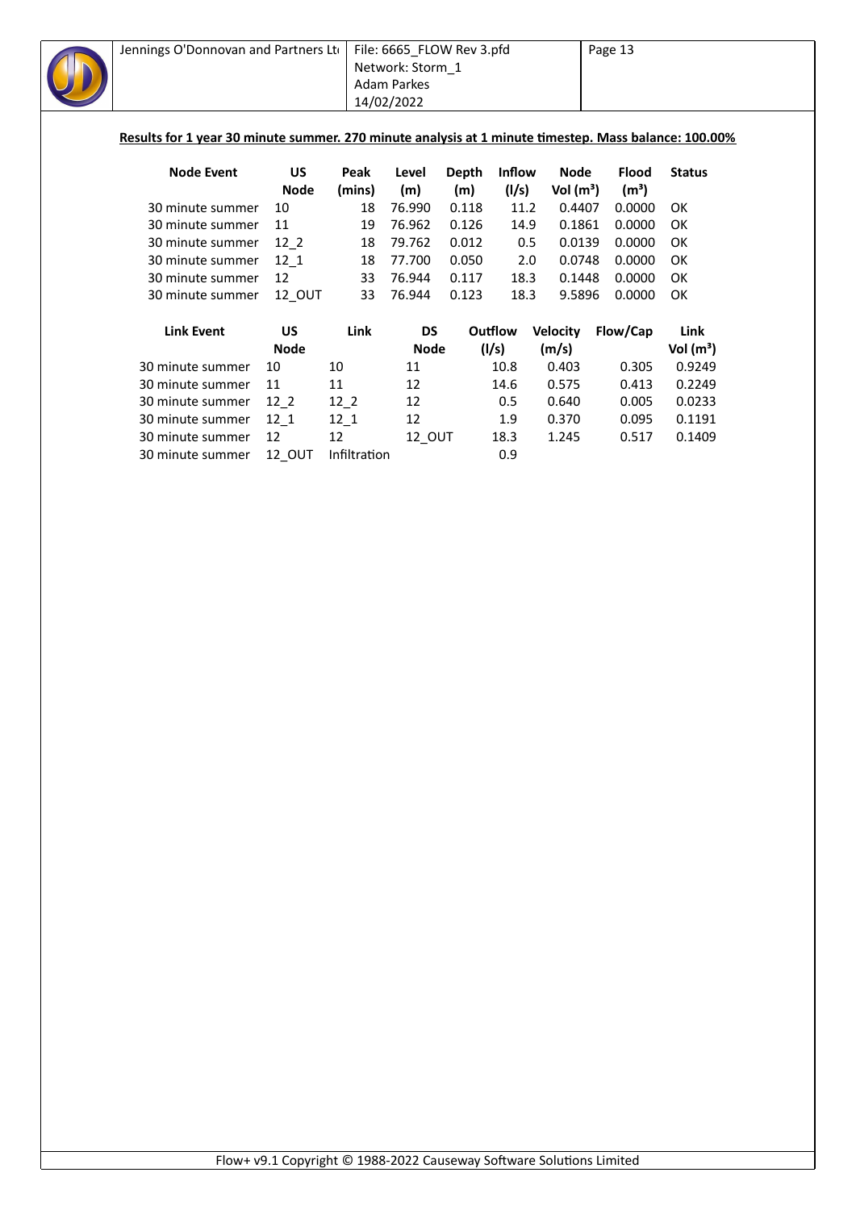**Results for 1 year 30 minute summer. 270 minute analysis at 1 minute timestep. Mass balance: 100.00%**

| Node Event | US Node | Peak (mins) | Level (m) | Depth (m) | Inflow (l/s) | Node Vol (m³) | Flood (m³) | Status |
|---|---|---|---|---|---|---|---|---|
| 30 minute summer | 10 | 18 | 76.990 | 0.118 | 11.2 | 0.4407 | 0.0000 | OK |
| 30 minute summer | 11 | 19 | 76.962 | 0.126 | 14.9 | 0.1861 | 0.0000 | OK |
| 30 minute summer | 12_2 | 18 | 79.762 | 0.012 | 0.5 | 0.0139 | 0.0000 | OK |
| 30 minute summer | 12_1 | 18 | 77.700 | 0.050 | 2.0 | 0.0748 | 0.0000 | OK |
| 30 minute summer | 12 | 33 | 76.944 | 0.117 | 18.3 | 0.1448 | 0.0000 | OK |
| 30 minute summer | 12_OUT | 33 | 76.944 | 0.123 | 18.3 | 9.5896 | 0.0000 | OK |

| Link Event | US Node | Link | DS Node | Outflow (l/s) | Velocity (m/s) | Flow/Cap | Link Vol (m³) |
|---|---|---|---|---|---|---|---|
| 30 minute summer | 10 | 10 | 11 | 10.8 | 0.403 | 0.305 | 0.9249 |
| 30 minute summer | 11 | 11 | 12 | 14.6 | 0.575 | 0.413 | 0.2249 |
| 30 minute summer | 12_2 | 12_2 | 12 | 0.5 | 0.640 | 0.005 | 0.0233 |
| 30 minute summer | 12_1 | 12_1 | 12 | 1.9 | 0.370 | 0.095 | 0.1191 |
| 30 minute summer | 12 | 12 | 12_OUT | 18.3 | 1.245 | 0.517 | 0.1409 |
| 30 minute summer | 12_OUT | Infiltration | | 0.9 | | | |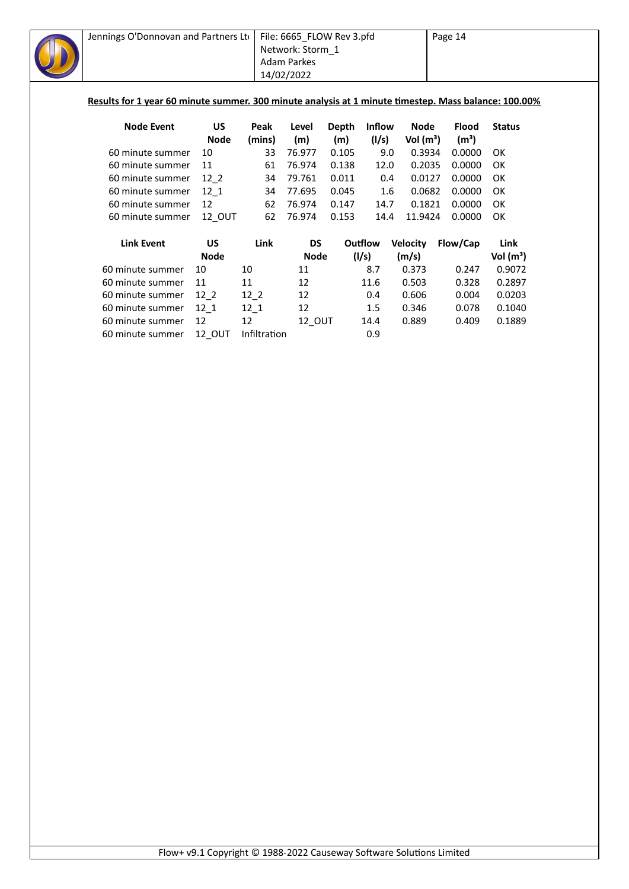**Results for 1 year 60 minute summer. 300 minute analysis at 1 minute timestep. Mass balance: 100.00%**

| Node Event | US Node | Peak (mins) | Level (m) | Depth (m) | Inflow (l/s) | Node Vol (m³) | Flood (m³) | Status |
|---|---|---|---|---|---|---|---|---|
| 60 minute summer | 10 | 33 | 76.977 | 0.105 | 9.0 | 0.3934 | 0.0000 | OK |
| 60 minute summer | 11 | 61 | 76.974 | 0.138 | 12.0 | 0.2035 | 0.0000 | OK |
| 60 minute summer | 12_2 | 34 | 79.761 | 0.011 | 0.4 | 0.0127 | 0.0000 | OK |
| 60 minute summer | 12_1 | 34 | 77.695 | 0.045 | 1.6 | 0.0682 | 0.0000 | OK |
| 60 minute summer | 12 | 62 | 76.974 | 0.147 | 14.7 | 0.1821 | 0.0000 | OK |
| 60 minute summer | 12_OUT | 62 | 76.974 | 0.153 | 14.4 | 11.9424 | 0.0000 | OK |

| Link Event | US Node | Link | DS Node | Outflow (l/s) | Velocity (m/s) | Flow/Cap | Link Vol (m³) |
|---|---|---|---|---|---|---|---|
| 60 minute summer | 10 | 10 | 11 | 8.7 | 0.373 | 0.247 | 0.9072 |
| 60 minute summer | 11 | 11 | 12 | 11.6 | 0.503 | 0.328 | 0.2897 |
| 60 minute summer | 12_2 | 12_2 | 12 | 0.4 | 0.606 | 0.004 | 0.0203 |
| 60 minute summer | 12_1 | 12_1 | 12 | 1.5 | 0.346 | 0.078 | 0.1040 |
| 60 minute summer | 12 | 12 | 12_OUT | 14.4 | 0.889 | 0.409 | 0.1889 |
| 60 minute summer | 12_OUT | Infiltration | | 0.9 | | | |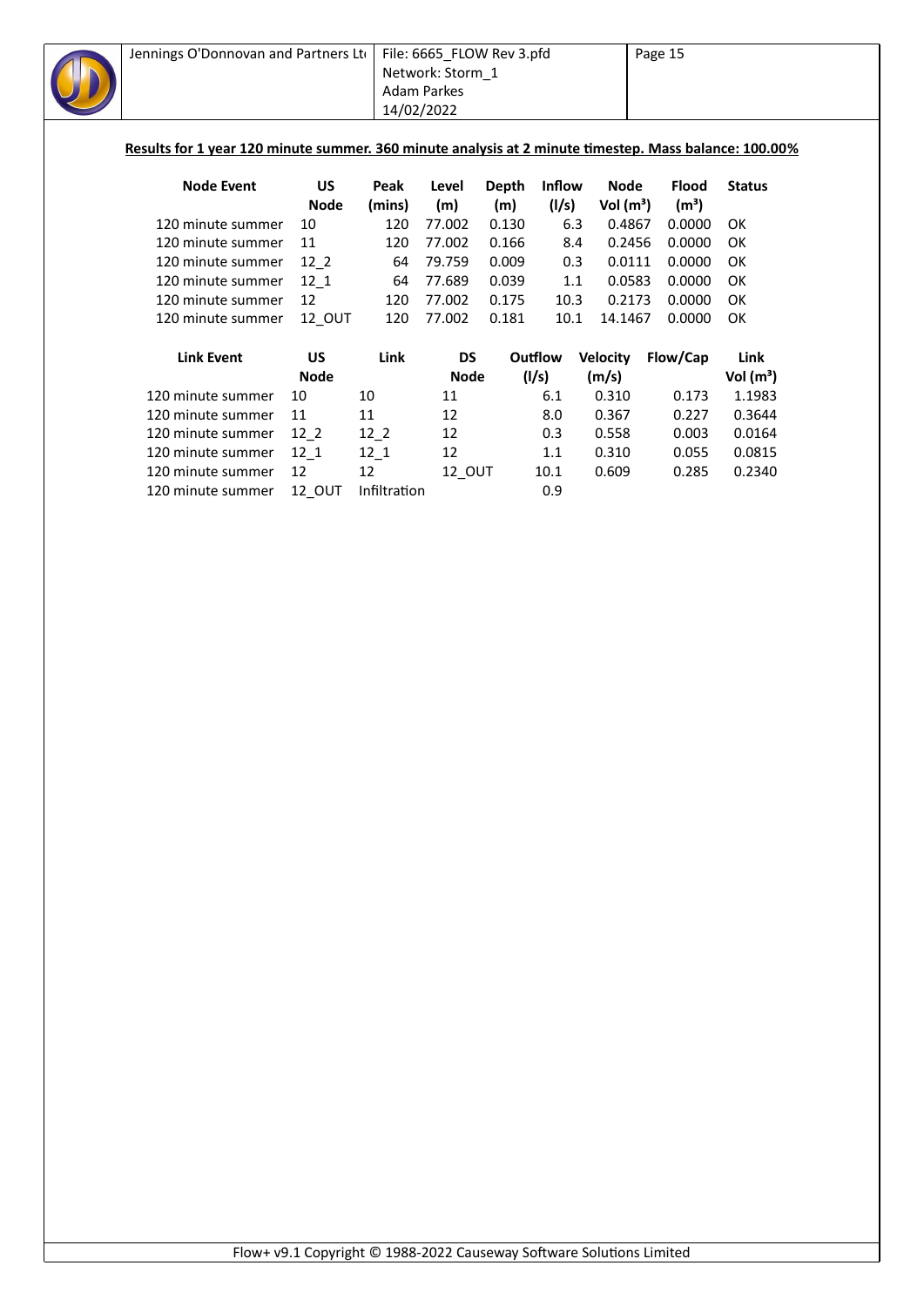**Results for 1 year 120 minute summer. 360 minute analysis at 2 minute timestep. Mass balance: 100.00%**

| Node Event | US Node | Peak (mins) | Level (m) | Depth (m) | Inflow (l/s) | Node Vol (m³) | Flood (m³) | Status |
|---|---|---|---|---|---|---|---|---|
| 120 minute summer | 10 | 120 | 77.002 | 0.130 | 6.3 | 0.4867 | 0.0000 | OK |
| 120 minute summer | 11 | 120 | 77.002 | 0.166 | 8.4 | 0.2456 | 0.0000 | OK |
| 120 minute summer | 12_2 | 64 | 79.759 | 0.009 | 0.3 | 0.0111 | 0.0000 | OK |
| 120 minute summer | 12_1 | 64 | 77.689 | 0.039 | 1.1 | 0.0583 | 0.0000 | OK |
| 120 minute summer | 12 | 120 | 77.002 | 0.175 | 10.3 | 0.2173 | 0.0000 | OK |
| 120 minute summer | 12_OUT | 120 | 77.002 | 0.181 | 10.1 | 14.1467 | 0.0000 | OK |

| Link Event | US Node | Link | DS Node | Outflow (l/s) | Velocity (m/s) | Flow/Cap | Link Vol (m³) |
|---|---|---|---|---|---|---|---|
| 120 minute summer | 10 | 10 | 11 | 6.1 | 0.310 | 0.173 | 1.1983 |
| 120 minute summer | 11 | 11 | 12 | 8.0 | 0.367 | 0.227 | 0.3644 |
| 120 minute summer | 12_2 | 12_2 | 12 | 0.3 | 0.558 | 0.003 | 0.0164 |
| 120 minute summer | 12_1 | 12_1 | 12 | 1.1 | 0.310 | 0.055 | 0.0815 |
| 120 minute summer | 12 | 12 | 12_OUT | 10.1 | 0.609 | 0.285 | 0.2340 |
| 120 minute summer | 12_OUT | Infiltration | | 0.9 | | | |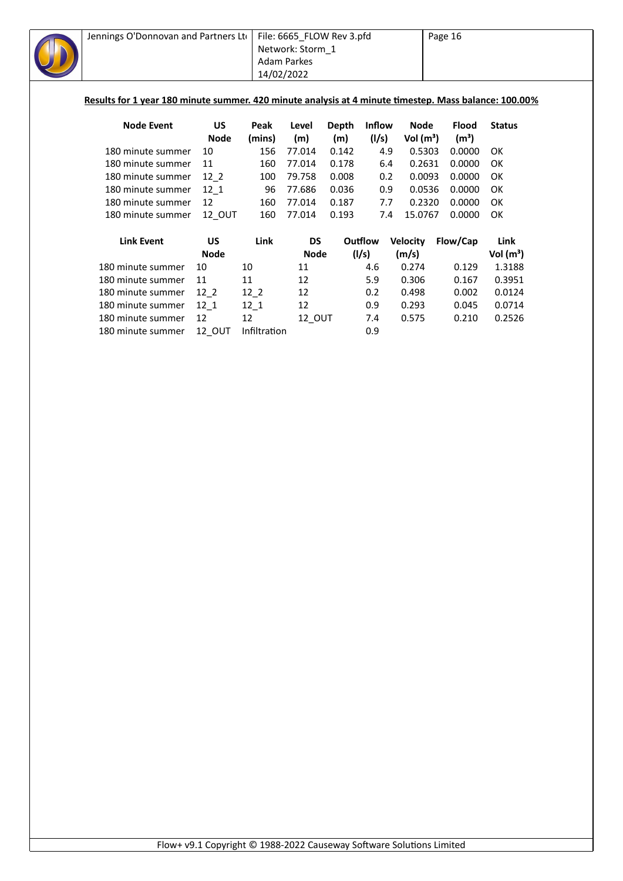**Results for 1 year 180 minute summer. 420 minute analysis at 4 minute timestep. Mass balance: 100.00%**

| Node Event | US Node | Peak (mins) | Level (m) | Depth (m) | Inflow (l/s) | Node Vol (m³) | Flood (m³) | Status |
|---|---|---|---|---|---|---|---|---|
| 180 minute summer | 10 | 156 | 77.014 | 0.142 | 4.9 | 0.5303 | 0.0000 | OK |
| 180 minute summer | 11 | 160 | 77.014 | 0.178 | 6.4 | 0.2631 | 0.0000 | OK |
| 180 minute summer | 12_2 | 100 | 79.758 | 0.008 | 0.2 | 0.0093 | 0.0000 | OK |
| 180 minute summer | 12_1 | 96 | 77.686 | 0.036 | 0.9 | 0.0536 | 0.0000 | OK |
| 180 minute summer | 12 | 160 | 77.014 | 0.187 | 7.7 | 0.2320 | 0.0000 | OK |
| 180 minute summer | 12_OUT | 160 | 77.014 | 0.193 | 7.4 | 15.0767 | 0.0000 | OK |

| Link Event | US Node | Link | DS Node | Outflow (l/s) | Velocity (m/s) | Flow/Cap | Link Vol (m³) |
|---|---|---|---|---|---|---|---|
| 180 minute summer | 10 | 10 | 11 | 4.6 | 0.274 | 0.129 | 1.3188 |
| 180 minute summer | 11 | 11 | 12 | 5.9 | 0.306 | 0.167 | 0.3951 |
| 180 minute summer | 12_2 | 12_2 | 12 | 0.2 | 0.498 | 0.002 | 0.0124 |
| 180 minute summer | 12_1 | 12_1 | 12 | 0.9 | 0.293 | 0.045 | 0.0714 |
| 180 minute summer | 12 | 12 | 12_OUT | 7.4 | 0.575 | 0.210 | 0.2526 |
| 180 minute summer | 12_OUT | Infiltration | | 0.9 | | | |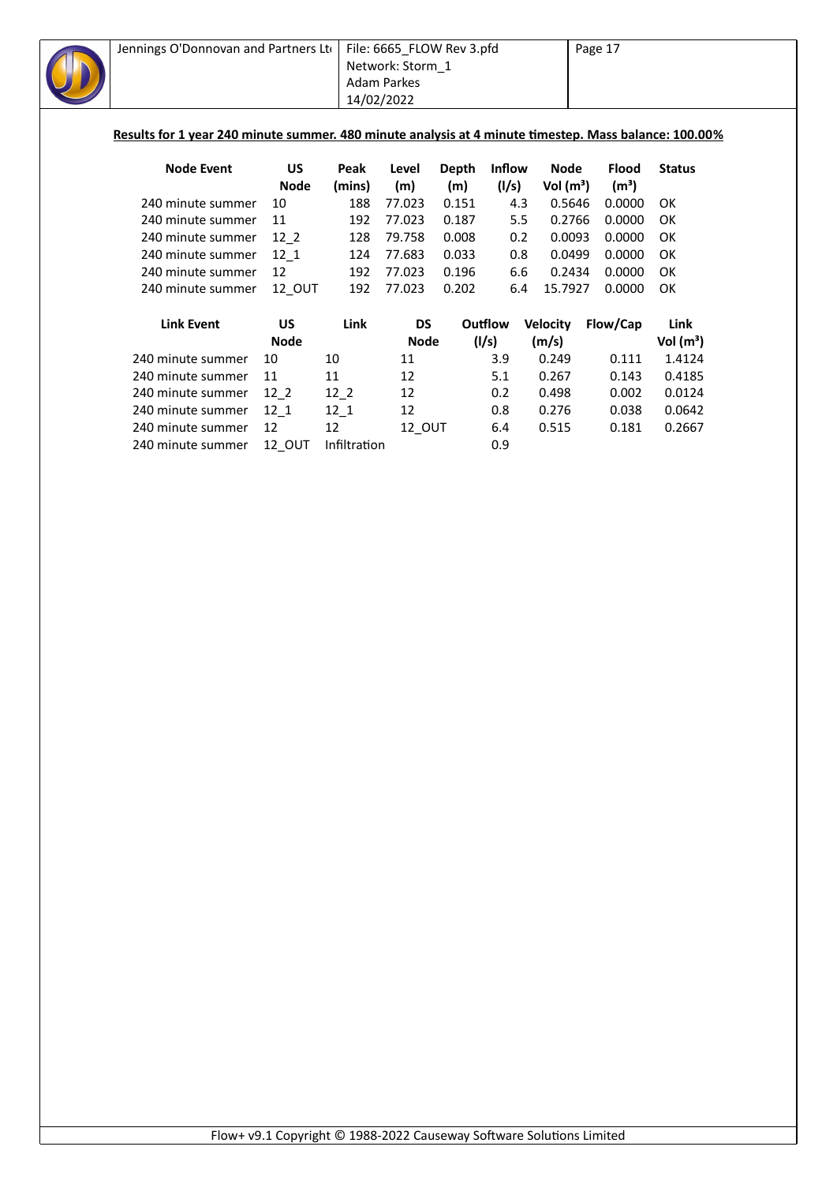**Results for 1 year 240 minute summer. 480 minute analysis at 4 minute timestep. Mass balance: 100.00%**

| Node Event | US Node | Peak (mins) | Level (m) | Depth (m) | Inflow (l/s) | Node Vol (m³) | Flood (m³) | Status |
|---|---|---|---|---|---|---|---|---|
| 240 minute summer | 10 | 188 | 77.023 | 0.151 | 4.3 | 0.5646 | 0.0000 | OK |
| 240 minute summer | 11 | 192 | 77.023 | 0.187 | 5.5 | 0.2766 | 0.0000 | OK |
| 240 minute summer | 12_2 | 128 | 79.758 | 0.008 | 0.2 | 0.0093 | 0.0000 | OK |
| 240 minute summer | 12_1 | 124 | 77.683 | 0.033 | 0.8 | 0.0499 | 0.0000 | OK |
| 240 minute summer | 12 | 192 | 77.023 | 0.196 | 6.6 | 0.2434 | 0.0000 | OK |
| 240 minute summer | 12_OUT | 192 | 77.023 | 0.202 | 6.4 | 15.7927 | 0.0000 | OK |

| Link Event | US Node | Link | DS Node | Outflow (l/s) | Velocity (m/s) | Flow/Cap | Link Vol (m³) |
|---|---|---|---|---|---|---|---|
| 240 minute summer | 10 | 10 | 11 | 3.9 | 0.249 | 0.111 | 1.4124 |
| 240 minute summer | 11 | 11 | 12 | 5.1 | 0.267 | 0.143 | 0.4185 |
| 240 minute summer | 12_2 | 12_2 | 12 | 0.2 | 0.498 | 0.002 | 0.0124 |
| 240 minute summer | 12_1 | 12_1 | 12 | 0.8 | 0.276 | 0.038 | 0.0642 |
| 240 minute summer | 12 | 12 | 12_OUT | 6.4 | 0.515 | 0.181 | 0.2667 |
| 240 minute summer | 12_OUT | Infiltration | | 0.9 | | | |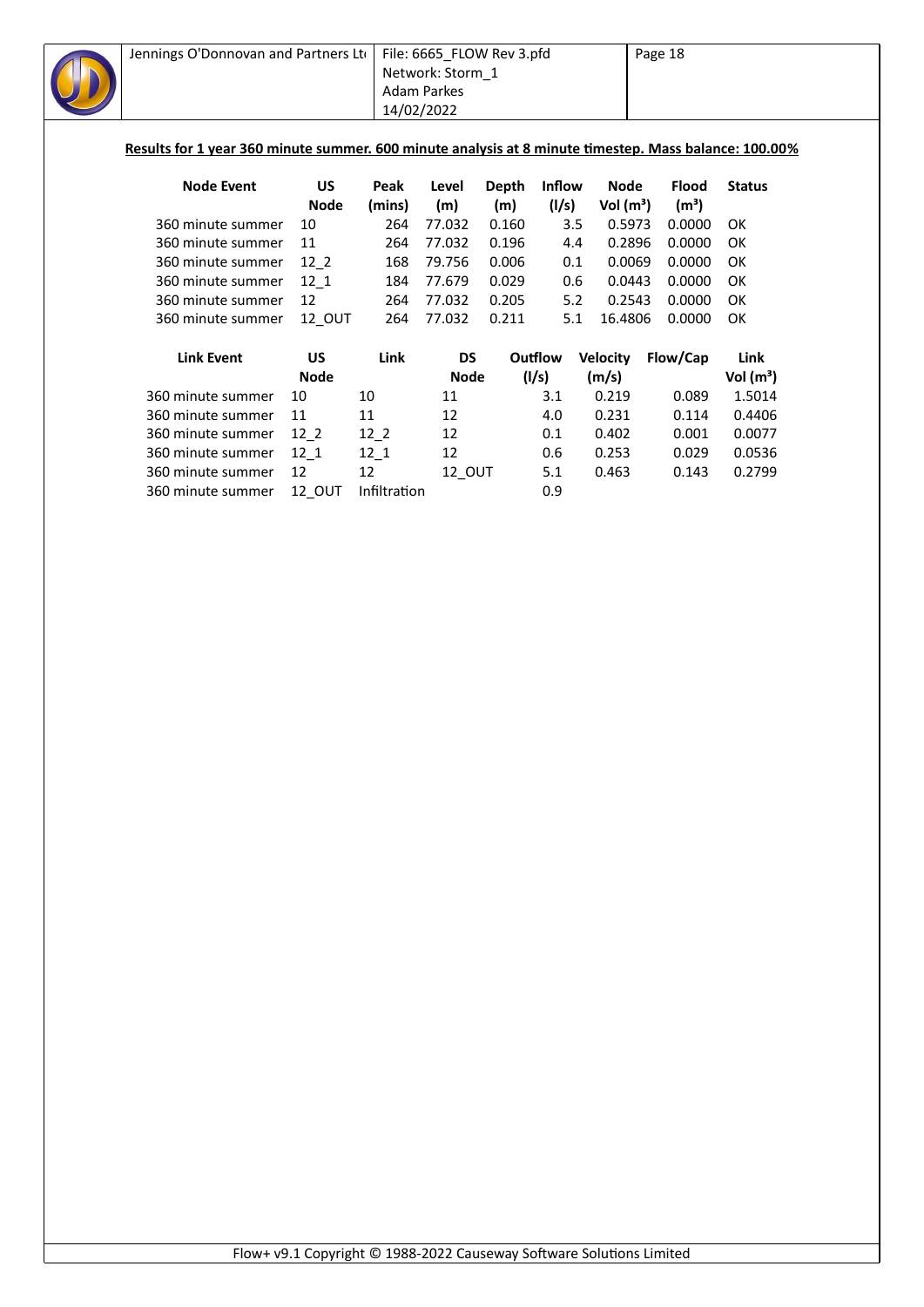**Results for 1 year 360 minute summer. 600 minute analysis at 8 minute timestep. Mass balance: 100.00%**

| Node Event | US Node | Peak (mins) | Level (m) | Depth (m) | Inflow (l/s) | Node Vol (m³) | Flood (m³) | Status |
|---|---|---|---|---|---|---|---|---|
| 360 minute summer | 10 | 264 | 77.032 | 0.160 | 3.5 | 0.5973 | 0.0000 | OK |
| 360 minute summer | 11 | 264 | 77.032 | 0.196 | 4.4 | 0.2896 | 0.0000 | OK |
| 360 minute summer | 12_2 | 168 | 79.756 | 0.006 | 0.1 | 0.0069 | 0.0000 | OK |
| 360 minute summer | 12_1 | 184 | 77.679 | 0.029 | 0.6 | 0.0443 | 0.0000 | OK |
| 360 minute summer | 12 | 264 | 77.032 | 0.205 | 5.2 | 0.2543 | 0.0000 | OK |
| 360 minute summer | 12_OUT | 264 | 77.032 | 0.211 | 5.1 | 16.4806 | 0.0000 | OK |

| Link Event | US Node | Link | DS Node | Outflow (l/s) | Velocity (m/s) | Flow/Cap | Link Vol (m³) |
|---|---|---|---|---|---|---|---|
| 360 minute summer | 10 | 10 | 11 | 3.1 | 0.219 | 0.089 | 1.5014 |
| 360 minute summer | 11 | 11 | 12 | 4.0 | 0.231 | 0.114 | 0.4406 |
| 360 minute summer | 12_2 | 12_2 | 12 | 0.1 | 0.402 | 0.001 | 0.0077 |
| 360 minute summer | 12_1 | 12_1 | 12 | 0.6 | 0.253 | 0.029 | 0.0536 |
| 360 minute summer | 12 | 12 | 12_OUT | 5.1 | 0.463 | 0.143 | 0.2799 |
| 360 minute summer | 12_OUT | Infiltration | | 0.9 | | | |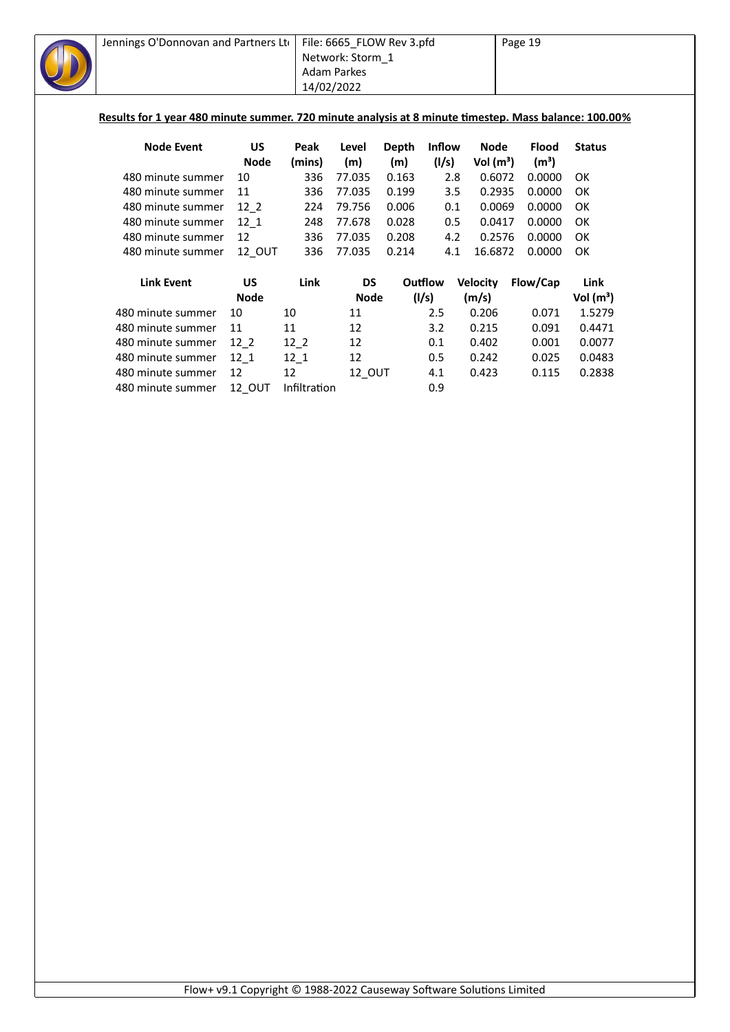**Results for 1 year 480 minute summer. 720 minute analysis at 8 minute timestep. Mass balance: 100.00%**

| Node Event | US Node | Peak (mins) | Level (m) | Depth (m) | Inflow (l/s) | Node Vol (m³) | Flood (m³) | Status |
|---|---|---|---|---|---|---|---|---|
| 480 minute summer | 10 | 336 | 77.035 | 0.163 | 2.8 | 0.6072 | 0.0000 | OK |
| 480 minute summer | 11 | 336 | 77.035 | 0.199 | 3.5 | 0.2935 | 0.0000 | OK |
| 480 minute summer | 12_2 | 224 | 79.756 | 0.006 | 0.1 | 0.0069 | 0.0000 | OK |
| 480 minute summer | 12_1 | 248 | 77.678 | 0.028 | 0.5 | 0.0417 | 0.0000 | OK |
| 480 minute summer | 12 | 336 | 77.035 | 0.208 | 4.2 | 0.2576 | 0.0000 | OK |
| 480 minute summer | 12_OUT | 336 | 77.035 | 0.214 | 4.1 | 16.6872 | 0.0000 | OK |

| Link Event | US Node | Link | DS Node | Outflow (l/s) | Velocity (m/s) | Flow/Cap | Link Vol (m³) |
|---|---|---|---|---|---|---|---|
| 480 minute summer | 10 | 10 | 11 | 2.5 | 0.206 | 0.071 | 1.5279 |
| 480 minute summer | 11 | 11 | 12 | 3.2 | 0.215 | 0.091 | 0.4471 |
| 480 minute summer | 12_2 | 12_2 | 12 | 0.1 | 0.402 | 0.001 | 0.0077 |
| 480 minute summer | 12_1 | 12_1 | 12 | 0.5 | 0.242 | 0.025 | 0.0483 |
| 480 minute summer | 12 | 12 | 12_OUT | 4.1 | 0.423 | 0.115 | 0.2838 |
| 480 minute summer | 12_OUT | Infiltration | | 0.9 | | | |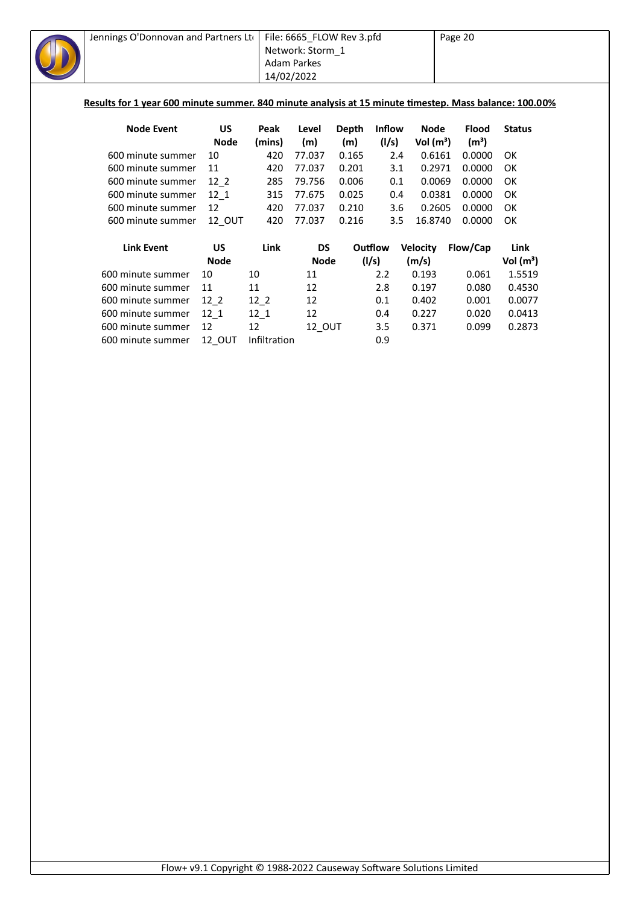**Results for 1 year 600 minute summer. 840 minute analysis at 15 minute timestep. Mass balance: 100.00%**

| Node Event | US Node | Peak (mins) | Level (m) | Depth (m) | Inflow (l/s) | Node Vol (m³) | Flood (m³) | Status |
|---|---|---|---|---|---|---|---|---|
| 600 minute summer | 10 | 420 | 77.037 | 0.165 | 2.4 | 0.6161 | 0.0000 | OK |
| 600 minute summer | 11 | 420 | 77.037 | 0.201 | 3.1 | 0.2971 | 0.0000 | OK |
| 600 minute summer | 12_2 | 285 | 79.756 | 0.006 | 0.1 | 0.0069 | 0.0000 | OK |
| 600 minute summer | 12_1 | 315 | 77.675 | 0.025 | 0.4 | 0.0381 | 0.0000 | OK |
| 600 minute summer | 12 | 420 | 77.037 | 0.210 | 3.6 | 0.2605 | 0.0000 | OK |
| 600 minute summer | 12_OUT | 420 | 77.037 | 0.216 | 3.5 | 16.8740 | 0.0000 | OK |

| Link Event | US Node | Link | DS Node | Outflow (l/s) | Velocity (m/s) | Flow/Cap | Link Vol (m³) |
|---|---|---|---|---|---|---|---|
| 600 minute summer | 10 | 10 | 11 | 2.2 | 0.193 | 0.061 | 1.5519 |
| 600 minute summer | 11 | 11 | 12 | 2.8 | 0.197 | 0.080 | 0.4530 |
| 600 minute summer | 12_2 | 12_2 | 12 | 0.1 | 0.402 | 0.001 | 0.0077 |
| 600 minute summer | 12_1 | 12_1 | 12 | 0.4 | 0.227 | 0.020 | 0.0413 |
| 600 minute summer | 12 | 12 | 12_OUT | 3.5 | 0.371 | 0.099 | 0.2873 |
| 600 minute summer | 12_OUT | Infiltration | | 0.9 | | | |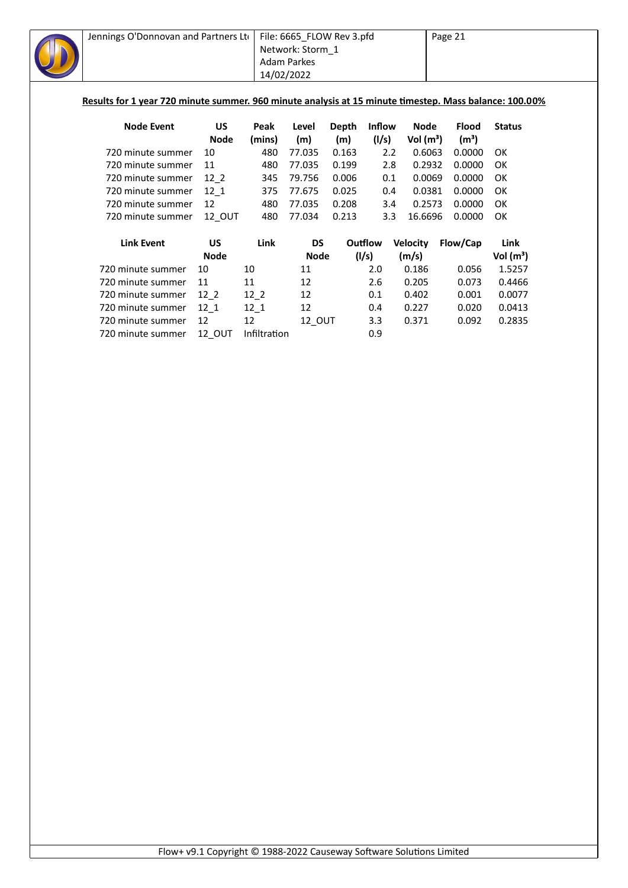**Results for 1 year 720 minute summer. 960 minute analysis at 15 minute timestep. Mass balance: 100.00%**

| Node Event | US Node | Peak (mins) | Level (m) | Depth (m) | Inflow (l/s) | Node Vol (m³) | Flood (m³) | Status |
|---|---|---|---|---|---|---|---|---|
| 720 minute summer | 10 | 480 | 77.035 | 0.163 | 2.2 | 0.6063 | 0.0000 | OK |
| 720 minute summer | 11 | 480 | 77.035 | 0.199 | 2.8 | 0.2932 | 0.0000 | OK |
| 720 minute summer | 12_2 | 345 | 79.756 | 0.006 | 0.1 | 0.0069 | 0.0000 | OK |
| 720 minute summer | 12_1 | 375 | 77.675 | 0.025 | 0.4 | 0.0381 | 0.0000 | OK |
| 720 minute summer | 12 | 480 | 77.035 | 0.208 | 3.4 | 0.2573 | 0.0000 | OK |
| 720 minute summer | 12_OUT | 480 | 77.034 | 0.213 | 3.3 | 16.6696 | 0.0000 | OK |

| Link Event | US Node | Link | DS Node | Outflow (l/s) | Velocity (m/s) | Flow/Cap | Link Vol (m³) |
|---|---|---|---|---|---|---|---|
| 720 minute summer | 10 | 10 | 11 | 2.0 | 0.186 | 0.056 | 1.5257 |
| 720 minute summer | 11 | 11 | 12 | 2.6 | 0.205 | 0.073 | 0.4466 |
| 720 minute summer | 12_2 | 12_2 | 12 | 0.1 | 0.402 | 0.001 | 0.0077 |
| 720 minute summer | 12_1 | 12_1 | 12 | 0.4 | 0.227 | 0.020 | 0.0413 |
| 720 minute summer | 12 | 12 | 12_OUT | 3.3 | 0.371 | 0.092 | 0.2835 |
| 720 minute summer | 12_OUT | Infiltration | | 0.9 | | | |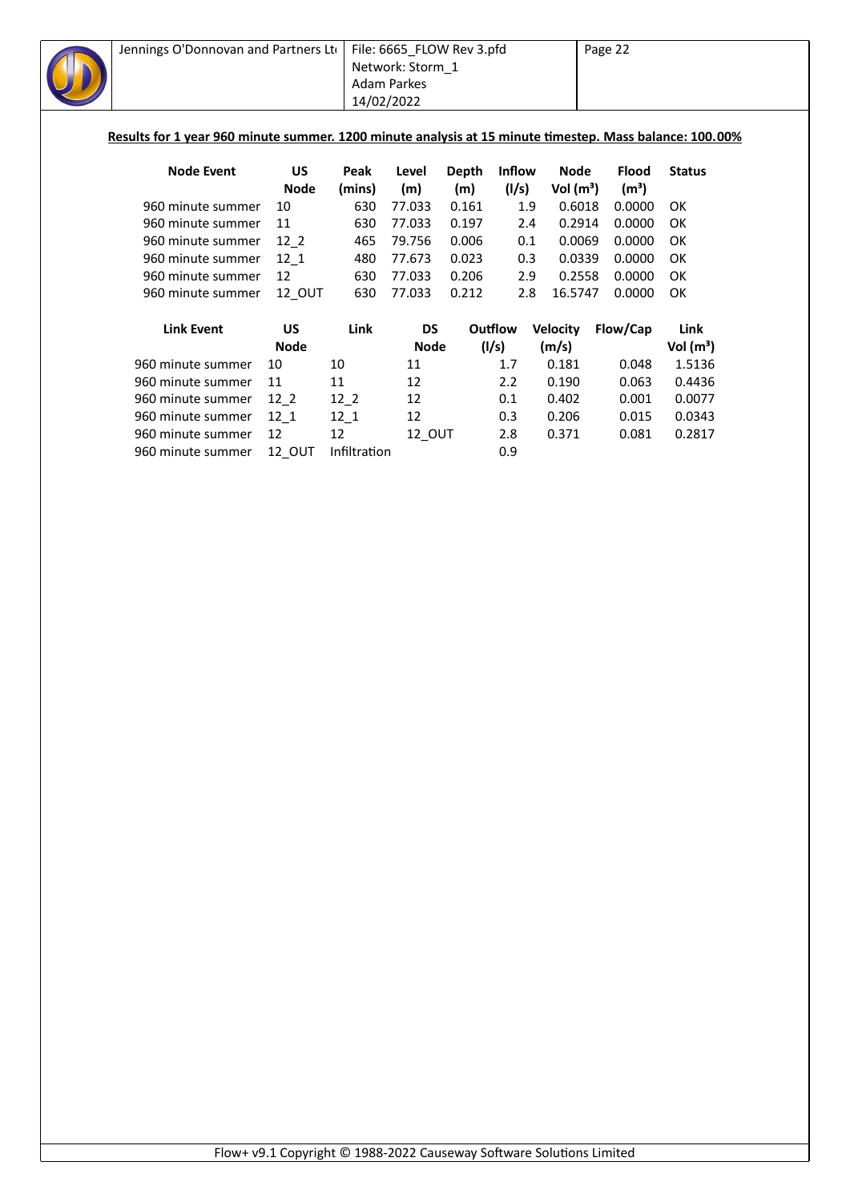**Results for 1 year 960 minute summer. 1200 minute analysis at 15 minute timestep. Mass balance: 100.00%**

| Node Event | US Node | Peak (mins) | Level (m) | Depth (m) | Inflow (l/s) | Node Vol (m³) | Flood (m³) | Status |
|---|---|---|---|---|---|---|---|---|
| 960 minute summer | 10 | 630 | 77.033 | 0.161 | 1.9 | 0.6018 | 0.0000 | OK |
| 960 minute summer | 11 | 630 | 77.033 | 0.197 | 2.4 | 0.2914 | 0.0000 | OK |
| 960 minute summer | 12_2 | 465 | 79.756 | 0.006 | 0.1 | 0.0069 | 0.0000 | OK |
| 960 minute summer | 12_1 | 480 | 77.673 | 0.023 | 0.3 | 0.0339 | 0.0000 | OK |
| 960 minute summer | 12 | 630 | 77.033 | 0.206 | 2.9 | 0.2558 | 0.0000 | OK |
| 960 minute summer | 12_OUT | 630 | 77.033 | 0.212 | 2.8 | 16.5747 | 0.0000 | OK |

| Link Event | US Node | Link | DS Node | Outflow (l/s) | Velocity (m/s) | Flow/Cap | Link Vol (m³) |
|---|---|---|---|---|---|---|---|
| 960 minute summer | 10 | 10 | 11 | 1.7 | 0.181 | 0.048 | 1.5136 |
| 960 minute summer | 11 | 11 | 12 | 2.2 | 0.190 | 0.063 | 0.4436 |
| 960 minute summer | 12_2 | 12_2 | 12 | 0.1 | 0.402 | 0.001 | 0.0077 |
| 960 minute summer | 12_1 | 12_1 | 12 | 0.3 | 0.206 | 0.015 | 0.0343 |
| 960 minute summer | 12 | 12 | 12_OUT | 2.8 | 0.371 | 0.081 | 0.2817 |
| 960 minute summer | 12_OUT | Infiltration | | 0.9 | | | |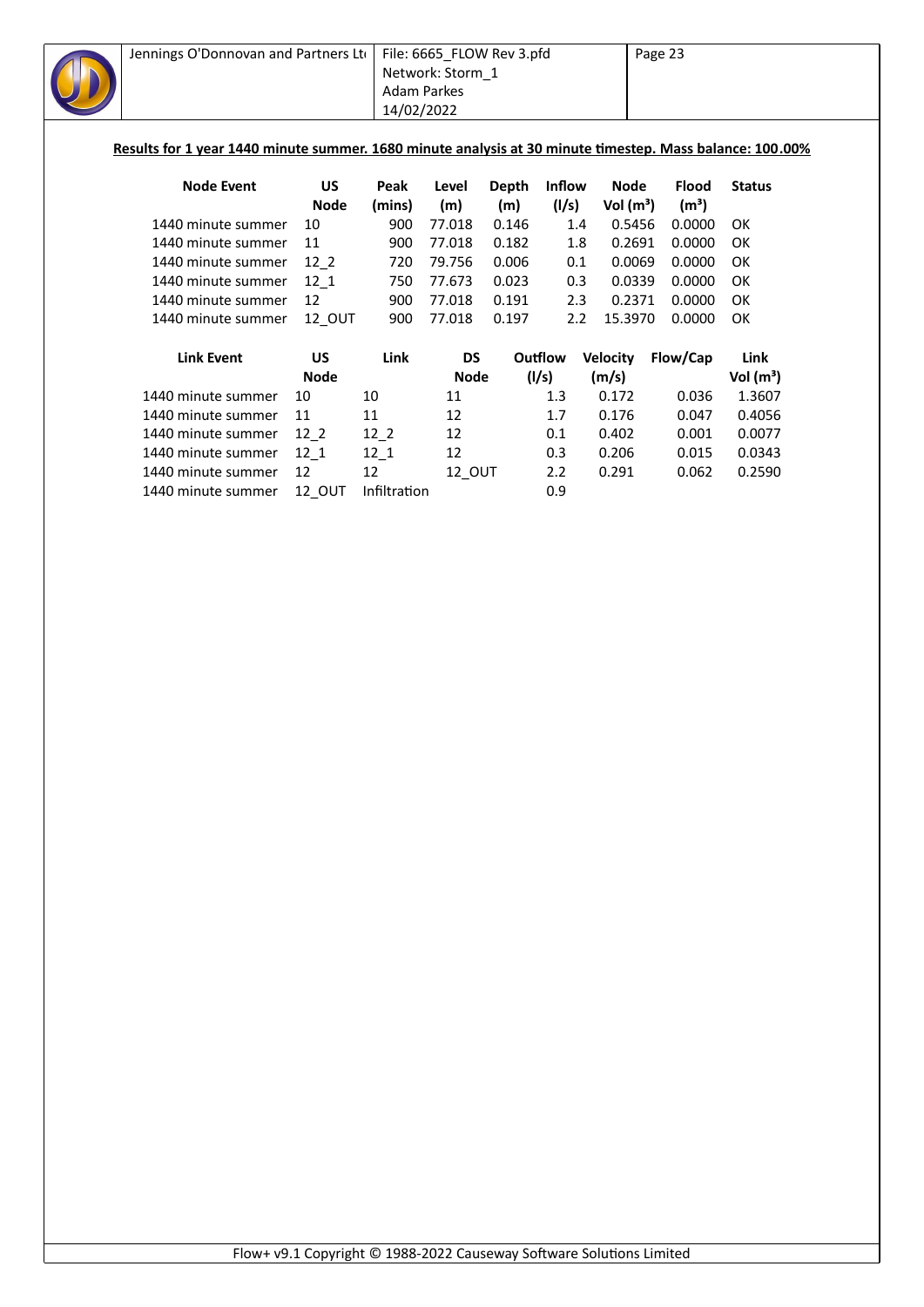**Results for 1 year 1440 minute summer. 1680 minute analysis at 30 minute timestep. Mass balance: 100.00%**

| Node Event | US Node | Peak (mins) | Level (m) | Depth (m) | Inflow (l/s) | Node Vol (m³) | Flood (m³) | Status |
|---|---|---|---|---|---|---|---|---|
| 1440 minute summer | 10 | 900 | 77.018 | 0.146 | 1.4 | 0.5456 | 0.0000 | OK |
| 1440 minute summer | 11 | 900 | 77.018 | 0.182 | 1.8 | 0.2691 | 0.0000 | OK |
| 1440 minute summer | 12_2 | 720 | 79.756 | 0.006 | 0.1 | 0.0069 | 0.0000 | OK |
| 1440 minute summer | 12_1 | 750 | 77.673 | 0.023 | 0.3 | 0.0339 | 0.0000 | OK |
| 1440 minute summer | 12 | 900 | 77.018 | 0.191 | 2.3 | 0.2371 | 0.0000 | OK |
| 1440 minute summer | 12_OUT | 900 | 77.018 | 0.197 | 2.2 | 15.3970 | 0.0000 | OK |

| Link Event | US Node | Link | DS Node | Outflow (l/s) | Velocity (m/s) | Flow/Cap | Link Vol (m³) |
|---|---|---|---|---|---|---|---|
| 1440 minute summer | 10 | 10 | 11 | 1.3 | 0.172 | 0.036 | 1.3607 |
| 1440 minute summer | 11 | 11 | 12 | 1.7 | 0.176 | 0.047 | 0.4056 |
| 1440 minute summer | 12_2 | 12_2 | 12 | 0.1 | 0.402 | 0.001 | 0.0077 |
| 1440 minute summer | 12_1 | 12_1 | 12 | 0.3 | 0.206 | 0.015 | 0.0343 |
| 1440 minute summer | 12 | 12 | 12_OUT | 2.2 | 0.291 | 0.062 | 0.2590 |
| 1440 minute summer | 12_OUT | Infiltration | | 0.9 | | | |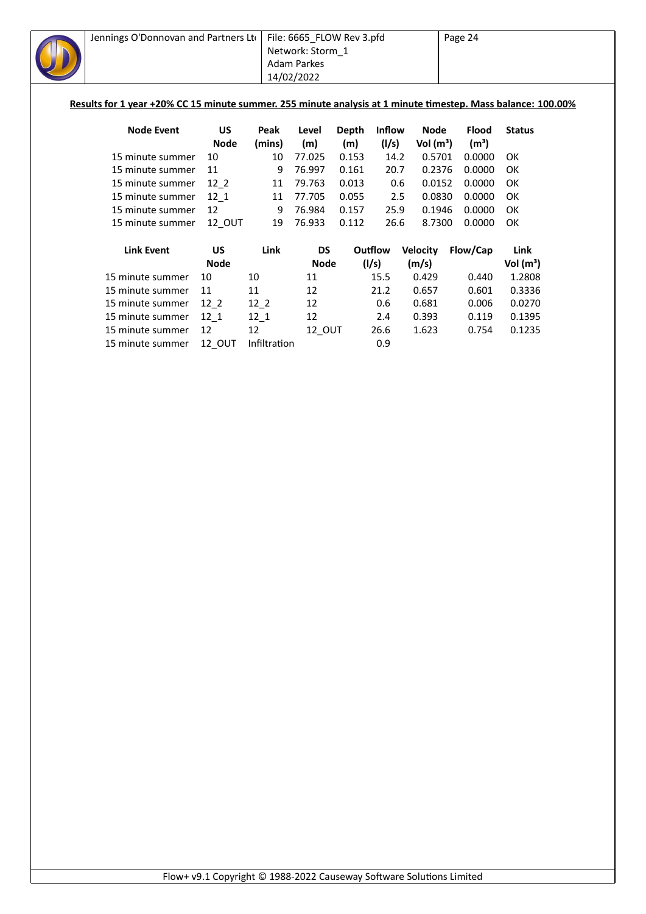**Results for 1 year +20% CC 15 minute summer. 255 minute analysis at 1 minute timestep. Mass balance: 100.00%**

| Node Event | US Node | Peak (mins) | Level (m) | Depth (m) | Inflow (l/s) | Node Vol (m³) | Flood (m³) | Status |
|---|---|---|---|---|---|---|---|---|
| 15 minute summer | 10 | 10 | 77.025 | 0.153 | 14.2 | 0.5701 | 0.0000 | OK |
| 15 minute summer | 11 | 9 | 76.997 | 0.161 | 20.7 | 0.2376 | 0.0000 | OK |
| 15 minute summer | 12_2 | 11 | 79.763 | 0.013 | 0.6 | 0.0152 | 0.0000 | OK |
| 15 minute summer | 12_1 | 11 | 77.705 | 0.055 | 2.5 | 0.0830 | 0.0000 | OK |
| 15 minute summer | 12 | 9 | 76.984 | 0.157 | 25.9 | 0.1946 | 0.0000 | OK |
| 15 minute summer | 12_OUT | 19 | 76.933 | 0.112 | 26.6 | 8.7300 | 0.0000 | OK |

| Link Event | US Node | Link | DS Node | Outflow (l/s) | Velocity (m/s) | Flow/Cap | Link Vol (m³) |
|---|---|---|---|---|---|---|---|
| 15 minute summer | 10 | 10 | 11 | 15.5 | 0.429 | 0.440 | 1.2808 |
| 15 minute summer | 11 | 11 | 12 | 21.2 | 0.657 | 0.601 | 0.3336 |
| 15 minute summer | 12_2 | 12_2 | 12 | 0.6 | 0.681 | 0.006 | 0.0270 |
| 15 minute summer | 12_1 | 12_1 | 12 | 2.4 | 0.393 | 0.119 | 0.1395 |
| 15 minute summer | 12 | 12 | 12_OUT | 26.6 | 1.623 | 0.754 | 0.1235 |
| 15 minute summer | 12_OUT | Infiltration | | 0.9 | | | |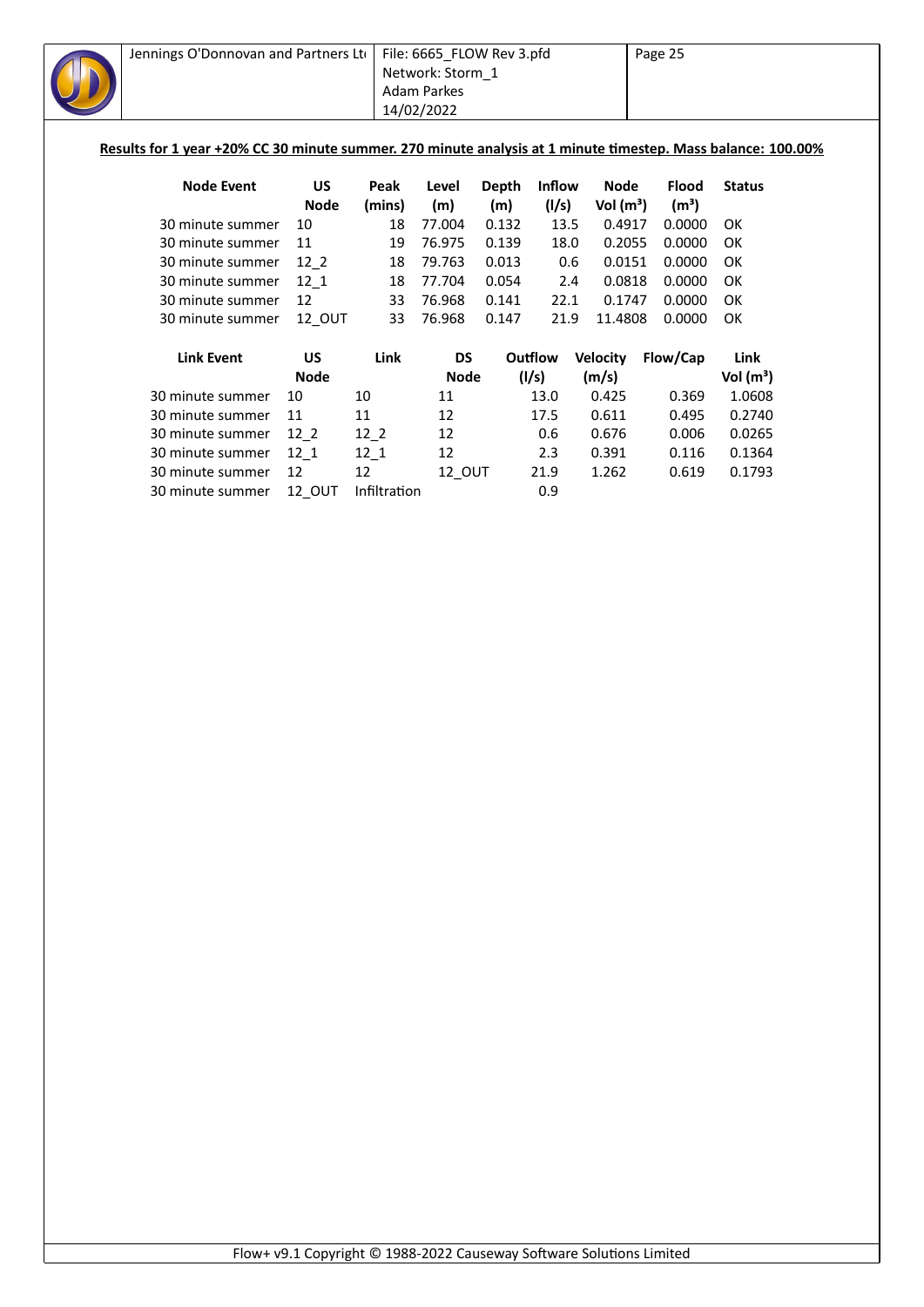**Results for 1 year +20% CC 30 minute summer. 270 minute analysis at 1 minute timestep. Mass balance: 100.00%**

| Node Event | US Node | Peak (mins) | Level (m) | Depth (m) | Inflow (l/s) | Node Vol (m³) | Flood (m³) | Status |
|---|---|---|---|---|---|---|---|---|
| 30 minute summer | 10 | 18 | 77.004 | 0.132 | 13.5 | 0.4917 | 0.0000 | OK |
| 30 minute summer | 11 | 19 | 76.975 | 0.139 | 18.0 | 0.2055 | 0.0000 | OK |
| 30 minute summer | 12_2 | 18 | 79.763 | 0.013 | 0.6 | 0.0151 | 0.0000 | OK |
| 30 minute summer | 12_1 | 18 | 77.704 | 0.054 | 2.4 | 0.0818 | 0.0000 | OK |
| 30 minute summer | 12 | 33 | 76.968 | 0.141 | 22.1 | 0.1747 | 0.0000 | OK |
| 30 minute summer | 12_OUT | 33 | 76.968 | 0.147 | 21.9 | 11.4808 | 0.0000 | OK |

| Link Event | US Node | Link | DS Node | Outflow (l/s) | Velocity (m/s) | Flow/Cap | Link Vol (m³) |
|---|---|---|---|---|---|---|---|
| 30 minute summer | 10 | 10 | 11 | 13.0 | 0.425 | 0.369 | 1.0608 |
| 30 minute summer | 11 | 11 | 12 | 17.5 | 0.611 | 0.495 | 0.2740 |
| 30 minute summer | 12_2 | 12_2 | 12 | 0.6 | 0.676 | 0.006 | 0.0265 |
| 30 minute summer | 12_1 | 12_1 | 12 | 2.3 | 0.391 | 0.116 | 0.1364 |
| 30 minute summer | 12 | 12 | 12_OUT | 21.9 | 1.262 | 0.619 | 0.1793 |
| 30 minute summer | 12_OUT | Infiltration | | 0.9 | | | |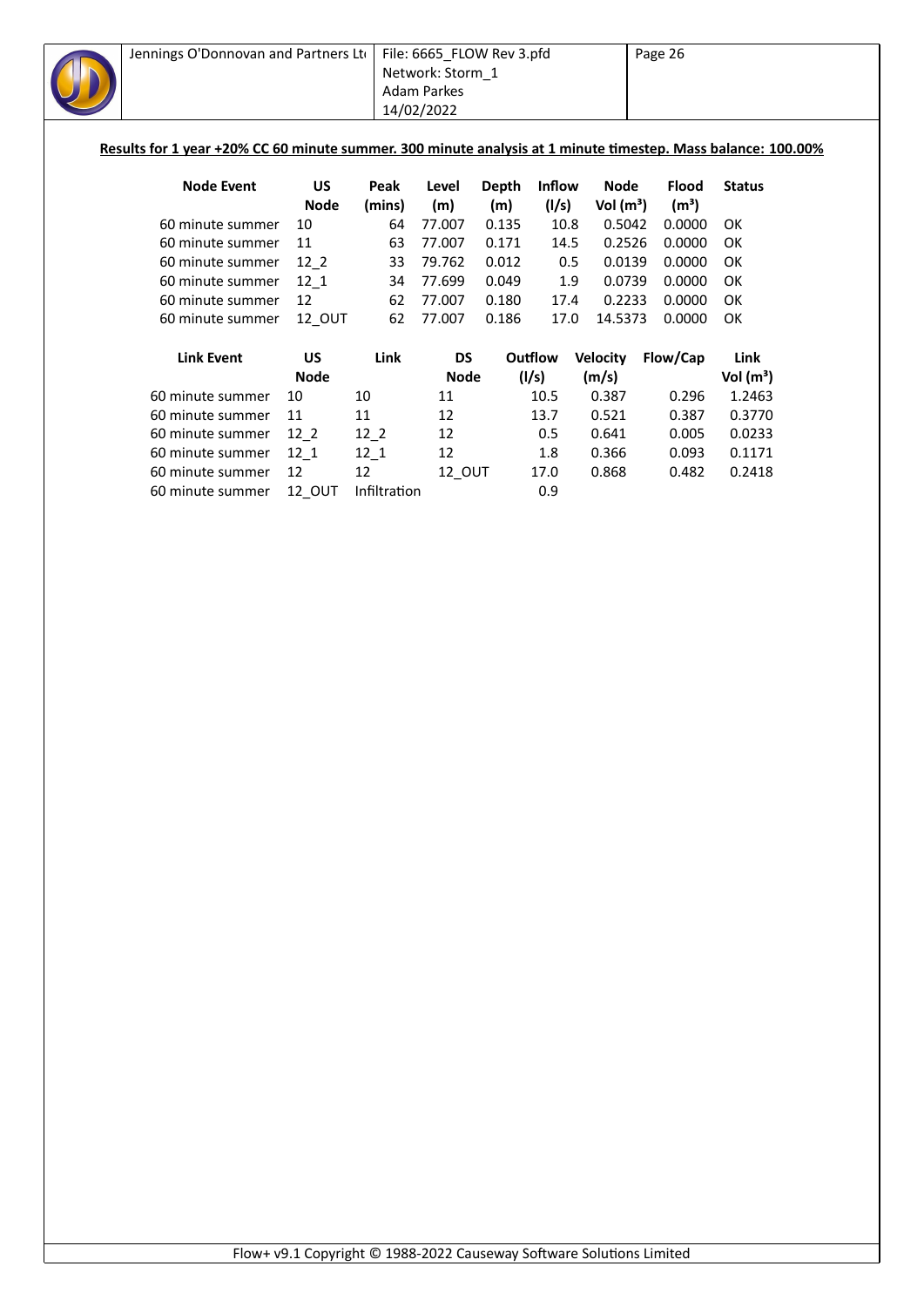**Results for 1 year +20% CC 60 minute summer. 300 minute analysis at 1 minute timestep. Mass balance: 100.00%**

| Node Event | US Node | Peak (mins) | Level (m) | Depth (m) | Inflow (l/s) | Node Vol (m³) | Flood (m³) | Status |
|---|---|---|---|---|---|---|---|---|
| 60 minute summer | 10 | 64 | 77.007 | 0.135 | 10.8 | 0.5042 | 0.0000 | OK |
| 60 minute summer | 11 | 63 | 77.007 | 0.171 | 14.5 | 0.2526 | 0.0000 | OK |
| 60 minute summer | 12_2 | 33 | 79.762 | 0.012 | 0.5 | 0.0139 | 0.0000 | OK |
| 60 minute summer | 12_1 | 34 | 77.699 | 0.049 | 1.9 | 0.0739 | 0.0000 | OK |
| 60 minute summer | 12 | 62 | 77.007 | 0.180 | 17.4 | 0.2233 | 0.0000 | OK |
| 60 minute summer | 12_OUT | 62 | 77.007 | 0.186 | 17.0 | 14.5373 | 0.0000 | OK |

| Link Event | US Node | Link | DS Node | Outflow (l/s) | Velocity (m/s) | Flow/Cap | Link Vol (m³) |
|---|---|---|---|---|---|---|---|
| 60 minute summer | 10 | 10 | 11 | 10.5 | 0.387 | 0.296 | 1.2463 |
| 60 minute summer | 11 | 11 | 12 | 13.7 | 0.521 | 0.387 | 0.3770 |
| 60 minute summer | 12_2 | 12_2 | 12 | 0.5 | 0.641 | 0.005 | 0.0233 |
| 60 minute summer | 12_1 | 12_1 | 12 | 1.8 | 0.366 | 0.093 | 0.1171 |
| 60 minute summer | 12 | 12 | 12_OUT | 17.0 | 0.868 | 0.482 | 0.2418 |
| 60 minute summer | 12_OUT | Infiltration | | 0.9 | | | |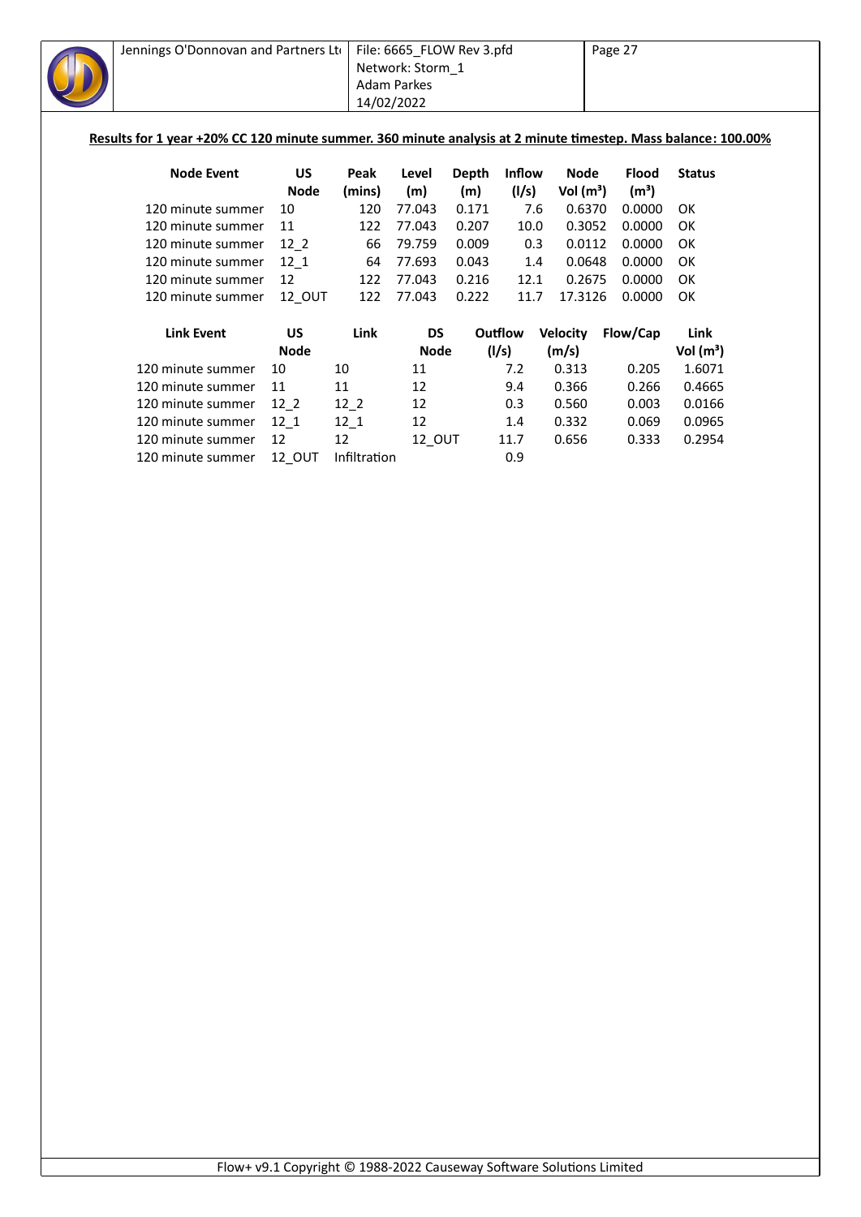**Results for 1 year +20% CC 120 minute summer. 360 minute analysis at 2 minute timestep. Mass balance: 100.00%**

| Node Event | US Node | Peak (mins) | Level (m) | Depth (m) | Inflow (l/s) | Node Vol (m³) | Flood (m³) | Status |
|---|---|---|---|---|---|---|---|---|
| 120 minute summer | 10 | 120 | 77.043 | 0.171 | 7.6 | 0.6370 | 0.0000 | OK |
| 120 minute summer | 11 | 122 | 77.043 | 0.207 | 10.0 | 0.3052 | 0.0000 | OK |
| 120 minute summer | 12_2 | 66 | 79.759 | 0.009 | 0.3 | 0.0112 | 0.0000 | OK |
| 120 minute summer | 12_1 | 64 | 77.693 | 0.043 | 1.4 | 0.0648 | 0.0000 | OK |
| 120 minute summer | 12 | 122 | 77.043 | 0.216 | 12.1 | 0.2675 | 0.0000 | OK |
| 120 minute summer | 12_OUT | 122 | 77.043 | 0.222 | 11.7 | 17.3126 | 0.0000 | OK |

| Link Event | US Node | Link | DS Node | Outflow (l/s) | Velocity (m/s) | Flow/Cap | Link Vol (m³) |
|---|---|---|---|---|---|---|---|
| 120 minute summer | 10 | 10 | 11 | 7.2 | 0.313 | 0.205 | 1.6071 |
| 120 minute summer | 11 | 11 | 12 | 9.4 | 0.366 | 0.266 | 0.4665 |
| 120 minute summer | 12_2 | 12_2 | 12 | 0.3 | 0.560 | 0.003 | 0.0166 |
| 120 minute summer | 12_1 | 12_1 | 12 | 1.4 | 0.332 | 0.069 | 0.0965 |
| 120 minute summer | 12 | 12 | 12_OUT | 11.7 | 0.656 | 0.333 | 0.2954 |
| 120 minute summer | 12_OUT | Infiltration | | 0.9 | | | |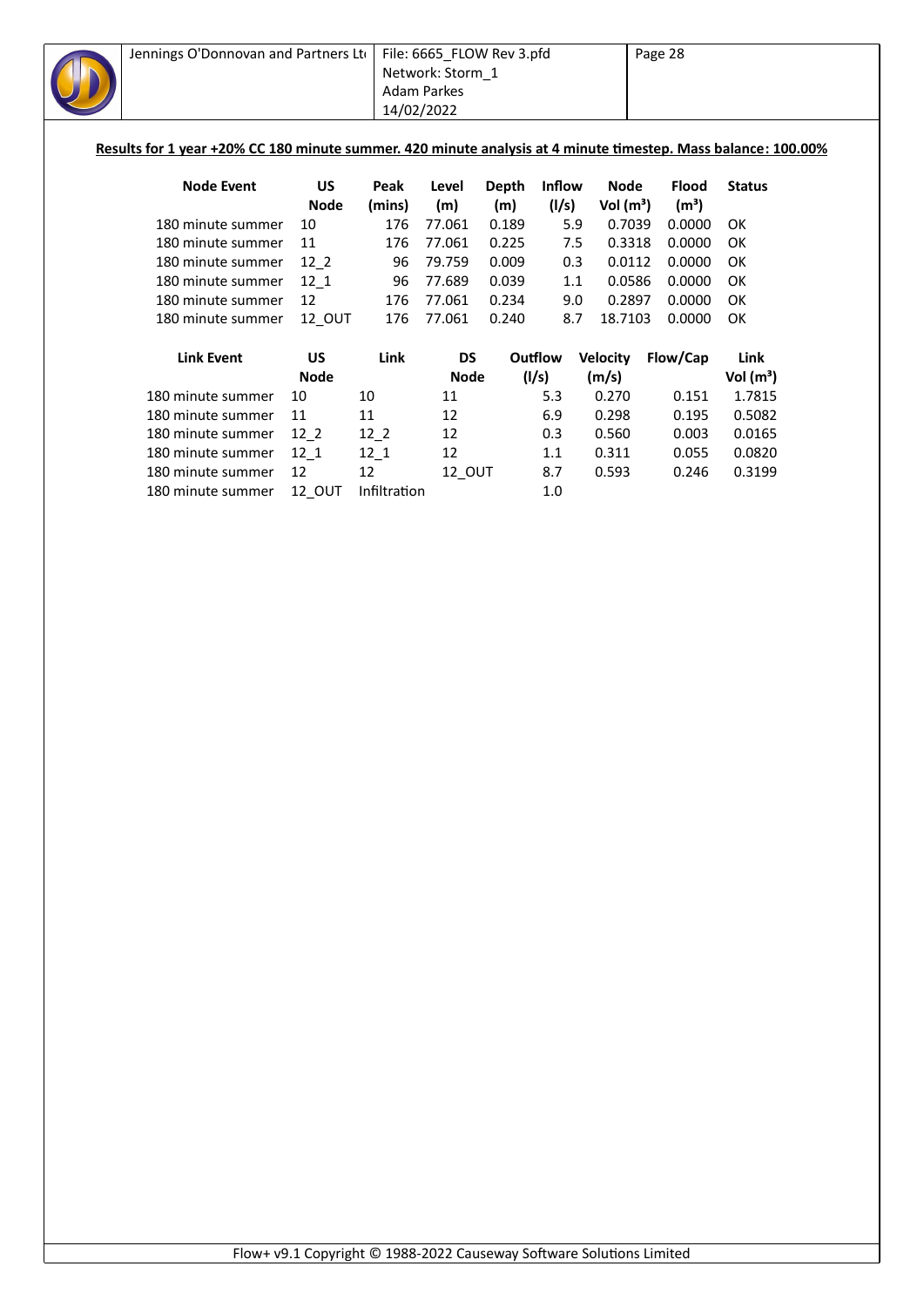**Results for 1 year +20% CC 180 minute summer. 420 minute analysis at 4 minute timestep. Mass balance: 100.00%**

| Node Event | US Node | Peak (mins) | Level (m) | Depth (m) | Inflow (l/s) | Node Vol (m³) | Flood (m³) | Status |
|---|---|---|---|---|---|---|---|---|
| 180 minute summer | 10 | 176 | 77.061 | 0.189 | 5.9 | 0.7039 | 0.0000 | OK |
| 180 minute summer | 11 | 176 | 77.061 | 0.225 | 7.5 | 0.3318 | 0.0000 | OK |
| 180 minute summer | 12_2 | 96 | 79.759 | 0.009 | 0.3 | 0.0112 | 0.0000 | OK |
| 180 minute summer | 12_1 | 96 | 77.689 | 0.039 | 1.1 | 0.0586 | 0.0000 | OK |
| 180 minute summer | 12 | 176 | 77.061 | 0.234 | 9.0 | 0.2897 | 0.0000 | OK |
| 180 minute summer | 12_OUT | 176 | 77.061 | 0.240 | 8.7 | 18.7103 | 0.0000 | OK |

| Link Event | US Node | Link | DS Node | Outflow (l/s) | Velocity (m/s) | Flow/Cap | Link Vol (m³) |
|---|---|---|---|---|---|---|---|
| 180 minute summer | 10 | 10 | 11 | 5.3 | 0.270 | 0.151 | 1.7815 |
| 180 minute summer | 11 | 11 | 12 | 6.9 | 0.298 | 0.195 | 0.5082 |
| 180 minute summer | 12_2 | 12_2 | 12 | 0.3 | 0.560 | 0.003 | 0.0165 |
| 180 minute summer | 12_1 | 12_1 | 12 | 1.1 | 0.311 | 0.055 | 0.0820 |
| 180 minute summer | 12 | 12 | 12_OUT | 8.7 | 0.593 | 0.246 | 0.3199 |
| 180 minute summer | 12_OUT | Infiltration | | 1.0 | | | |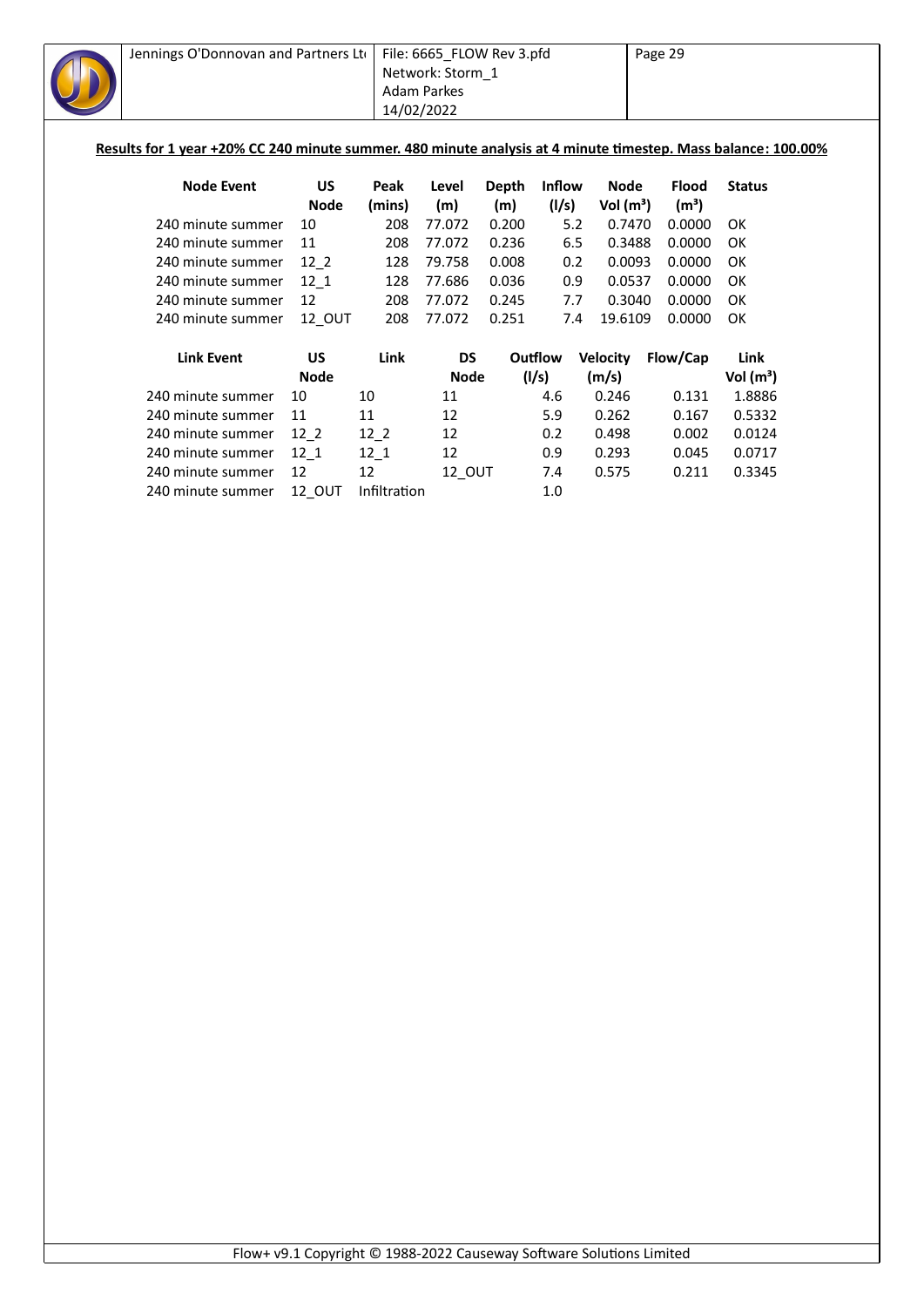**Results for 1 year +20% CC 240 minute summer. 480 minute analysis at 4 minute timestep. Mass balance: 100.00%**

| Node Event | US Node | Peak (mins) | Level (m) | Depth (m) | Inflow (l/s) | Node Vol (m³) | Flood (m³) | Status |
|---|---|---|---|---|---|---|---|---|
| 240 minute summer | 10 | 208 | 77.072 | 0.200 | 5.2 | 0.7470 | 0.0000 | OK |
| 240 minute summer | 11 | 208 | 77.072 | 0.236 | 6.5 | 0.3488 | 0.0000 | OK |
| 240 minute summer | 12_2 | 128 | 79.758 | 0.008 | 0.2 | 0.0093 | 0.0000 | OK |
| 240 minute summer | 12_1 | 128 | 77.686 | 0.036 | 0.9 | 0.0537 | 0.0000 | OK |
| 240 minute summer | 12 | 208 | 77.072 | 0.245 | 7.7 | 0.3040 | 0.0000 | OK |
| 240 minute summer | 12_OUT | 208 | 77.072 | 0.251 | 7.4 | 19.6109 | 0.0000 | OK |

| Link Event | US Node | Link | DS Node | Outflow (l/s) | Velocity (m/s) | Flow/Cap | Link Vol (m³) |
|---|---|---|---|---|---|---|---|
| 240 minute summer | 10 | 10 | 11 | 4.6 | 0.246 | 0.131 | 1.8886 |
| 240 minute summer | 11 | 11 | 12 | 5.9 | 0.262 | 0.167 | 0.5332 |
| 240 minute summer | 12_2 | 12_2 | 12 | 0.2 | 0.498 | 0.002 | 0.0124 |
| 240 minute summer | 12_1 | 12_1 | 12 | 0.9 | 0.293 | 0.045 | 0.0717 |
| 240 minute summer | 12 | 12 | 12_OUT | 7.4 | 0.575 | 0.211 | 0.3345 |
| 240 minute summer | 12_OUT | Infiltration | | 1.0 | | | |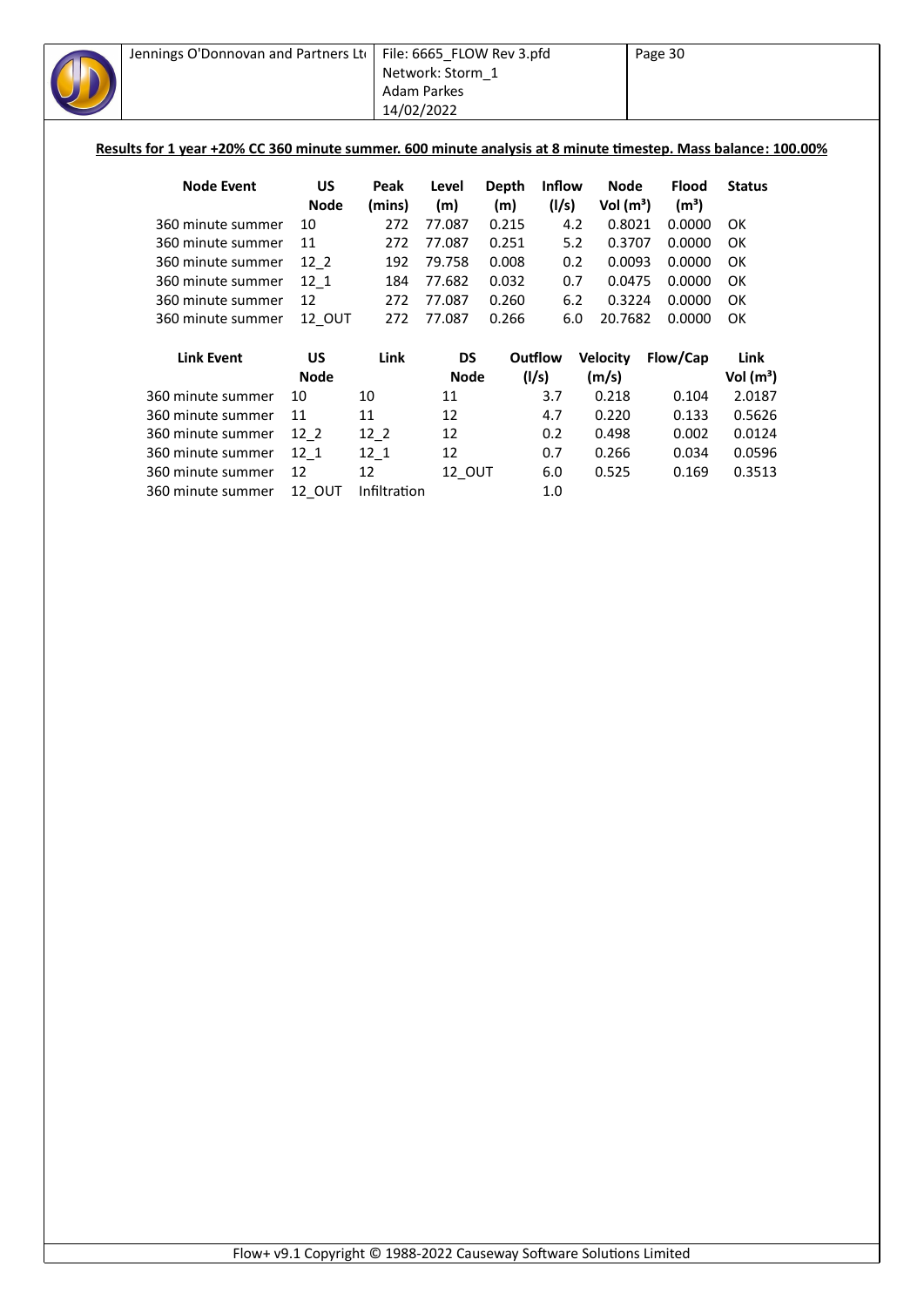**Results for 1 year +20% CC 360 minute summer. 600 minute analysis at 8 minute timestep. Mass balance: 100.00%**

| Node Event | US Node | Peak (mins) | Level (m) | Depth (m) | Inflow (l/s) | Node Vol (m³) | Flood (m³) | Status |
|---|---|---|---|---|---|---|---|---|
| 360 minute summer | 10 | 272 | 77.087 | 0.215 | 4.2 | 0.8021 | 0.0000 | OK |
| 360 minute summer | 11 | 272 | 77.087 | 0.251 | 5.2 | 0.3707 | 0.0000 | OK |
| 360 minute summer | 12_2 | 192 | 79.758 | 0.008 | 0.2 | 0.0093 | 0.0000 | OK |
| 360 minute summer | 12_1 | 184 | 77.682 | 0.032 | 0.7 | 0.0475 | 0.0000 | OK |
| 360 minute summer | 12 | 272 | 77.087 | 0.260 | 6.2 | 0.3224 | 0.0000 | OK |
| 360 minute summer | 12_OUT | 272 | 77.087 | 0.266 | 6.0 | 20.7682 | 0.0000 | OK |

| Link Event | US Node | Link | DS Node | Outflow (l/s) | Velocity (m/s) | Flow/Cap | Link Vol (m³) |
|---|---|---|---|---|---|---|---|
| 360 minute summer | 10 | 10 | 11 | 3.7 | 0.218 | 0.104 | 2.0187 |
| 360 minute summer | 11 | 11 | 12 | 4.7 | 0.220 | 0.133 | 0.5626 |
| 360 minute summer | 12_2 | 12_2 | 12 | 0.2 | 0.498 | 0.002 | 0.0124 |
| 360 minute summer | 12_1 | 12_1 | 12 | 0.7 | 0.266 | 0.034 | 0.0596 |
| 360 minute summer | 12 | 12 | 12_OUT | 6.0 | 0.525 | 0.169 | 0.3513 |
| 360 minute summer | 12_OUT | Infiltration | | 1.0 | | | |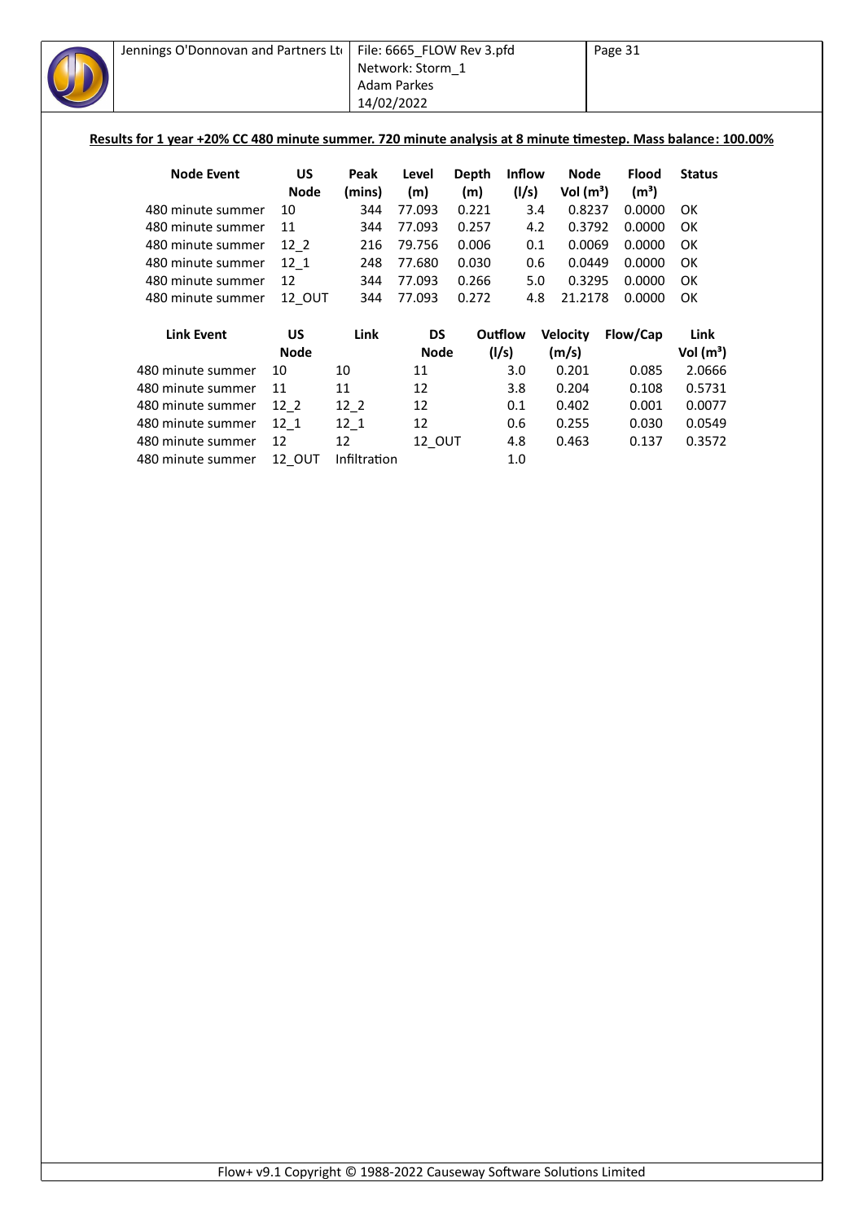**Results for 1 year +20% CC 480 minute summer. 720 minute analysis at 8 minute timestep. Mass balance: 100.00%**

| Node Event | US Node | Peak (mins) | Level (m) | Depth (m) | Inflow (l/s) | Node Vol (m³) | Flood (m³) | Status |
|---|---|---|---|---|---|---|---|---|
| 480 minute summer | 10 | 344 | 77.093 | 0.221 | 3.4 | 0.8237 | 0.0000 | OK |
| 480 minute summer | 11 | 344 | 77.093 | 0.257 | 4.2 | 0.3792 | 0.0000 | OK |
| 480 minute summer | 12_2 | 216 | 79.756 | 0.006 | 0.1 | 0.0069 | 0.0000 | OK |
| 480 minute summer | 12_1 | 248 | 77.680 | 0.030 | 0.6 | 0.0449 | 0.0000 | OK |
| 480 minute summer | 12 | 344 | 77.093 | 0.266 | 5.0 | 0.3295 | 0.0000 | OK |
| 480 minute summer | 12_OUT | 344 | 77.093 | 0.272 | 4.8 | 21.2178 | 0.0000 | OK |

| Link Event | US Node | Link | DS Node | Outflow (l/s) | Velocity (m/s) | Flow/Cap | Link Vol (m³) |
|---|---|---|---|---|---|---|---|
| 480 minute summer | 10 | 10 | 11 | 3.0 | 0.201 | 0.085 | 2.0666 |
| 480 minute summer | 11 | 11 | 12 | 3.8 | 0.204 | 0.108 | 0.5731 |
| 480 minute summer | 12_2 | 12_2 | 12 | 0.1 | 0.402 | 0.001 | 0.0077 |
| 480 minute summer | 12_1 | 12_1 | 12 | 0.6 | 0.255 | 0.030 | 0.0549 |
| 480 minute summer | 12 | 12 | 12_OUT | 4.8 | 0.463 | 0.137 | 0.3572 |
| 480 minute summer | 12_OUT | Infiltration | | 1.0 | | | |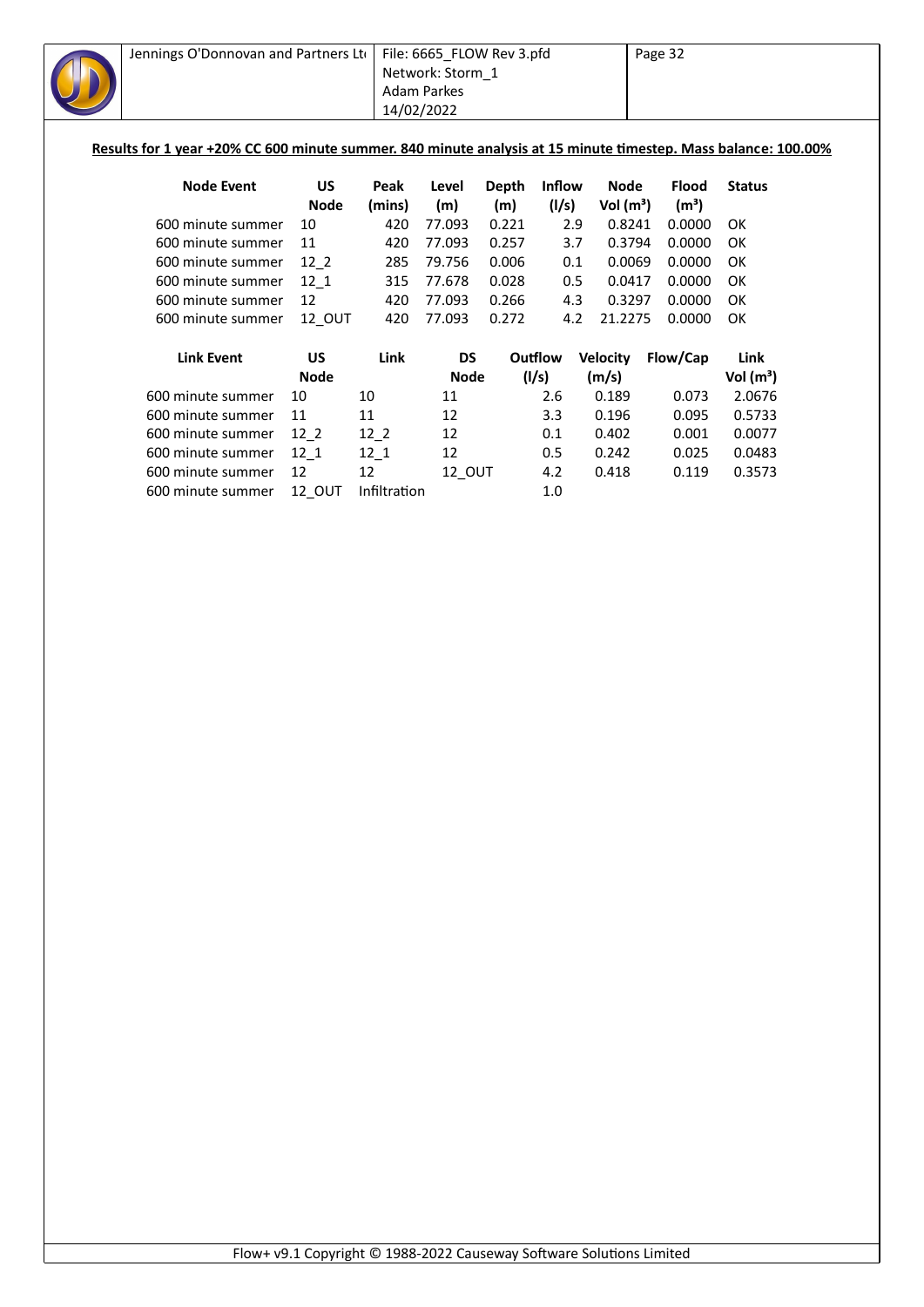**Results for 1 year +20% CC 600 minute summer. 840 minute analysis at 15 minute timestep. Mass balance: 100.00%**

| Node Event | US Node | Peak (mins) | Level (m) | Depth (m) | Inflow (l/s) | Node Vol (m³) | Flood (m³) | Status |
|---|---|---|---|---|---|---|---|---|
| 600 minute summer | 10 | 420 | 77.093 | 0.221 | 2.9 | 0.8241 | 0.0000 | OK |
| 600 minute summer | 11 | 420 | 77.093 | 0.257 | 3.7 | 0.3794 | 0.0000 | OK |
| 600 minute summer | 12_2 | 285 | 79.756 | 0.006 | 0.1 | 0.0069 | 0.0000 | OK |
| 600 minute summer | 12_1 | 315 | 77.678 | 0.028 | 0.5 | 0.0417 | 0.0000 | OK |
| 600 minute summer | 12 | 420 | 77.093 | 0.266 | 4.3 | 0.3297 | 0.0000 | OK |
| 600 minute summer | 12_OUT | 420 | 77.093 | 0.272 | 4.2 | 21.2275 | 0.0000 | OK |

| Link Event | US Node | Link | DS Node | Outflow (l/s) | Velocity (m/s) | Flow/Cap | Link Vol (m³) |
|---|---|---|---|---|---|---|---|
| 600 minute summer | 10 | 10 | 11 | 2.6 | 0.189 | 0.073 | 2.0676 |
| 600 minute summer | 11 | 11 | 12 | 3.3 | 0.196 | 0.095 | 0.5733 |
| 600 minute summer | 12_2 | 12_2 | 12 | 0.1 | 0.402 | 0.001 | 0.0077 |
| 600 minute summer | 12_1 | 12_1 | 12 | 0.5 | 0.242 | 0.025 | 0.0483 |
| 600 minute summer | 12 | 12 | 12_OUT | 4.2 | 0.418 | 0.119 | 0.3573 |
| 600 minute summer | 12_OUT | Infiltration | | 1.0 | | | |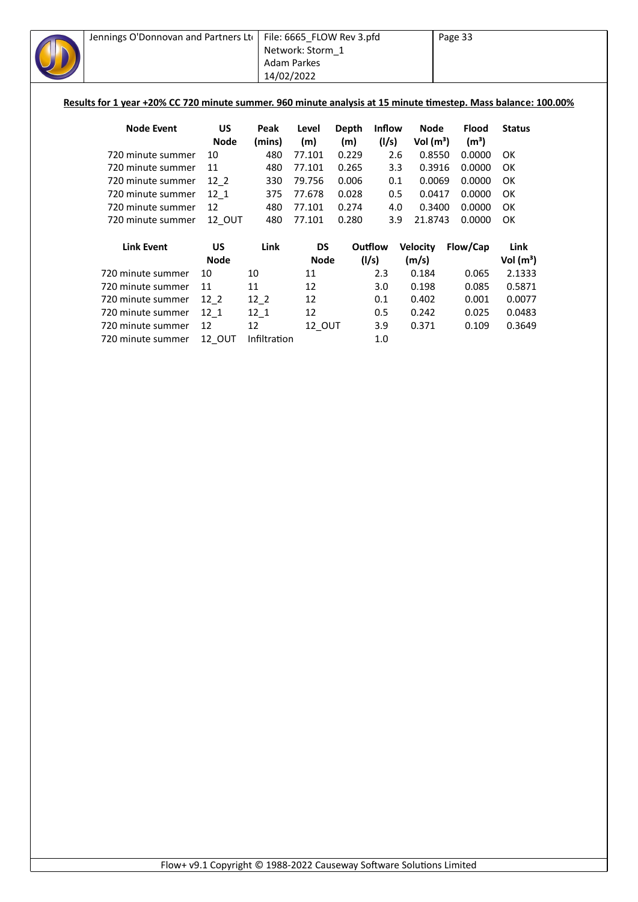**Results for 1 year +20% CC 720 minute summer. 960 minute analysis at 15 minute timestep. Mass balance: 100.00%**

| Node Event | US Node | Peak (mins) | Level (m) | Depth (m) | Inflow (l/s) | Node Vol (m³) | Flood (m³) | Status |
|---|---|---|---|---|---|---|---|---|
| 720 minute summer | 10 | 480 | 77.101 | 0.229 | 2.6 | 0.8550 | 0.0000 | OK |
| 720 minute summer | 11 | 480 | 77.101 | 0.265 | 3.3 | 0.3916 | 0.0000 | OK |
| 720 minute summer | 12_2 | 330 | 79.756 | 0.006 | 0.1 | 0.0069 | 0.0000 | OK |
| 720 minute summer | 12_1 | 375 | 77.678 | 0.028 | 0.5 | 0.0417 | 0.0000 | OK |
| 720 minute summer | 12 | 480 | 77.101 | 0.274 | 4.0 | 0.3400 | 0.0000 | OK |
| 720 minute summer | 12_OUT | 480 | 77.101 | 0.280 | 3.9 | 21.8743 | 0.0000 | OK |

| Link Event | US Node | Link | DS Node | Outflow (l/s) | Velocity (m/s) | Flow/Cap | Link Vol (m³) |
|---|---|---|---|---|---|---|---|
| 720 minute summer | 10 | 10 | 11 | 2.3 | 0.184 | 0.065 | 2.1333 |
| 720 minute summer | 11 | 11 | 12 | 3.0 | 0.198 | 0.085 | 0.5871 |
| 720 minute summer | 12_2 | 12_2 | 12 | 0.1 | 0.402 | 0.001 | 0.0077 |
| 720 minute summer | 12_1 | 12_1 | 12 | 0.5 | 0.242 | 0.025 | 0.0483 |
| 720 minute summer | 12 | 12 | 12_OUT | 3.9 | 0.371 | 0.109 | 0.3649 |
| 720 minute summer | 12_OUT | Infiltration | | 1.0 | | | |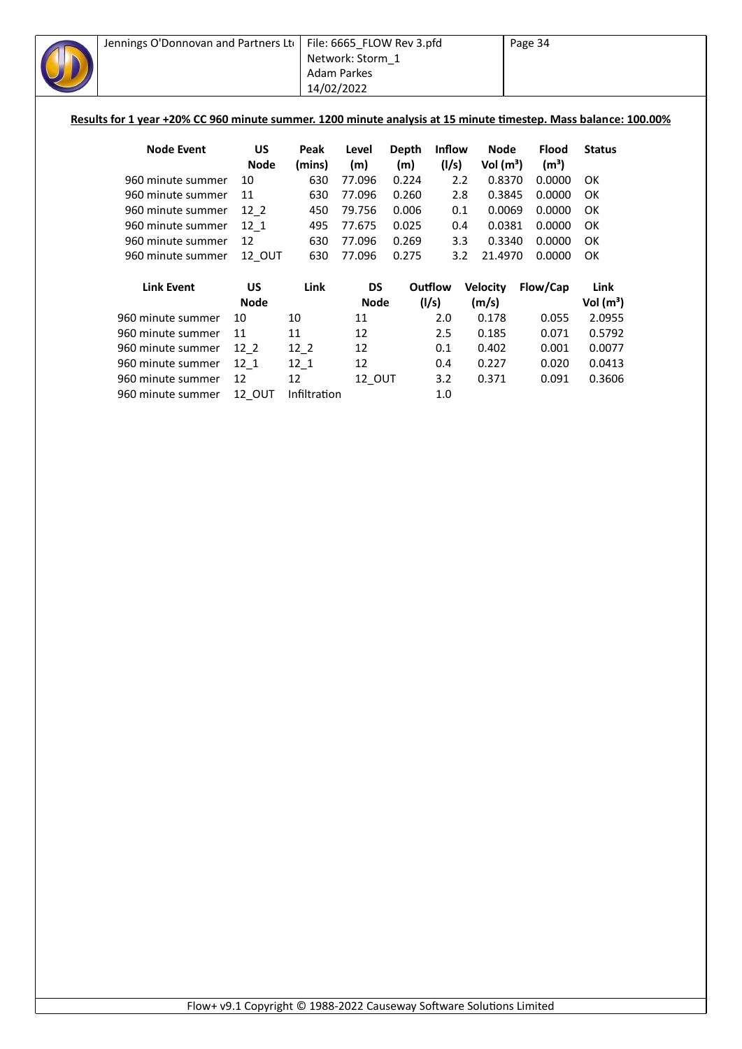**Results for 1 year +20% CC 960 minute summer. 1200 minute analysis at 15 minute timestep. Mass balance: 100.00%**

| Node Event | US Node | Peak (mins) | Level (m) | Depth (m) | Inflow (l/s) | Node Vol (m³) | Flood (m³) | Status |
|---|---|---|---|---|---|---|---|---|
| 960 minute summer | 10 | 630 | 77.096 | 0.224 | 2.2 | 0.8370 | 0.0000 | OK |
| 960 minute summer | 11 | 630 | 77.096 | 0.260 | 2.8 | 0.3845 | 0.0000 | OK |
| 960 minute summer | 12_2 | 450 | 79.756 | 0.006 | 0.1 | 0.0069 | 0.0000 | OK |
| 960 minute summer | 12_1 | 495 | 77.675 | 0.025 | 0.4 | 0.0381 | 0.0000 | OK |
| 960 minute summer | 12 | 630 | 77.096 | 0.269 | 3.3 | 0.3340 | 0.0000 | OK |
| 960 minute summer | 12_OUT | 630 | 77.096 | 0.275 | 3.2 | 21.4970 | 0.0000 | OK |

| Link Event | US Node | Link | DS Node | Outflow (l/s) | Velocity (m/s) | Flow/Cap | Link Vol (m³) |
|---|---|---|---|---|---|---|---|
| 960 minute summer | 10 | 10 | 11 | 2.0 | 0.178 | 0.055 | 2.0955 |
| 960 minute summer | 11 | 11 | 12 | 2.5 | 0.185 | 0.071 | 0.5792 |
| 960 minute summer | 12_2 | 12_2 | 12 | 0.1 | 0.402 | 0.001 | 0.0077 |
| 960 minute summer | 12_1 | 12_1 | 12 | 0.4 | 0.227 | 0.020 | 0.0413 |
| 960 minute summer | 12 | 12 | 12_OUT | 3.2 | 0.371 | 0.091 | 0.3606 |
| 960 minute summer | 12_OUT | Infiltration | | 1.0 | | | |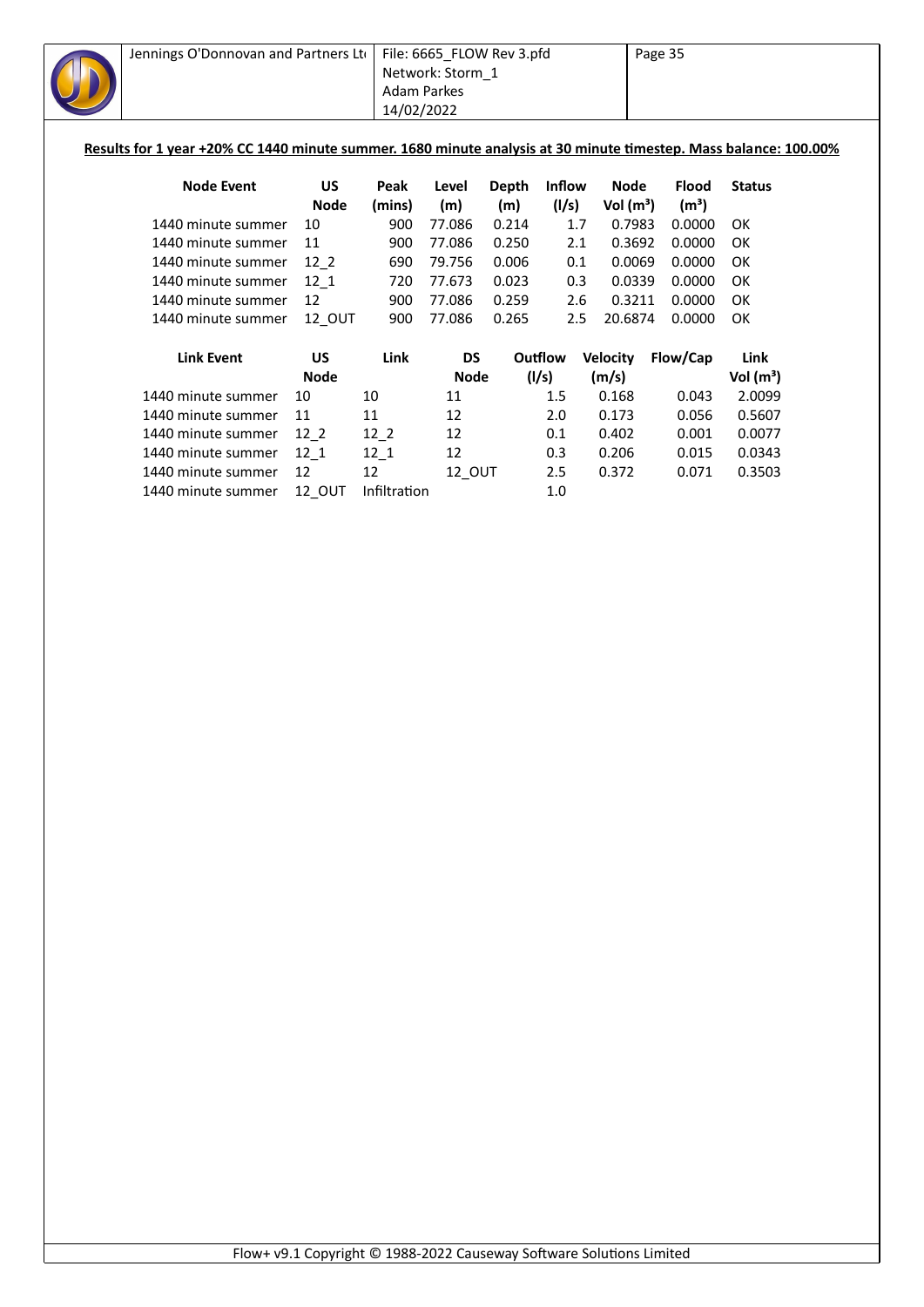**Results for 1 year +20% CC 1440 minute summer. 1680 minute analysis at 30 minute timestep. Mass balance: 100.00%**

| Node Event | US Node | Peak (mins) | Level (m) | Depth (m) | Inflow (l/s) | Node Vol (m³) | Flood (m³) | Status |
|---|---|---|---|---|---|---|---|---|
| 1440 minute summer | 10 | 900 | 77.086 | 0.214 | 1.7 | 0.7983 | 0.0000 | OK |
| 1440 minute summer | 11 | 900 | 77.086 | 0.250 | 2.1 | 0.3692 | 0.0000 | OK |
| 1440 minute summer | 12_2 | 690 | 79.756 | 0.006 | 0.1 | 0.0069 | 0.0000 | OK |
| 1440 minute summer | 12_1 | 720 | 77.673 | 0.023 | 0.3 | 0.0339 | 0.0000 | OK |
| 1440 minute summer | 12 | 900 | 77.086 | 0.259 | 2.6 | 0.3211 | 0.0000 | OK |
| 1440 minute summer | 12_OUT | 900 | 77.086 | 0.265 | 2.5 | 20.6874 | 0.0000 | OK |

| Link Event | US Node | Link | DS Node | Outflow (l/s) | Velocity (m/s) | Flow/Cap | Link Vol (m³) |
|---|---|---|---|---|---|---|---|
| 1440 minute summer | 10 | 10 | 11 | 1.5 | 0.168 | 0.043 | 2.0099 |
| 1440 minute summer | 11 | 11 | 12 | 2.0 | 0.173 | 0.056 | 0.5607 |
| 1440 minute summer | 12_2 | 12_2 | 12 | 0.1 | 0.402 | 0.001 | 0.0077 |
| 1440 minute summer | 12_1 | 12_1 | 12 | 0.3 | 0.206 | 0.015 | 0.0343 |
| 1440 minute summer | 12 | 12 | 12_OUT | 2.5 | 0.372 | 0.071 | 0.3503 |
| 1440 minute summer | 12_OUT | Infiltration | | 1.0 | | | |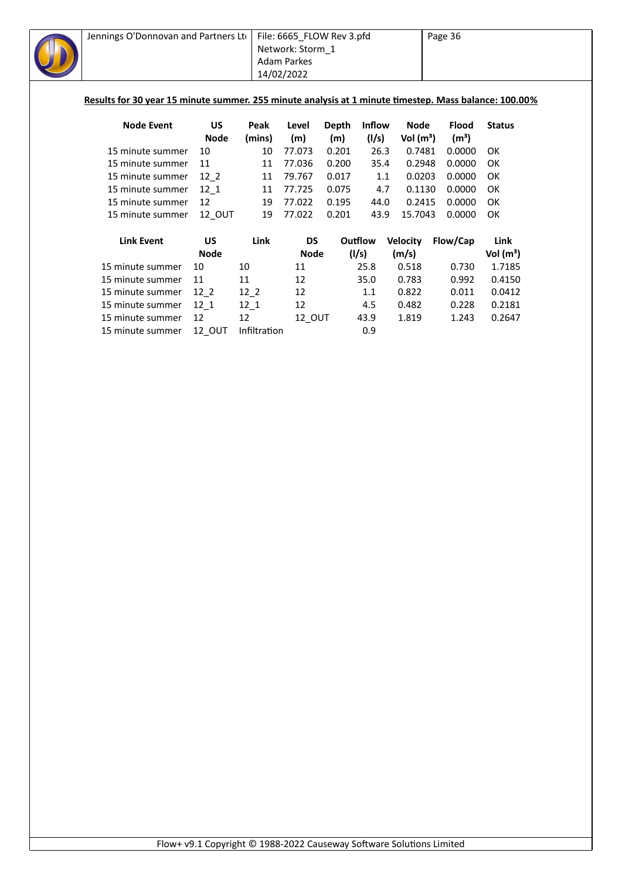**Results for 30 year 15 minute summer. 255 minute analysis at 1 minute timestep. Mass balance: 100.00%**

| Node Event | US Node | Peak (mins) | Level (m) | Depth (m) | Inflow (l/s) | Node Vol (m³) | Flood (m³) | Status |
|---|---|---|---|---|---|---|---|---|
| 15 minute summer | 10 | 10 | 77.073 | 0.201 | 26.3 | 0.7481 | 0.0000 | OK |
| 15 minute summer | 11 | 11 | 77.036 | 0.200 | 35.4 | 0.2948 | 0.0000 | OK |
| 15 minute summer | 12_2 | 11 | 79.767 | 0.017 | 1.1 | 0.0203 | 0.0000 | OK |
| 15 minute summer | 12_1 | 11 | 77.725 | 0.075 | 4.7 | 0.1130 | 0.0000 | OK |
| 15 minute summer | 12 | 19 | 77.022 | 0.195 | 44.0 | 0.2415 | 0.0000 | OK |
| 15 minute summer | 12_OUT | 19 | 77.022 | 0.201 | 43.9 | 15.7043 | 0.0000 | OK |

| Link Event | US Node | Link | DS Node | Outflow (l/s) | Velocity (m/s) | Flow/Cap | Link Vol (m³) |
|---|---|---|---|---|---|---|---|
| 15 minute summer | 10 | 10 | 11 | 25.8 | 0.518 | 0.730 | 1.7185 |
| 15 minute summer | 11 | 11 | 12 | 35.0 | 0.783 | 0.992 | 0.4150 |
| 15 minute summer | 12_2 | 12_2 | 12 | 1.1 | 0.822 | 0.011 | 0.0412 |
| 15 minute summer | 12_1 | 12_1 | 12 | 4.5 | 0.482 | 0.228 | 0.2181 |
| 15 minute summer | 12 | 12 | 12_OUT | 43.9 | 1.819 | 1.243 | 0.2647 |
| 15 minute summer | 12_OUT | Infiltration | | 0.9 | | | |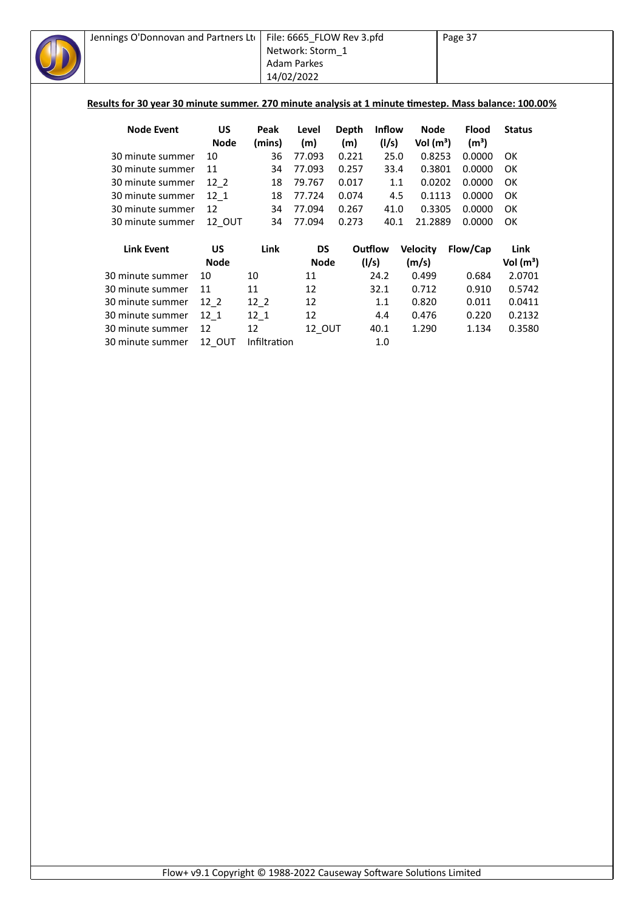**Results for 30 year 30 minute summer. 270 minute analysis at 1 minute timestep. Mass balance: 100.00%**

| Node Event | US Node | Peak (mins) | Level (m) | Depth (m) | Inflow (l/s) | Node Vol (m³) | Flood (m³) | Status |
|---|---|---|---|---|---|---|---|---|
| 30 minute summer | 10 | 36 | 77.093 | 0.221 | 25.0 | 0.8253 | 0.0000 | OK |
| 30 minute summer | 11 | 34 | 77.093 | 0.257 | 33.4 | 0.3801 | 0.0000 | OK |
| 30 minute summer | 12_2 | 18 | 79.767 | 0.017 | 1.1 | 0.0202 | 0.0000 | OK |
| 30 minute summer | 12_1 | 18 | 77.724 | 0.074 | 4.5 | 0.1113 | 0.0000 | OK |
| 30 minute summer | 12 | 34 | 77.094 | 0.267 | 41.0 | 0.3305 | 0.0000 | OK |
| 30 minute summer | 12_OUT | 34 | 77.094 | 0.273 | 40.1 | 21.2889 | 0.0000 | OK |

| Link Event | US Node | Link | DS Node | Outflow (l/s) | Velocity (m/s) | Flow/Cap | Link Vol (m³) |
|---|---|---|---|---|---|---|---|
| 30 minute summer | 10 | 10 | 11 | 24.2 | 0.499 | 0.684 | 2.0701 |
| 30 minute summer | 11 | 11 | 12 | 32.1 | 0.712 | 0.910 | 0.5742 |
| 30 minute summer | 12_2 | 12_2 | 12 | 1.1 | 0.820 | 0.011 | 0.0411 |
| 30 minute summer | 12_1 | 12_1 | 12 | 4.4 | 0.476 | 0.220 | 0.2132 |
| 30 minute summer | 12 | 12 | 12_OUT | 40.1 | 1.290 | 1.134 | 0.3580 |
| 30 minute summer | 12_OUT | Infiltration | | 1.0 | | | |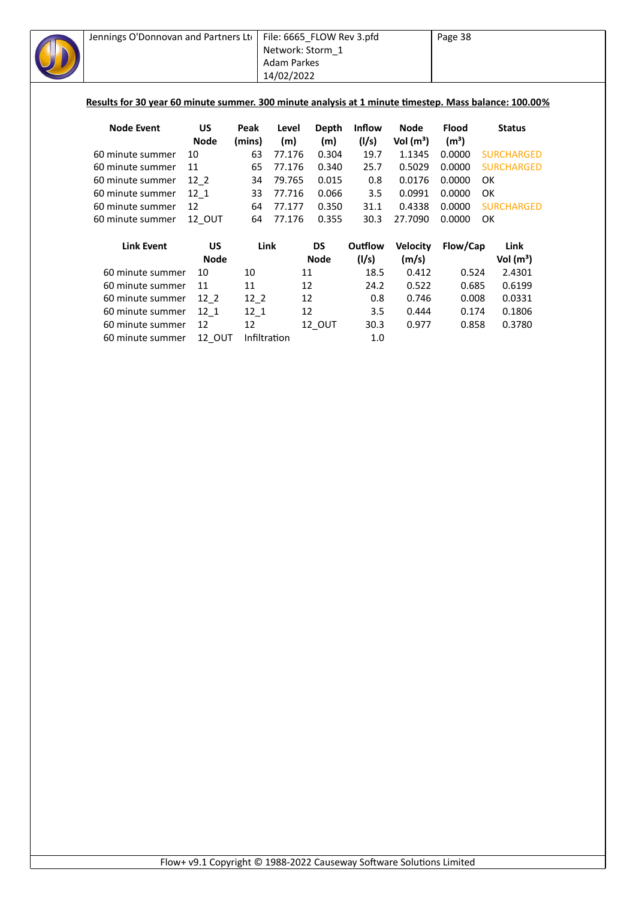**Results for 30 year 60 minute summer. 300 minute analysis at 1 minute timestep. Mass balance: 100.00%**

| Node Event | US Node | Peak (mins) | Level (m) | Depth (m) | Inflow (l/s) | Node Vol (m³) | Flood (m³) | Status |
|---|---|---|---|---|---|---|---|---|
| 60 minute summer | 10 | 63 | 77.176 | 0.304 | 19.7 | 1.1345 | 0.0000 | SURCHARGED |
| 60 minute summer | 11 | 65 | 77.176 | 0.340 | 25.7 | 0.5029 | 0.0000 | SURCHARGED |
| 60 minute summer | 12_2 | 34 | 79.765 | 0.015 | 0.8 | 0.0176 | 0.0000 | OK |
| 60 minute summer | 12_1 | 33 | 77.716 | 0.066 | 3.5 | 0.0991 | 0.0000 | OK |
| 60 minute summer | 12 | 64 | 77.177 | 0.350 | 31.1 | 0.4338 | 0.0000 | SURCHARGED |
| 60 minute summer | 12_OUT | 64 | 77.176 | 0.355 | 30.3 | 27.7090 | 0.0000 | OK |

| Link Event | US Node | Link | DS Node | Outflow (l/s) | Velocity (m/s) | Flow/Cap | Link Vol (m³) |
|---|---|---|---|---|---|---|---|
| 60 minute summer | 10 | 10 | 11 | 18.5 | 0.412 | 0.524 | 2.4301 |
| 60 minute summer | 11 | 11 | 12 | 24.2 | 0.522 | 0.685 | 0.6199 |
| 60 minute summer | 12_2 | 12_2 | 12 | 0.8 | 0.746 | 0.008 | 0.0331 |
| 60 minute summer | 12_1 | 12_1 | 12 | 3.5 | 0.444 | 0.174 | 0.1806 |
| 60 minute summer | 12 | 12 | 12_OUT | 30.3 | 0.977 | 0.858 | 0.3780 |
| 60 minute summer | 12_OUT | Infiltration | | 1.0 | | | |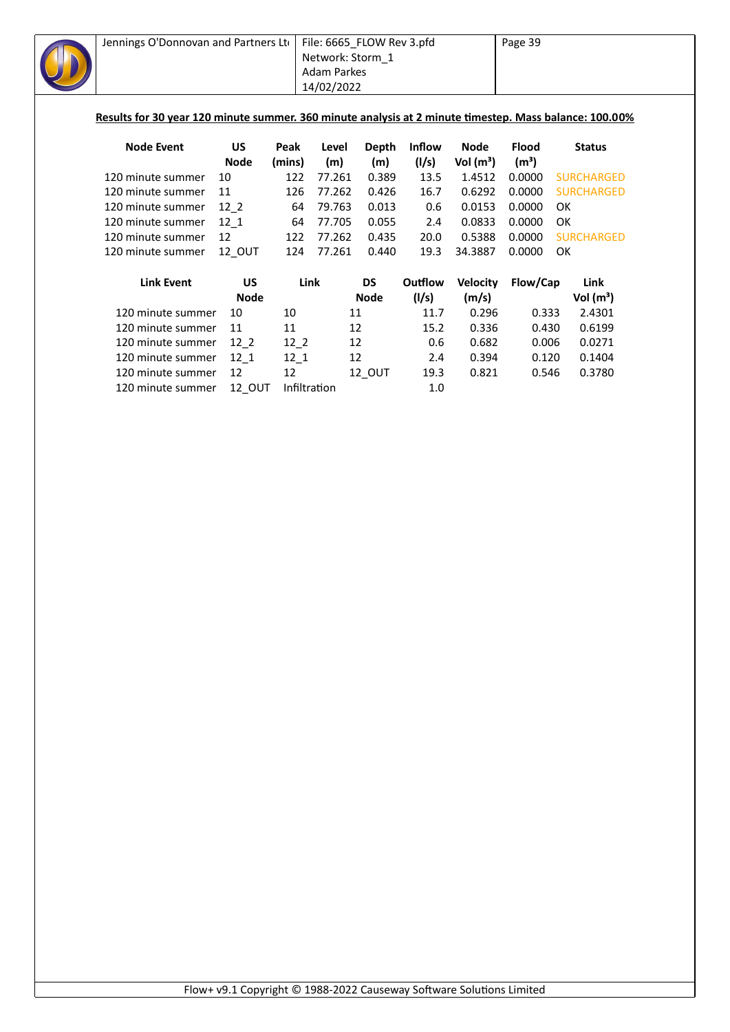**Results for 30 year 120 minute summer. 360 minute analysis at 2 minute timestep. Mass balance: 100.00%**

| Node Event | US Node | Peak (mins) | Level (m) | Depth (m) | Inflow (l/s) | Node Vol (m³) | Flood (m³) | Status |
|---|---|---|---|---|---|---|---|---|
| 120 minute summer | 10 | 122 | 77.261 | 0.389 | 13.5 | 1.4512 | 0.0000 | SURCHARGED |
| 120 minute summer | 11 | 126 | 77.262 | 0.426 | 16.7 | 0.6292 | 0.0000 | SURCHARGED |
| 120 minute summer | 12_2 | 64 | 79.763 | 0.013 | 0.6 | 0.0153 | 0.0000 | OK |
| 120 minute summer | 12_1 | 64 | 77.705 | 0.055 | 2.4 | 0.0833 | 0.0000 | OK |
| 120 minute summer | 12 | 122 | 77.262 | 0.435 | 20.0 | 0.5388 | 0.0000 | SURCHARGED |
| 120 minute summer | 12_OUT | 124 | 77.261 | 0.440 | 19.3 | 34.3887 | 0.0000 | OK |

| Link Event | US Node | Link | DS Node | Outflow (l/s) | Velocity (m/s) | Flow/Cap | Link Vol (m³) |
|---|---|---|---|---|---|---|---|
| 120 minute summer | 10 | 10 | 11 | 11.7 | 0.296 | 0.333 | 2.4301 |
| 120 minute summer | 11 | 11 | 12 | 15.2 | 0.336 | 0.430 | 0.6199 |
| 120 minute summer | 12_2 | 12_2 | 12 | 0.6 | 0.682 | 0.006 | 0.0271 |
| 120 minute summer | 12_1 | 12_1 | 12 | 2.4 | 0.394 | 0.120 | 0.1404 |
| 120 minute summer | 12 | 12 | 12_OUT | 19.3 | 0.821 | 0.546 | 0.3780 |
| 120 minute summer | 12_OUT | Infiltration | | 1.0 | | | |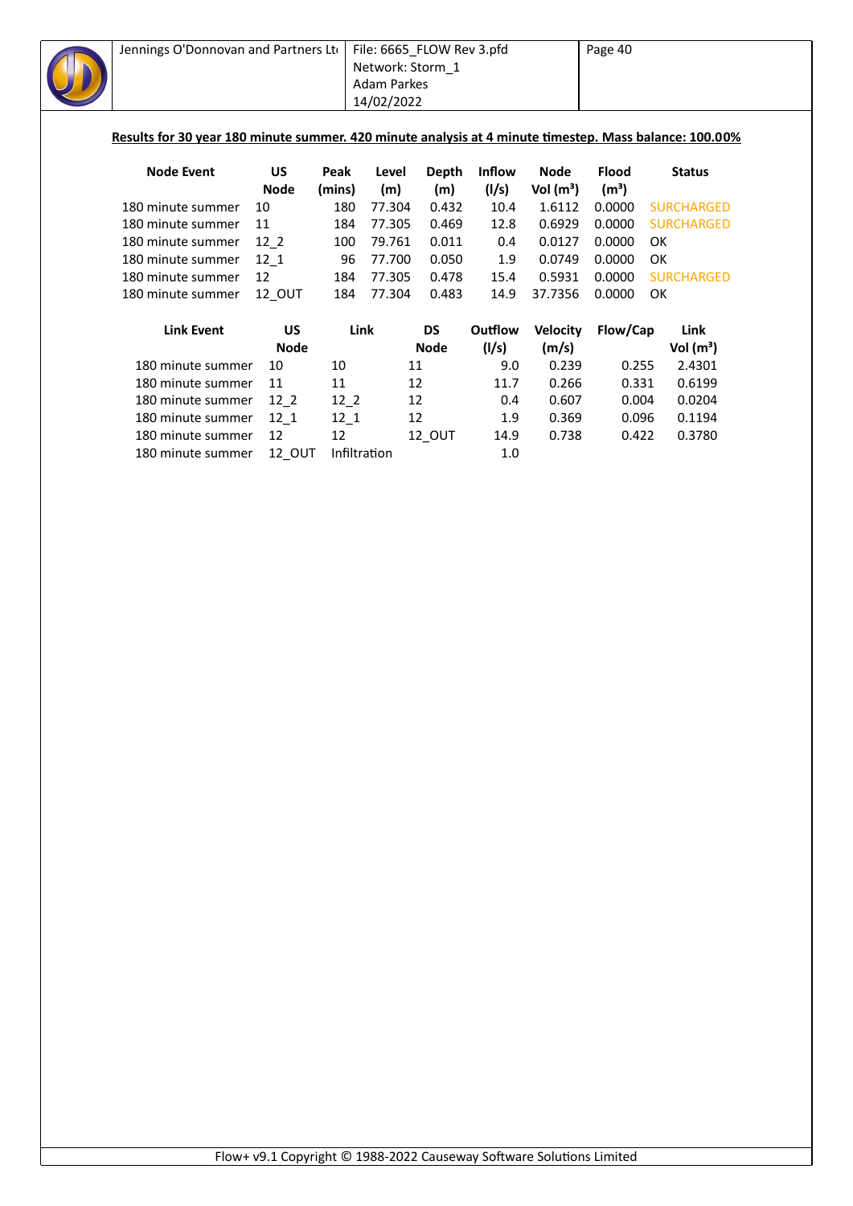**Results for 30 year 180 minute summer. 420 minute analysis at 4 minute timestep. Mass balance: 100.00%**

| Node Event | US Node | Peak (mins) | Level (m) | Depth (m) | Inflow (l/s) | Node Vol (m³) | Flood (m³) | Status |
|---|---|---|---|---|---|---|---|---|
| 180 minute summer | 10 | 180 | 77.304 | 0.432 | 10.4 | 1.6112 | 0.0000 | SURCHARGED |
| 180 minute summer | 11 | 184 | 77.305 | 0.469 | 12.8 | 0.6929 | 0.0000 | SURCHARGED |
| 180 minute summer | 12_2 | 100 | 79.761 | 0.011 | 0.4 | 0.0127 | 0.0000 | OK |
| 180 minute summer | 12_1 | 96 | 77.700 | 0.050 | 1.9 | 0.0749 | 0.0000 | OK |
| 180 minute summer | 12 | 184 | 77.305 | 0.478 | 15.4 | 0.5931 | 0.0000 | SURCHARGED |
| 180 minute summer | 12_OUT | 184 | 77.304 | 0.483 | 14.9 | 37.7356 | 0.0000 | OK |

| Link Event | US Node | Link | DS Node | Outflow (l/s) | Velocity (m/s) | Flow/Cap | Link Vol (m³) |
|---|---|---|---|---|---|---|---|
| 180 minute summer | 10 | 10 | 11 | 9.0 | 0.239 | 0.255 | 2.4301 |
| 180 minute summer | 11 | 11 | 12 | 11.7 | 0.266 | 0.331 | 0.6199 |
| 180 minute summer | 12_2 | 12_2 | 12 | 0.4 | 0.607 | 0.004 | 0.0204 |
| 180 minute summer | 12_1 | 12_1 | 12 | 1.9 | 0.369 | 0.096 | 0.1194 |
| 180 minute summer | 12 | 12 | 12_OUT | 14.9 | 0.738 | 0.422 | 0.3780 |
| 180 minute summer | 12_OUT | Infiltration | | 1.0 | | | |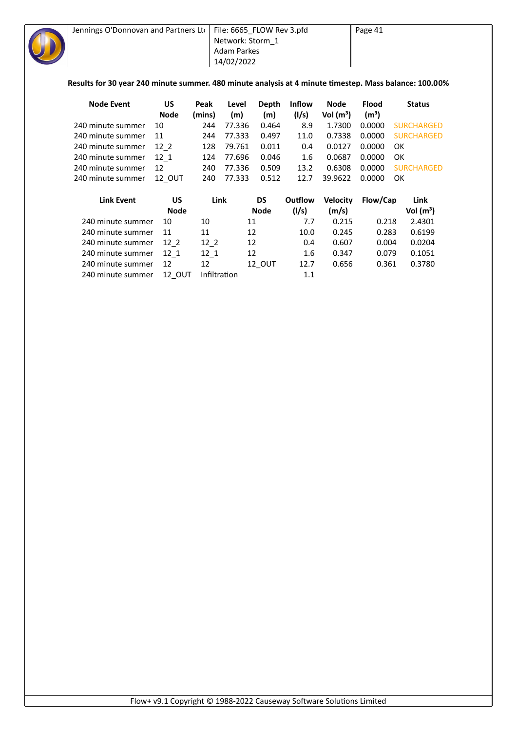**Results for 30 year 240 minute summer. 480 minute analysis at 4 minute timestep. Mass balance: 100.00%**

| Node Event | US Node | Peak (mins) | Level (m) | Depth (m) | Inflow (l/s) | Node Vol (m³) | Flood (m³) | Status |
|---|---|---|---|---|---|---|---|---|
| 240 minute summer | 10 | 244 | 77.336 | 0.464 | 8.9 | 1.7300 | 0.0000 | SURCHARGED |
| 240 minute summer | 11 | 244 | 77.333 | 0.497 | 11.0 | 0.7338 | 0.0000 | SURCHARGED |
| 240 minute summer | 12_2 | 128 | 79.761 | 0.011 | 0.4 | 0.0127 | 0.0000 | OK |
| 240 minute summer | 12_1 | 124 | 77.696 | 0.046 | 1.6 | 0.0687 | 0.0000 | OK |
| 240 minute summer | 12 | 240 | 77.336 | 0.509 | 13.2 | 0.6308 | 0.0000 | SURCHARGED |
| 240 minute summer | 12_OUT | 240 | 77.333 | 0.512 | 12.7 | 39.9622 | 0.0000 | OK |

| Link Event | US Node | Link | DS Node | Outflow (l/s) | Velocity (m/s) | Flow/Cap | Link Vol (m³) |
|---|---|---|---|---|---|---|---|
| 240 minute summer | 10 | 10 | 11 | 7.7 | 0.215 | 0.218 | 2.4301 |
| 240 minute summer | 11 | 11 | 12 | 10.0 | 0.245 | 0.283 | 0.6199 |
| 240 minute summer | 12_2 | 12_2 | 12 | 0.4 | 0.607 | 0.004 | 0.0204 |
| 240 minute summer | 12_1 | 12_1 | 12 | 1.6 | 0.347 | 0.079 | 0.1051 |
| 240 minute summer | 12 | 12 | 12_OUT | 12.7 | 0.656 | 0.361 | 0.3780 |
| 240 minute summer | 12_OUT | Infiltration | | 1.1 | | | |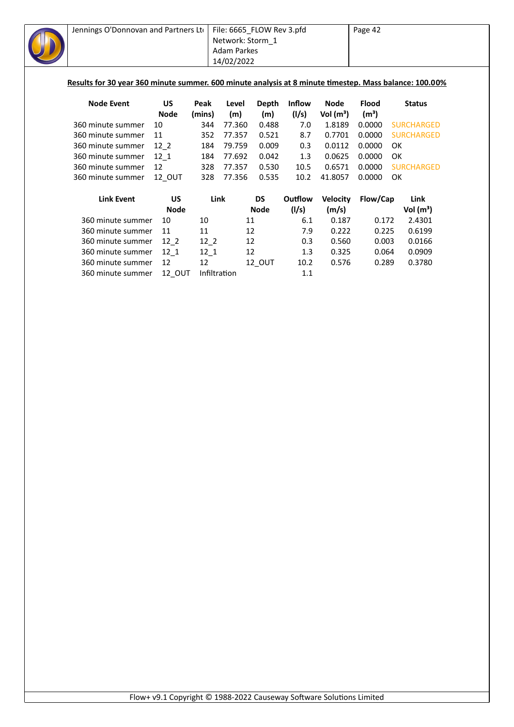**Results for 30 year 360 minute summer. 600 minute analysis at 8 minute timestep. Mass balance: 100.00%**

| Node Event | US Node | Peak (mins) | Level (m) | Depth (m) | Inflow (l/s) | Node Vol (m³) | Flood (m³) | Status |
|---|---|---|---|---|---|---|---|---|
| 360 minute summer | 10 | 344 | 77.360 | 0.488 | 7.0 | 1.8189 | 0.0000 | SURCHARGED |
| 360 minute summer | 11 | 352 | 77.357 | 0.521 | 8.7 | 0.7701 | 0.0000 | SURCHARGED |
| 360 minute summer | 12_2 | 184 | 79.759 | 0.009 | 0.3 | 0.0112 | 0.0000 | OK |
| 360 minute summer | 12_1 | 184 | 77.692 | 0.042 | 1.3 | 0.0625 | 0.0000 | OK |
| 360 minute summer | 12 | 328 | 77.357 | 0.530 | 10.5 | 0.6571 | 0.0000 | SURCHARGED |
| 360 minute summer | 12_OUT | 328 | 77.356 | 0.535 | 10.2 | 41.8057 | 0.0000 | OK |

| Link Event | US Node | Link | DS Node | Outflow (l/s) | Velocity (m/s) | Flow/Cap | Link Vol (m³) |
|---|---|---|---|---|---|---|---|
| 360 minute summer | 10 | 10 | 11 | 6.1 | 0.187 | 0.172 | 2.4301 |
| 360 minute summer | 11 | 11 | 12 | 7.9 | 0.222 | 0.225 | 0.6199 |
| 360 minute summer | 12_2 | 12_2 | 12 | 0.3 | 0.560 | 0.003 | 0.0166 |
| 360 minute summer | 12_1 | 12_1 | 12 | 1.3 | 0.325 | 0.064 | 0.0909 |
| 360 minute summer | 12 | 12 | 12_OUT | 10.2 | 0.576 | 0.289 | 0.3780 |
| 360 minute summer | 12_OUT | Infiltration | | 1.1 | | | |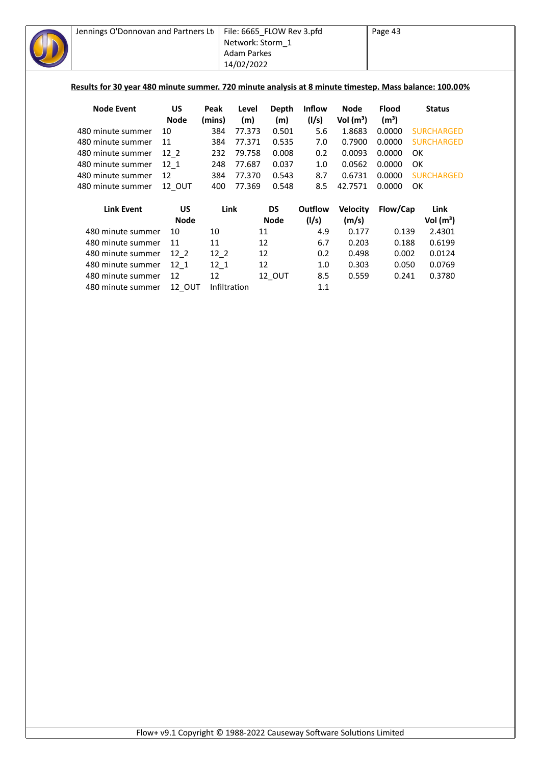**Results for 30 year 480 minute summer. 720 minute analysis at 8 minute timestep. Mass balance: 100.00%**

| Node Event | US Node | Peak (mins) | Level (m) | Depth (m) | Inflow (l/s) | Node Vol (m³) | Flood (m³) | Status |
|---|---|---|---|---|---|---|---|---|
| 480 minute summer | 10 | 384 | 77.373 | 0.501 | 5.6 | 1.8683 | 0.0000 | SURCHARGED |
| 480 minute summer | 11 | 384 | 77.371 | 0.535 | 7.0 | 0.7900 | 0.0000 | SURCHARGED |
| 480 minute summer | 12_2 | 232 | 79.758 | 0.008 | 0.2 | 0.0093 | 0.0000 | OK |
| 480 minute summer | 12_1 | 248 | 77.687 | 0.037 | 1.0 | 0.0562 | 0.0000 | OK |
| 480 minute summer | 12 | 384 | 77.370 | 0.543 | 8.7 | 0.6731 | 0.0000 | SURCHARGED |
| 480 minute summer | 12_OUT | 400 | 77.369 | 0.548 | 8.5 | 42.7571 | 0.0000 | OK |

| Link Event | US Node | Link | DS Node | Outflow (l/s) | Velocity (m/s) | Flow/Cap | Link Vol (m³) |
|---|---|---|---|---|---|---|---|
| 480 minute summer | 10 | 10 | 11 | 4.9 | 0.177 | 0.139 | 2.4301 |
| 480 minute summer | 11 | 11 | 12 | 6.7 | 0.203 | 0.188 | 0.6199 |
| 480 minute summer | 12_2 | 12_2 | 12 | 0.2 | 0.498 | 0.002 | 0.0124 |
| 480 minute summer | 12_1 | 12_1 | 12 | 1.0 | 0.303 | 0.050 | 0.0769 |
| 480 minute summer | 12 | 12 | 12_OUT | 8.5 | 0.559 | 0.241 | 0.3780 |
| 480 minute summer | 12_OUT | Infiltration | | 1.1 | | | |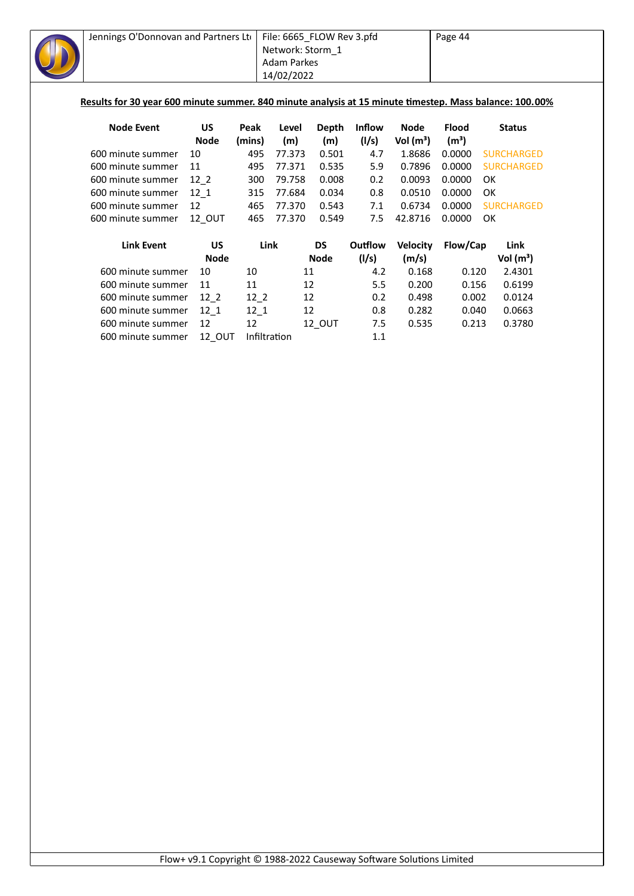**Results for 30 year 600 minute summer. 840 minute analysis at 15 minute timestep. Mass balance: 100.00%**

| Node Event | US Node | Peak (mins) | Level (m) | Depth (m) | Inflow (l/s) | Node Vol (m³) | Flood (m³) | Status |
|---|---|---|---|---|---|---|---|---|
| 600 minute summer | 10 | 495 | 77.373 | 0.501 | 4.7 | 1.8686 | 0.0000 | SURCHARGED |
| 600 minute summer | 11 | 495 | 77.371 | 0.535 | 5.9 | 0.7896 | 0.0000 | SURCHARGED |
| 600 minute summer | 12_2 | 300 | 79.758 | 0.008 | 0.2 | 0.0093 | 0.0000 | OK |
| 600 minute summer | 12_1 | 315 | 77.684 | 0.034 | 0.8 | 0.0510 | 0.0000 | OK |
| 600 minute summer | 12 | 465 | 77.370 | 0.543 | 7.1 | 0.6734 | 0.0000 | SURCHARGED |
| 600 minute summer | 12_OUT | 465 | 77.370 | 0.549 | 7.5 | 42.8716 | 0.0000 | OK |

| Link Event | US Node | Link | DS Node | Outflow (l/s) | Velocity (m/s) | Flow/Cap | Link Vol (m³) |
|---|---|---|---|---|---|---|---|
| 600 minute summer | 10 | 10 | 11 | 4.2 | 0.168 | 0.120 | 2.4301 |
| 600 minute summer | 11 | 11 | 12 | 5.5 | 0.200 | 0.156 | 0.6199 |
| 600 minute summer | 12_2 | 12_2 | 12 | 0.2 | 0.498 | 0.002 | 0.0124 |
| 600 minute summer | 12_1 | 12_1 | 12 | 0.8 | 0.282 | 0.040 | 0.0663 |
| 600 minute summer | 12 | 12 | 12_OUT | 7.5 | 0.535 | 0.213 | 0.3780 |
| 600 minute summer | 12_OUT | Infiltration | | 1.1 | | | |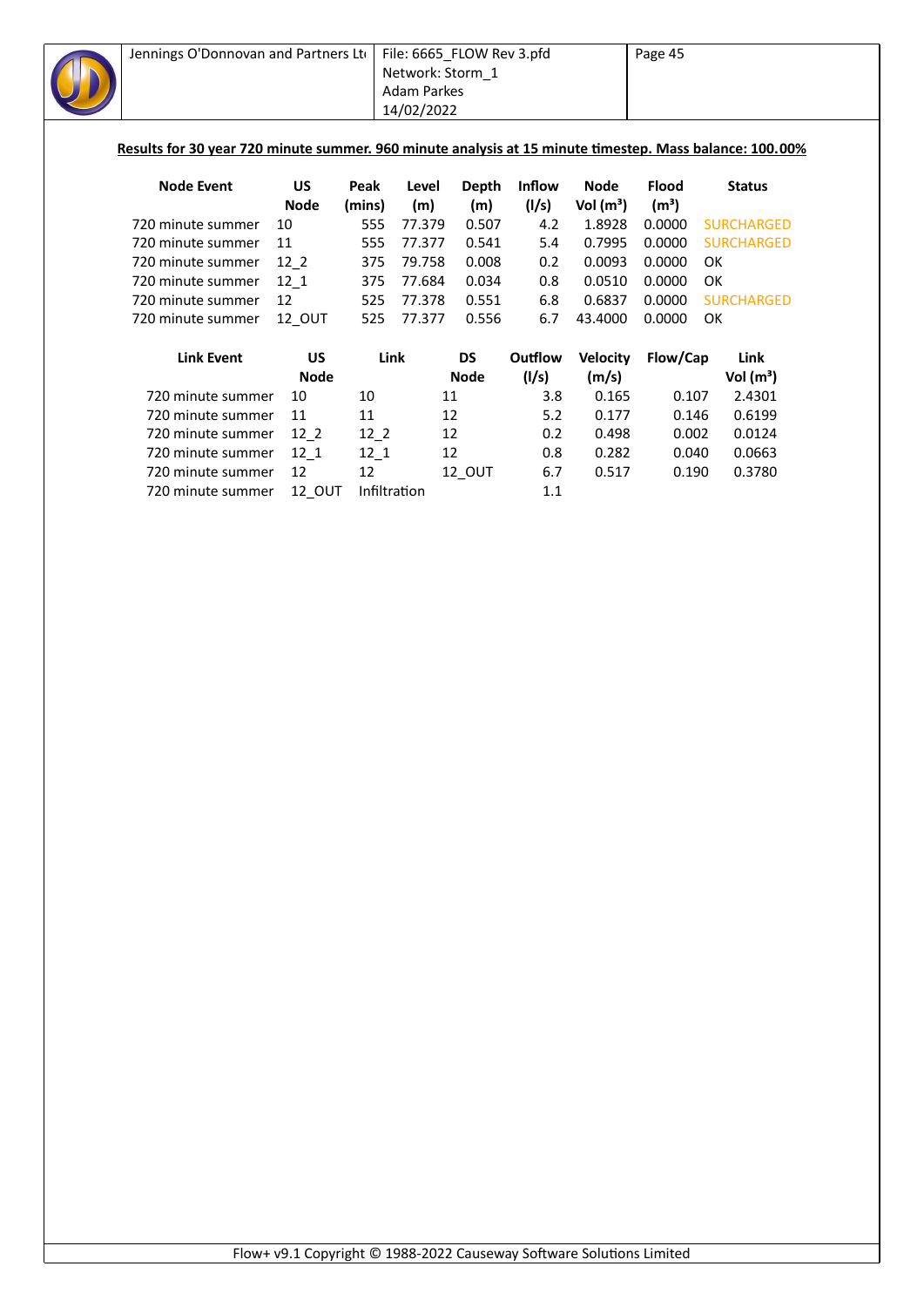**Results for 30 year 720 minute summer. 960 minute analysis at 15 minute timestep. Mass balance: 100.00%**

| Node Event | US Node | Peak (mins) | Level (m) | Depth (m) | Inflow (l/s) | Node Vol (m³) | Flood (m³) | Status |
|---|---|---|---|---|---|---|---|---|
| 720 minute summer | 10 | 555 | 77.379 | 0.507 | 4.2 | 1.8928 | 0.0000 | SURCHARGED |
| 720 minute summer | 11 | 555 | 77.377 | 0.541 | 5.4 | 0.7995 | 0.0000 | SURCHARGED |
| 720 minute summer | 12_2 | 375 | 79.758 | 0.008 | 0.2 | 0.0093 | 0.0000 | OK |
| 720 minute summer | 12_1 | 375 | 77.684 | 0.034 | 0.8 | 0.0510 | 0.0000 | OK |
| 720 minute summer | 12 | 525 | 77.378 | 0.551 | 6.8 | 0.6837 | 0.0000 | SURCHARGED |
| 720 minute summer | 12_OUT | 525 | 77.377 | 0.556 | 6.7 | 43.4000 | 0.0000 | OK |

| Link Event | US Node | Link | DS Node | Outflow (l/s) | Velocity (m/s) | Flow/Cap | Link Vol (m³) |
|---|---|---|---|---|---|---|---|
| 720 minute summer | 10 | 10 | 11 | 3.8 | 0.165 | 0.107 | 2.4301 |
| 720 minute summer | 11 | 11 | 12 | 5.2 | 0.177 | 0.146 | 0.6199 |
| 720 minute summer | 12_2 | 12_2 | 12 | 0.2 | 0.498 | 0.002 | 0.0124 |
| 720 minute summer | 12_1 | 12_1 | 12 | 0.8 | 0.282 | 0.040 | 0.0663 |
| 720 minute summer | 12 | 12 | 12_OUT | 6.7 | 0.517 | 0.190 | 0.3780 |
| 720 minute summer | 12_OUT | Infiltration | | 1.1 | | | |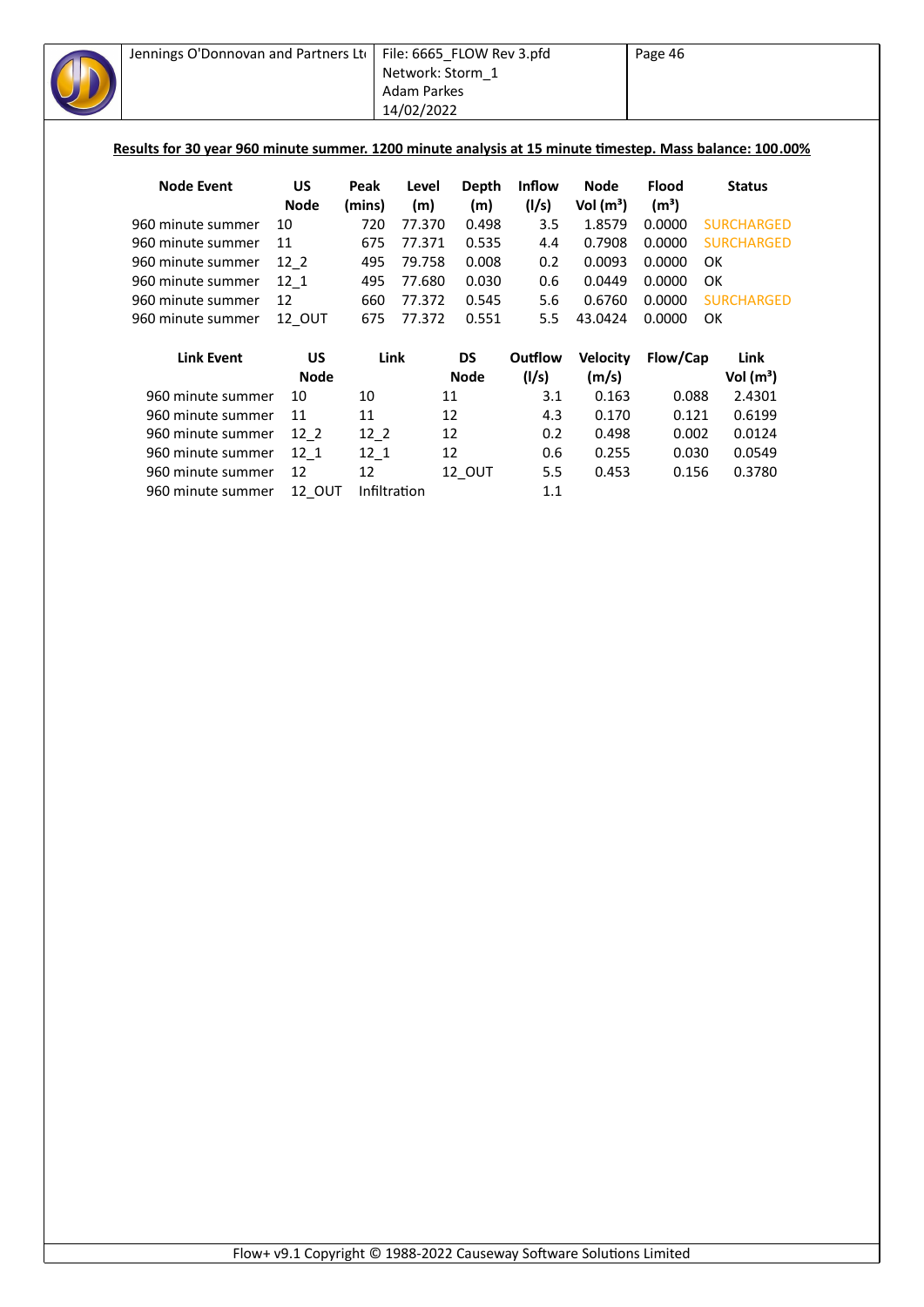**Results for 30 year 960 minute summer. 1200 minute analysis at 15 minute timestep. Mass balance: 100.00%**

| Node Event | US Node | Peak (mins) | Level (m) | Depth (m) | Inflow (l/s) | Node Vol (m³) | Flood (m³) | Status |
|---|---|---|---|---|---|---|---|---|
| 960 minute summer | 10 | 720 | 77.370 | 0.498 | 3.5 | 1.8579 | 0.0000 | SURCHARGED |
| 960 minute summer | 11 | 675 | 77.371 | 0.535 | 4.4 | 0.7908 | 0.0000 | SURCHARGED |
| 960 minute summer | 12_2 | 495 | 79.758 | 0.008 | 0.2 | 0.0093 | 0.0000 | OK |
| 960 minute summer | 12_1 | 495 | 77.680 | 0.030 | 0.6 | 0.0449 | 0.0000 | OK |
| 960 minute summer | 12 | 660 | 77.372 | 0.545 | 5.6 | 0.6760 | 0.0000 | SURCHARGED |
| 960 minute summer | 12_OUT | 675 | 77.372 | 0.551 | 5.5 | 43.0424 | 0.0000 | OK |

| Link Event | US Node | Link | DS Node | Outflow (l/s) | Velocity (m/s) | Flow/Cap | Link Vol (m³) |
|---|---|---|---|---|---|---|---|
| 960 minute summer | 10 | 10 | 11 | 3.1 | 0.163 | 0.088 | 2.4301 |
| 960 minute summer | 11 | 11 | 12 | 4.3 | 0.170 | 0.121 | 0.6199 |
| 960 minute summer | 12_2 | 12_2 | 12 | 0.2 | 0.498 | 0.002 | 0.0124 |
| 960 minute summer | 12_1 | 12_1 | 12 | 0.6 | 0.255 | 0.030 | 0.0549 |
| 960 minute summer | 12 | 12 | 12_OUT | 5.5 | 0.453 | 0.156 | 0.3780 |
| 960 minute summer | 12_OUT | Infiltration | | 1.1 | | | |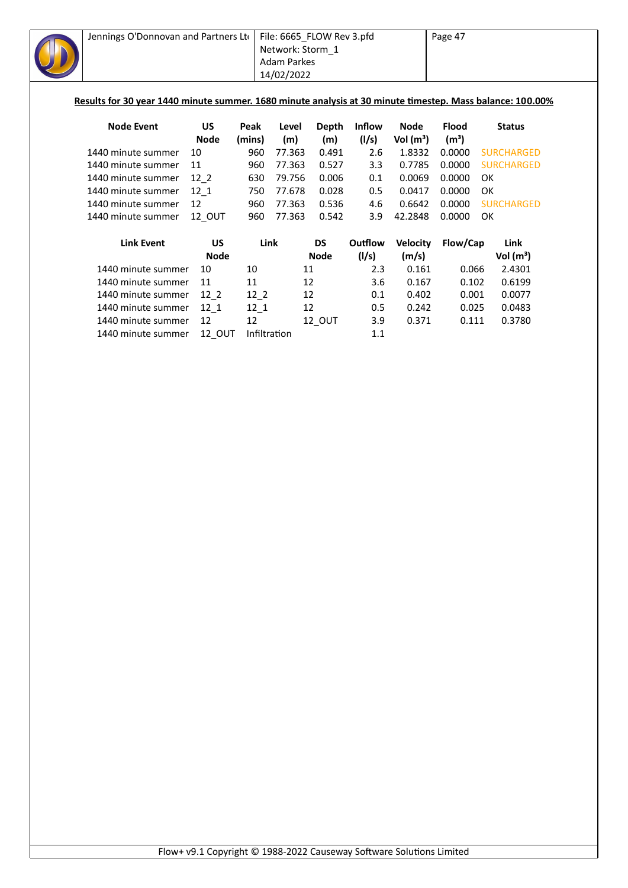**Results for 30 year 1440 minute summer. 1680 minute analysis at 30 minute timestep. Mass balance: 100.00%**

| Node Event | US Node | Peak (mins) | Level (m) | Depth (m) | Inflow (l/s) | Node Vol (m³) | Flood (m³) | Status |
|---|---|---|---|---|---|---|---|---|
| 1440 minute summer | 10 | 960 | 77.363 | 0.491 | 2.6 | 1.8332 | 0.0000 | SURCHARGED |
| 1440 minute summer | 11 | 960 | 77.363 | 0.527 | 3.3 | 0.7785 | 0.0000 | SURCHARGED |
| 1440 minute summer | 12_2 | 630 | 79.756 | 0.006 | 0.1 | 0.0069 | 0.0000 | OK |
| 1440 minute summer | 12_1 | 750 | 77.678 | 0.028 | 0.5 | 0.0417 | 0.0000 | OK |
| 1440 minute summer | 12 | 960 | 77.363 | 0.536 | 4.6 | 0.6642 | 0.0000 | SURCHARGED |
| 1440 minute summer | 12_OUT | 960 | 77.363 | 0.542 | 3.9 | 42.2848 | 0.0000 | OK |

| Link Event | US Node | Link | DS Node | Outflow (l/s) | Velocity (m/s) | Flow/Cap | Link Vol (m³) |
|---|---|---|---|---|---|---|---|
| 1440 minute summer | 10 | 10 | 11 | 2.3 | 0.161 | 0.066 | 2.4301 |
| 1440 minute summer | 11 | 11 | 12 | 3.6 | 0.167 | 0.102 | 0.6199 |
| 1440 minute summer | 12_2 | 12_2 | 12 | 0.1 | 0.402 | 0.001 | 0.0077 |
| 1440 minute summer | 12_1 | 12_1 | 12 | 0.5 | 0.242 | 0.025 | 0.0483 |
| 1440 minute summer | 12 | 12 | 12_OUT | 3.9 | 0.371 | 0.111 | 0.3780 |
| 1440 minute summer | 12_OUT | Infiltration | | 1.1 | | | |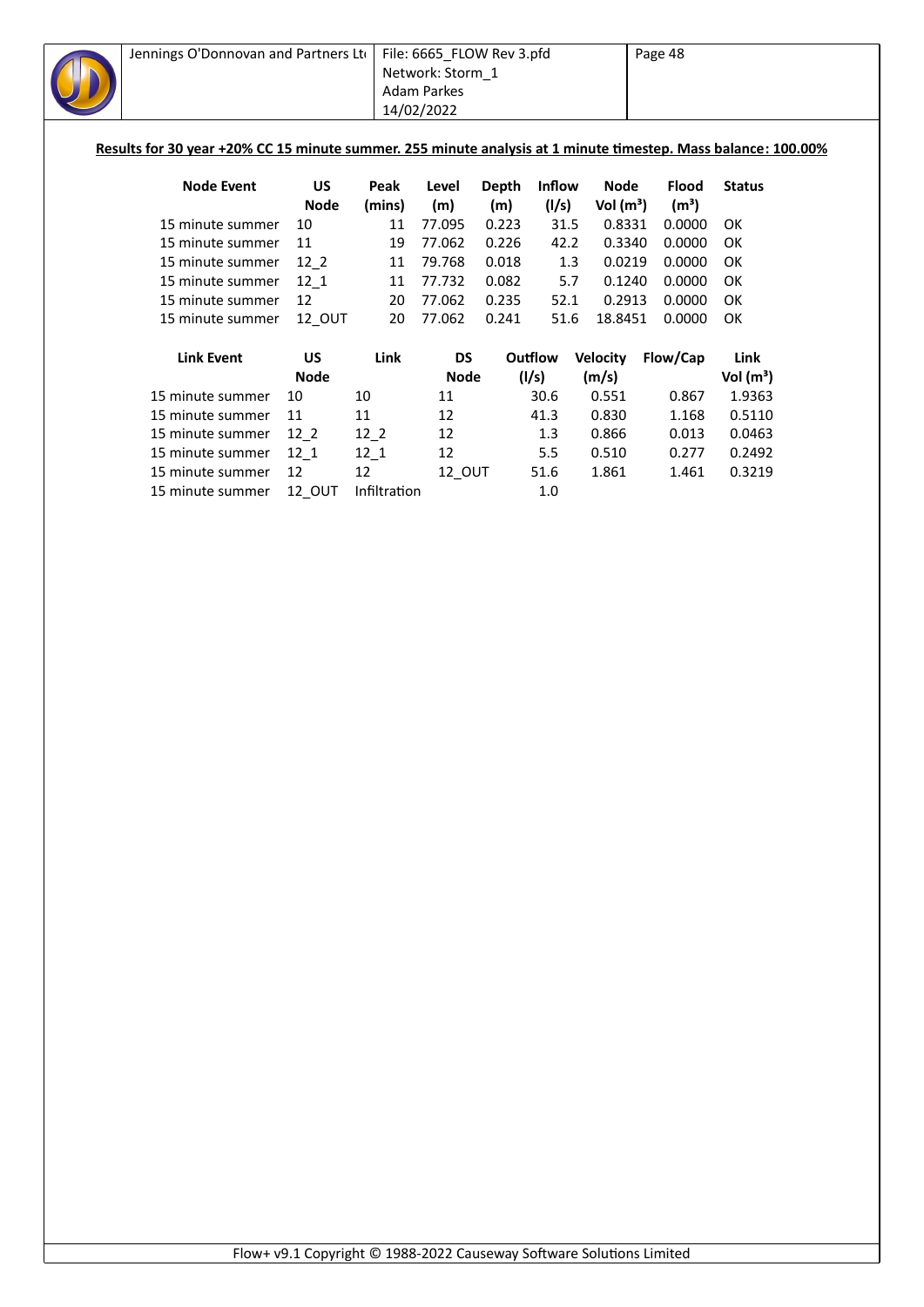**Results for 30 year +20% CC 15 minute summer. 255 minute analysis at 1 minute timestep. Mass balance: 100.00%**

| Node Event | US Node | Peak (mins) | Level (m) | Depth (m) | Inflow (l/s) | Node Vol (m³) | Flood (m³) | Status |
|---|---|---|---|---|---|---|---|---|
| 15 minute summer | 10 | 11 | 77.095 | 0.223 | 31.5 | 0.8331 | 0.0000 | OK |
| 15 minute summer | 11 | 19 | 77.062 | 0.226 | 42.2 | 0.3340 | 0.0000 | OK |
| 15 minute summer | 12_2 | 11 | 79.768 | 0.018 | 1.3 | 0.0219 | 0.0000 | OK |
| 15 minute summer | 12_1 | 11 | 77.732 | 0.082 | 5.7 | 0.1240 | 0.0000 | OK |
| 15 minute summer | 12 | 20 | 77.062 | 0.235 | 52.1 | 0.2913 | 0.0000 | OK |
| 15 minute summer | 12_OUT | 20 | 77.062 | 0.241 | 51.6 | 18.8451 | 0.0000 | OK |

| Link Event | US Node | Link | DS Node | Outflow (l/s) | Velocity (m/s) | Flow/Cap | Link Vol (m³) |
|---|---|---|---|---|---|---|---|
| 15 minute summer | 10 | 10 | 11 | 30.6 | 0.551 | 0.867 | 1.9363 |
| 15 minute summer | 11 | 11 | 12 | 41.3 | 0.830 | 1.168 | 0.5110 |
| 15 minute summer | 12_2 | 12_2 | 12 | 1.3 | 0.866 | 0.013 | 0.0463 |
| 15 minute summer | 12_1 | 12_1 | 12 | 5.5 | 0.510 | 0.277 | 0.2492 |
| 15 minute summer | 12 | 12 | 12_OUT | 51.6 | 1.861 | 1.461 | 0.3219 |
| 15 minute summer | 12_OUT | Infiltration | | 1.0 | | | |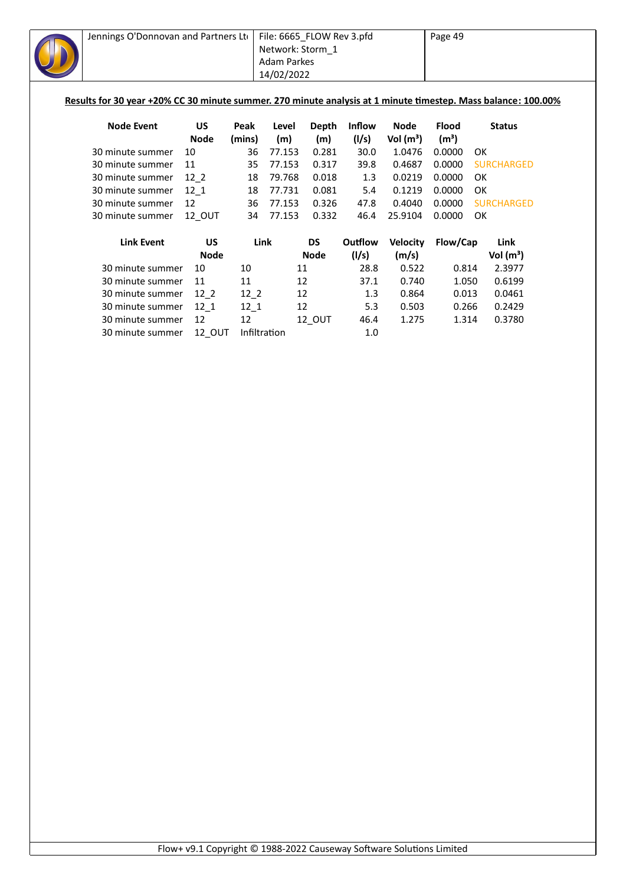**Results for 30 year +20% CC 30 minute summer. 270 minute analysis at 1 minute timestep. Mass balance: 100.00%**

| Node Event | US Node | Peak (mins) | Level (m) | Depth (m) | Inflow (l/s) | Node Vol (m³) | Flood (m³) | Status |
|---|---|---|---|---|---|---|---|---|
| 30 minute summer | 10 | 36 | 77.153 | 0.281 | 30.0 | 1.0476 | 0.0000 | OK |
| 30 minute summer | 11 | 35 | 77.153 | 0.317 | 39.8 | 0.4687 | 0.0000 | SURCHARGED |
| 30 minute summer | 12_2 | 18 | 79.768 | 0.018 | 1.3 | 0.0219 | 0.0000 | OK |
| 30 minute summer | 12_1 | 18 | 77.731 | 0.081 | 5.4 | 0.1219 | 0.0000 | OK |
| 30 minute summer | 12 | 36 | 77.153 | 0.326 | 47.8 | 0.4040 | 0.0000 | SURCHARGED |
| 30 minute summer | 12_OUT | 34 | 77.153 | 0.332 | 46.4 | 25.9104 | 0.0000 | OK |

| Link Event | US Node | Link | DS Node | Outflow (l/s) | Velocity (m/s) | Flow/Cap | Link Vol (m³) |
|---|---|---|---|---|---|---|---|
| 30 minute summer | 10 | 10 | 11 | 28.8 | 0.522 | 0.814 | 2.3977 |
| 30 minute summer | 11 | 11 | 12 | 37.1 | 0.740 | 1.050 | 0.6199 |
| 30 minute summer | 12_2 | 12_2 | 12 | 1.3 | 0.864 | 0.013 | 0.0461 |
| 30 minute summer | 12_1 | 12_1 | 12 | 5.3 | 0.503 | 0.266 | 0.2429 |
| 30 minute summer | 12 | 12 | 12_OUT | 46.4 | 1.275 | 1.314 | 0.3780 |
| 30 minute summer | 12_OUT | Infiltration | | 1.0 | | | |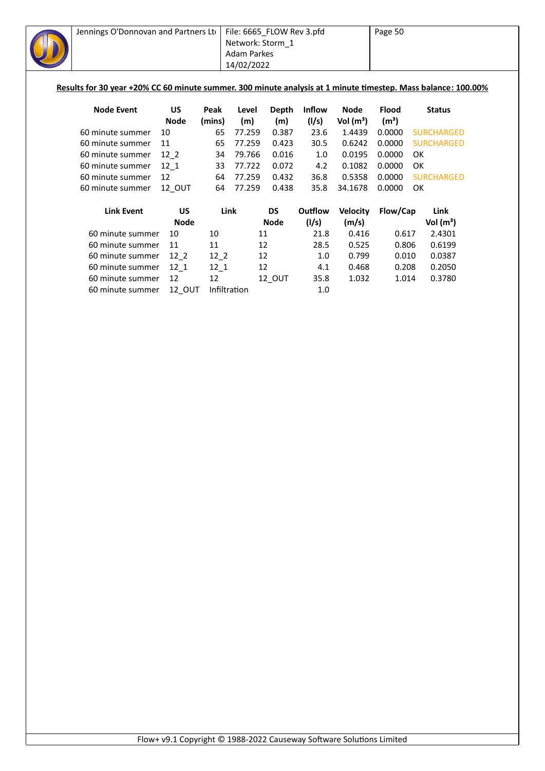**Results for 30 year +20% CC 60 minute summer. 300 minute analysis at 1 minute timestep. Mass balance: 100.00%**

| Node Event | US Node | Peak (mins) | Level (m) | Depth (m) | Inflow (l/s) | Node Vol (m³) | Flood (m³) | Status |
|---|---|---|---|---|---|---|---|---|
| 60 minute summer | 10 | 65 | 77.259 | 0.387 | 23.6 | 1.4439 | 0.0000 | SURCHARGED |
| 60 minute summer | 11 | 65 | 77.259 | 0.423 | 30.5 | 0.6242 | 0.0000 | SURCHARGED |
| 60 minute summer | 12_2 | 34 | 79.766 | 0.016 | 1.0 | 0.0195 | 0.0000 | OK |
| 60 minute summer | 12_1 | 33 | 77.722 | 0.072 | 4.2 | 0.1082 | 0.0000 | OK |
| 60 minute summer | 12 | 64 | 77.259 | 0.432 | 36.8 | 0.5358 | 0.0000 | SURCHARGED |
| 60 minute summer | 12_OUT | 64 | 77.259 | 0.438 | 35.8 | 34.1678 | 0.0000 | OK |

| Link Event | US Node | Link | DS Node | Outflow (l/s) | Velocity (m/s) | Flow/Cap | Link Vol (m³) |
|---|---|---|---|---|---|---|---|
| 60 minute summer | 10 | 10 | 11 | 21.8 | 0.416 | 0.617 | 2.4301 |
| 60 minute summer | 11 | 11 | 12 | 28.5 | 0.525 | 0.806 | 0.6199 |
| 60 minute summer | 12_2 | 12_2 | 12 | 1.0 | 0.799 | 0.010 | 0.0387 |
| 60 minute summer | 12_1 | 12_1 | 12 | 4.1 | 0.468 | 0.208 | 0.2050 |
| 60 minute summer | 12 | 12 | 12_OUT | 35.8 | 1.032 | 1.014 | 0.3780 |
| 60 minute summer | 12_OUT | Infiltration | | 1.0 | | | |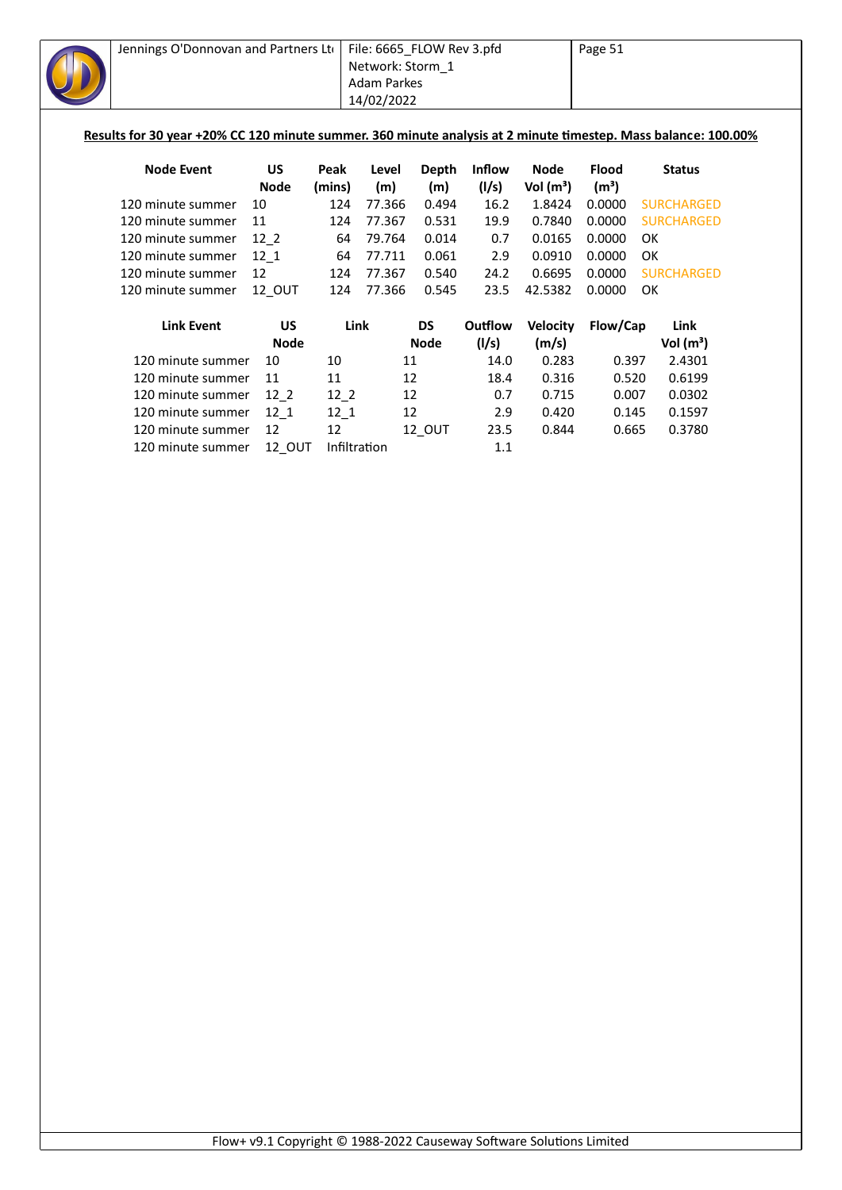**Results for 30 year +20% CC 120 minute summer. 360 minute analysis at 2 minute timestep. Mass balance: 100.00%**

| Node Event | US Node | Peak (mins) | Level (m) | Depth (m) | Inflow (l/s) | Node Vol (m³) | Flood (m³) | Status |
|---|---|---|---|---|---|---|---|---|
| 120 minute summer | 10 | 124 | 77.366 | 0.494 | 16.2 | 1.8424 | 0.0000 | SURCHARGED |
| 120 minute summer | 11 | 124 | 77.367 | 0.531 | 19.9 | 0.7840 | 0.0000 | SURCHARGED |
| 120 minute summer | 12_2 | 64 | 79.764 | 0.014 | 0.7 | 0.0165 | 0.0000 | OK |
| 120 minute summer | 12_1 | 64 | 77.711 | 0.061 | 2.9 | 0.0910 | 0.0000 | OK |
| 120 minute summer | 12 | 124 | 77.367 | 0.540 | 24.2 | 0.6695 | 0.0000 | SURCHARGED |
| 120 minute summer | 12_OUT | 124 | 77.366 | 0.545 | 23.5 | 42.5382 | 0.0000 | OK |

| Link Event | US Node | Link | DS Node | Outflow (l/s) | Velocity (m/s) | Flow/Cap | Link Vol (m³) |
|---|---|---|---|---|---|---|---|
| 120 minute summer | 10 | 10 | 11 | 14.0 | 0.283 | 0.397 | 2.4301 |
| 120 minute summer | 11 | 11 | 12 | 18.4 | 0.316 | 0.520 | 0.6199 |
| 120 minute summer | 12_2 | 12_2 | 12 | 0.7 | 0.715 | 0.007 | 0.0302 |
| 120 minute summer | 12_1 | 12_1 | 12 | 2.9 | 0.420 | 0.145 | 0.1597 |
| 120 minute summer | 12 | 12 | 12_OUT | 23.5 | 0.844 | 0.665 | 0.3780 |
| 120 minute summer | 12_OUT | Infiltration | | 1.1 | | | |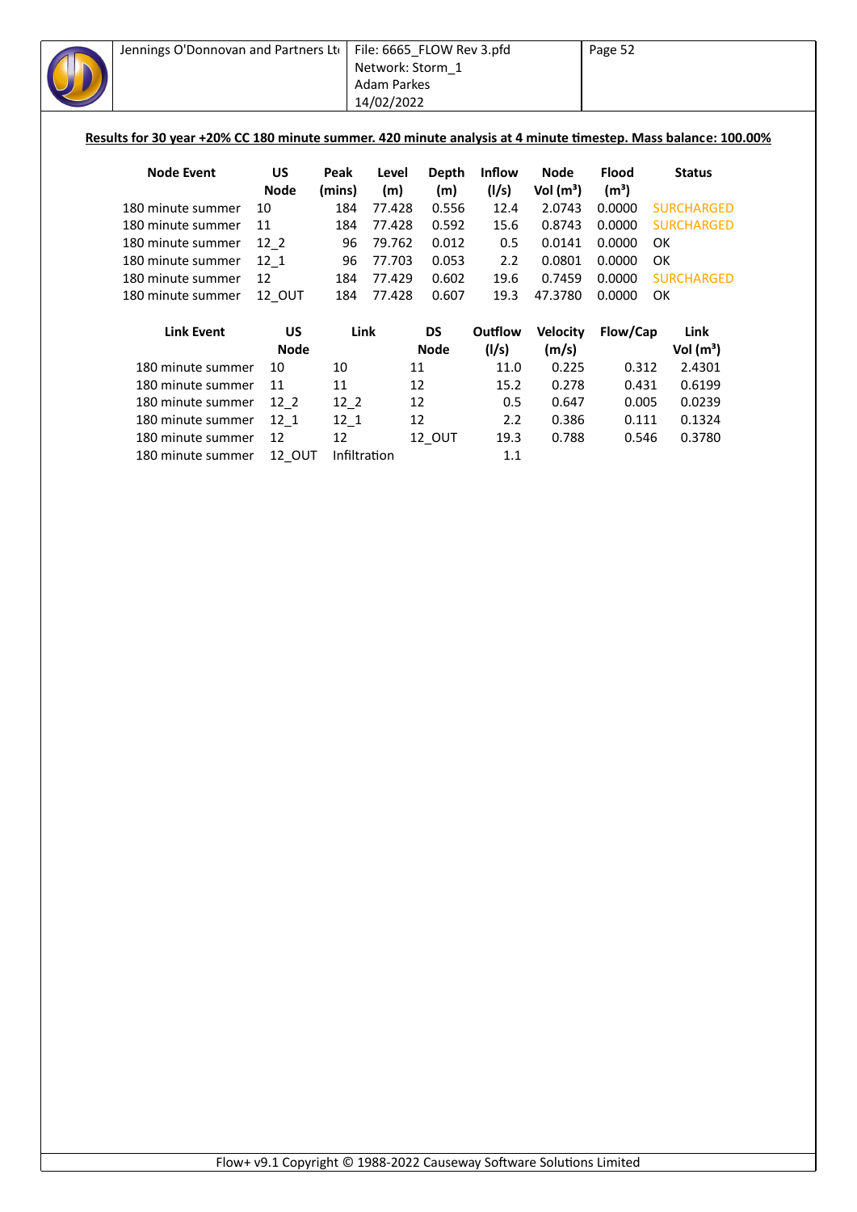**Results for 30 year +20% CC 180 minute summer. 420 minute analysis at 4 minute timestep. Mass balance: 100.00%**

| Node Event | US Node | Peak (mins) | Level (m) | Depth (m) | Inflow (l/s) | Node Vol (m³) | Flood (m³) | Status |
|---|---|---|---|---|---|---|---|---|
| 180 minute summer | 10 | 184 | 77.428 | 0.556 | 12.4 | 2.0743 | 0.0000 | SURCHARGED |
| 180 minute summer | 11 | 184 | 77.428 | 0.592 | 15.6 | 0.8743 | 0.0000 | SURCHARGED |
| 180 minute summer | 12_2 | 96 | 79.762 | 0.012 | 0.5 | 0.0141 | 0.0000 | OK |
| 180 minute summer | 12_1 | 96 | 77.703 | 0.053 | 2.2 | 0.0801 | 0.0000 | OK |
| 180 minute summer | 12 | 184 | 77.429 | 0.602 | 19.6 | 0.7459 | 0.0000 | SURCHARGED |
| 180 minute summer | 12_OUT | 184 | 77.428 | 0.607 | 19.3 | 47.3780 | 0.0000 | OK |

| Link Event | US Node | Link | DS Node | Outflow (l/s) | Velocity (m/s) | Flow/Cap | Link Vol (m³) |
|---|---|---|---|---|---|---|---|
| 180 minute summer | 10 | 10 | 11 | 11.0 | 0.225 | 0.312 | 2.4301 |
| 180 minute summer | 11 | 11 | 12 | 15.2 | 0.278 | 0.431 | 0.6199 |
| 180 minute summer | 12_2 | 12_2 | 12 | 0.5 | 0.647 | 0.005 | 0.0239 |
| 180 minute summer | 12_1 | 12_1 | 12 | 2.2 | 0.386 | 0.111 | 0.1324 |
| 180 minute summer | 12 | 12 | 12_OUT | 19.3 | 0.788 | 0.546 | 0.3780 |
| 180 minute summer | 12_OUT | Infiltration | | 1.1 | | | |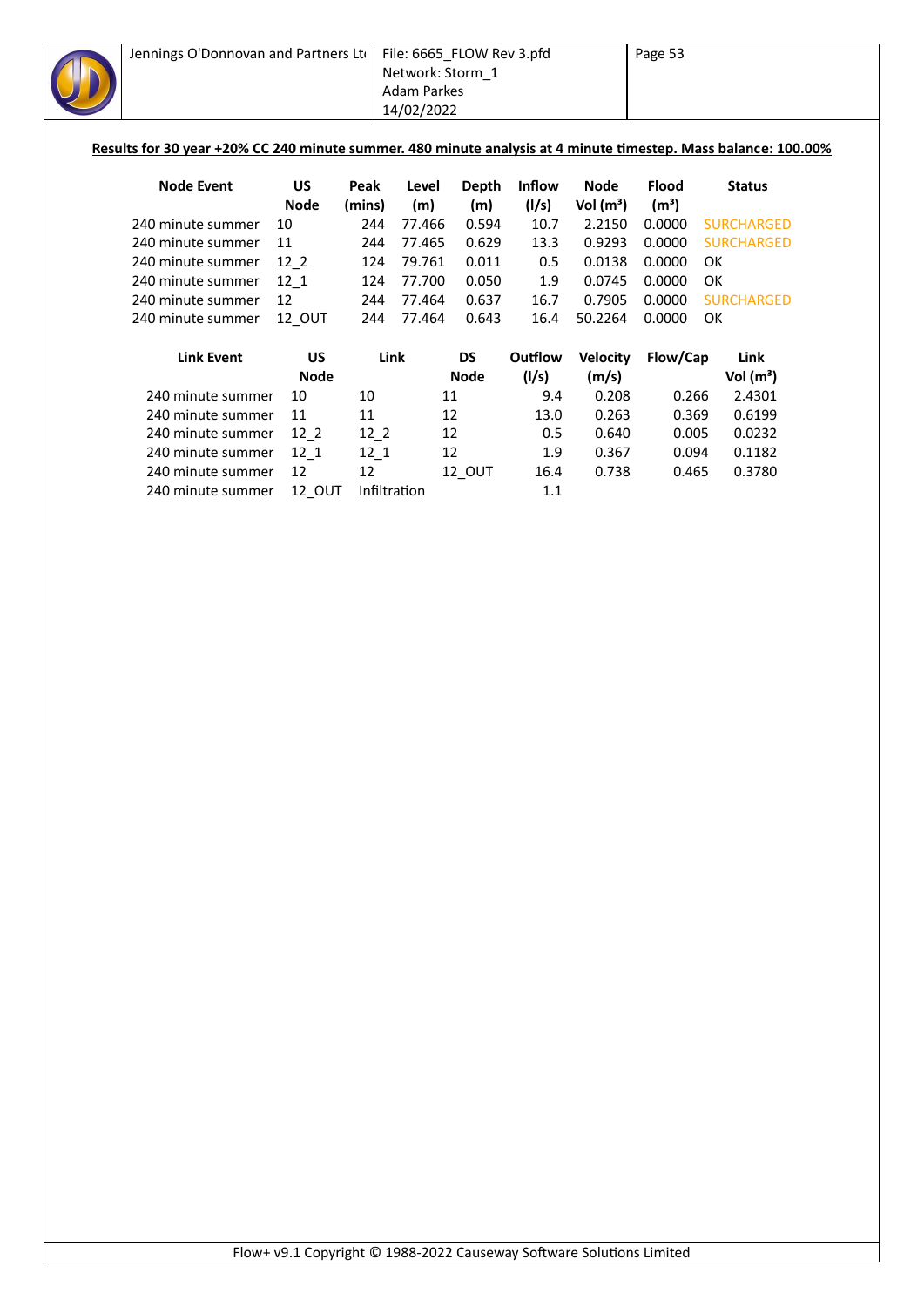**Results for 30 year +20% CC 240 minute summer. 480 minute analysis at 4 minute timestep. Mass balance: 100.00%**

| Node Event | US Node | Peak (mins) | Level (m) | Depth (m) | Inflow (l/s) | Node Vol ($m^3$) | Flood ($m^3$) | Status |
|---|---|---|---|---|---|---|---|---|
| 240 minute summer | 10 | 244 | 77.466 | 0.594 | 10.7 | 2.2150 | 0.0000 | SURCHARGED |
| 240 minute summer | 11 | 244 | 77.465 | 0.629 | 13.3 | 0.9293 | 0.0000 | SURCHARGED |
| 240 minute summer | 12_2 | 124 | 79.761 | 0.011 | 0.5 | 0.0138 | 0.0000 | OK |
| 240 minute summer | 12_1 | 124 | 77.700 | 0.050 | 1.9 | 0.0745 | 0.0000 | OK |
| 240 minute summer | 12 | 244 | 77.464 | 0.637 | 16.7 | 0.7905 | 0.0000 | SURCHARGED |
| 240 minute summer | 12_OUT | 244 | 77.464 | 0.643 | 16.4 | 50.2264 | 0.0000 | OK |

| Link Event | US Node | Link | DS Node | Outflow (l/s) | Velocity (m/s) | Flow/Cap | Link Vol ($m^3$) |
|---|---|---|---|---|---|---|---|
| 240 minute summer | 10 | 10 | 11 | 9.4 | 0.208 | 0.266 | 2.4301 |
| 240 minute summer | 11 | 11 | 12 | 13.0 | 0.263 | 0.369 | 0.6199 |
| 240 minute summer | 12_2 | 12_2 | 12 | 0.5 | 0.640 | 0.005 | 0.0232 |
| 240 minute summer | 12_1 | 12_1 | 12 | 1.9 | 0.367 | 0.094 | 0.1182 |
| 240 minute summer | 12 | 12 | 12_OUT | 16.4 | 0.738 | 0.465 | 0.3780 |
| 240 minute summer | 12_OUT | Infiltration | | 1.1 | | | |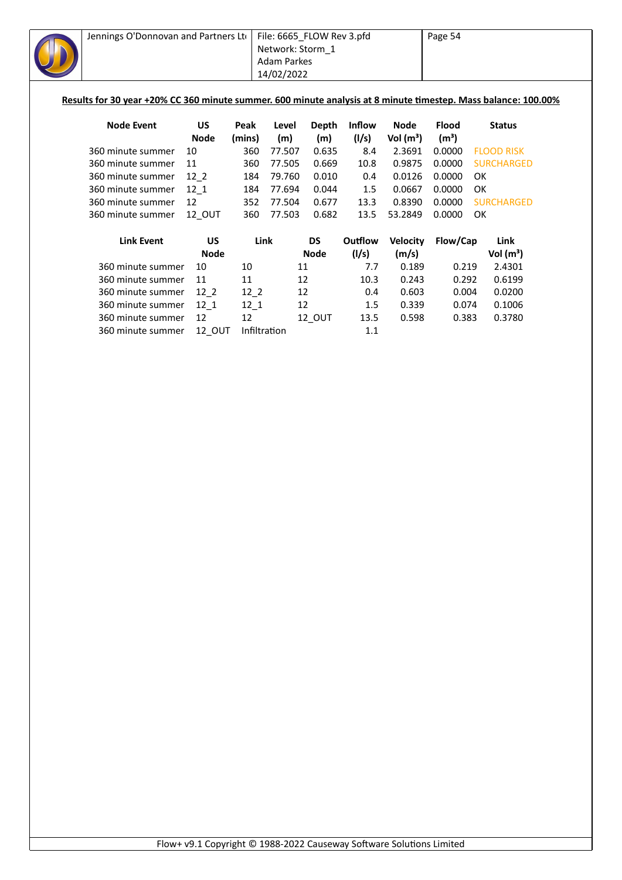**Results for 30 year +20% CC 360 minute summer. 600 minute analysis at 8 minute timestep. Mass balance: 100.00%**

| Node Event | US Node | Peak (mins) | Level (m) | Depth (m) | Inflow (l/s) | Node Vol (m³) | Flood (m³) | Status |
|---|---|---|---|---|---|---|---|---|
| 360 minute summer | 10 | 360 | 77.507 | 0.635 | 8.4 | 2.3691 | 0.0000 | FLOOD RISK |
| 360 minute summer | 11 | 360 | 77.505 | 0.669 | 10.8 | 0.9875 | 0.0000 | SURCHARGED |
| 360 minute summer | 12_2 | 184 | 79.760 | 0.010 | 0.4 | 0.0126 | 0.0000 | OK |
| 360 minute summer | 12_1 | 184 | 77.694 | 0.044 | 1.5 | 0.0667 | 0.0000 | OK |
| 360 minute summer | 12 | 352 | 77.504 | 0.677 | 13.3 | 0.8390 | 0.0000 | SURCHARGED |
| 360 minute summer | 12_OUT | 360 | 77.503 | 0.682 | 13.5 | 53.2849 | 0.0000 | OK |

| Link Event | US Node | Link | DS Node | Outflow (l/s) | Velocity (m/s) | Flow/Cap | Link Vol (m³) |
|---|---|---|---|---|---|---|---|
| 360 minute summer | 10 | 10 | 11 | 7.7 | 0.189 | 0.219 | 2.4301 |
| 360 minute summer | 11 | 11 | 12 | 10.3 | 0.243 | 0.292 | 0.6199 |
| 360 minute summer | 12_2 | 12_2 | 12 | 0.4 | 0.603 | 0.004 | 0.0200 |
| 360 minute summer | 12_1 | 12_1 | 12 | 1.5 | 0.339 | 0.074 | 0.1006 |
| 360 minute summer | 12 | 12 | 12_OUT | 13.5 | 0.598 | 0.383 | 0.3780 |
| 360 minute summer | 12_OUT | Infiltration | | 1.1 | | | |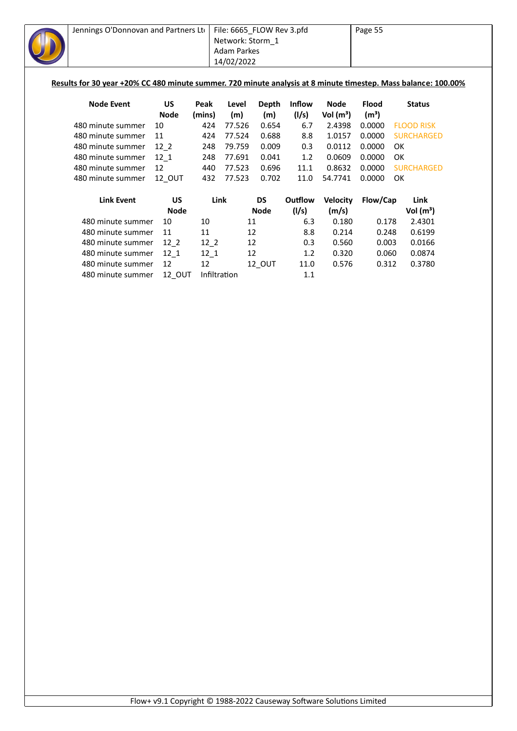**Results for 30 year +20% CC 480 minute summer. 720 minute analysis at 8 minute timestep. Mass balance: 100.00%**

| Node Event | US Node | Peak (mins) | Level (m) | Depth (m) | Inflow (l/s) | Node Vol (m³) | Flood (m³) | Status |
|---|---|---|---|---|---|---|---|---|
| 480 minute summer | 10 | 424 | 77.526 | 0.654 | 6.7 | 2.4398 | 0.0000 | FLOOD RISK |
| 480 minute summer | 11 | 424 | 77.524 | 0.688 | 8.8 | 1.0157 | 0.0000 | SURCHARGED |
| 480 minute summer | 12_2 | 248 | 79.759 | 0.009 | 0.3 | 0.0112 | 0.0000 | OK |
| 480 minute summer | 12_1 | 248 | 77.691 | 0.041 | 1.2 | 0.0609 | 0.0000 | OK |
| 480 minute summer | 12 | 440 | 77.523 | 0.696 | 11.1 | 0.8632 | 0.0000 | SURCHARGED |
| 480 minute summer | 12_OUT | 432 | 77.523 | 0.702 | 11.0 | 54.7741 | 0.0000 | OK |

| Link Event | US Node | Link | DS Node | Outflow (l/s) | Velocity (m/s) | Flow/Cap | Link Vol (m³) |
|---|---|---|---|---|---|---|---|
| 480 minute summer | 10 | 10 | 11 | 6.3 | 0.180 | 0.178 | 2.4301 |
| 480 minute summer | 11 | 11 | 12 | 8.8 | 0.214 | 0.248 | 0.6199 |
| 480 minute summer | 12_2 | 12_2 | 12 | 0.3 | 0.560 | 0.003 | 0.0166 |
| 480 minute summer | 12_1 | 12_1 | 12 | 1.2 | 0.320 | 0.060 | 0.0874 |
| 480 minute summer | 12 | 12 | 12_OUT | 11.0 | 0.576 | 0.312 | 0.3780 |
| 480 minute summer | 12_OUT | Infiltration | | 1.1 | | | |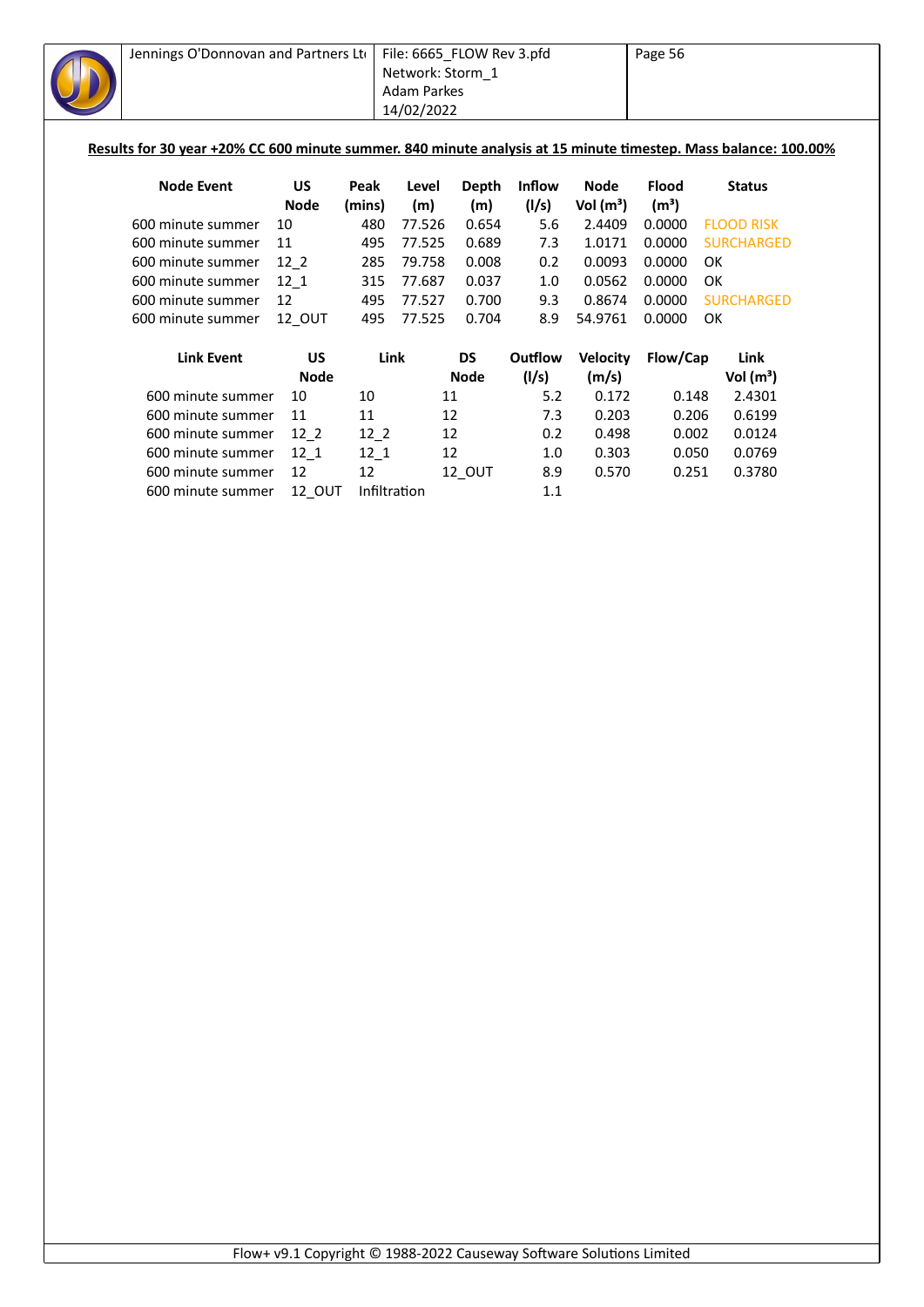**Results for 30 year +20% CC 600 minute summer. 840 minute analysis at 15 minute timestep. Mass balance: 100.00%**

| Node Event | US Node | Peak (mins) | Level (m) | Depth (m) | Inflow (l/s) | Node Vol (m³) | Flood (m³) | Status |
|---|---|---|---|---|---|---|---|---|
| 600 minute summer | 10 | 480 | 77.526 | 0.654 | 5.6 | 2.4409 | 0.0000 | FLOOD RISK |
| 600 minute summer | 11 | 495 | 77.525 | 0.689 | 7.3 | 1.0171 | 0.0000 | SURCHARGED |
| 600 minute summer | 12_2 | 285 | 79.758 | 0.008 | 0.2 | 0.0093 | 0.0000 | OK |
| 600 minute summer | 12_1 | 315 | 77.687 | 0.037 | 1.0 | 0.0562 | 0.0000 | OK |
| 600 minute summer | 12 | 495 | 77.527 | 0.700 | 9.3 | 0.8674 | 0.0000 | SURCHARGED |
| 600 minute summer | 12_OUT | 495 | 77.525 | 0.704 | 8.9 | 54.9761 | 0.0000 | OK |

| Link Event | US Node | Link | DS Node | Outflow (l/s) | Velocity (m/s) | Flow/Cap | Link Vol (m³) |
|---|---|---|---|---|---|---|---|
| 600 minute summer | 10 | 10 | 11 | 5.2 | 0.172 | 0.148 | 2.4301 |
| 600 minute summer | 11 | 11 | 12 | 7.3 | 0.203 | 0.206 | 0.6199 |
| 600 minute summer | 12_2 | 12_2 | 12 | 0.2 | 0.498 | 0.002 | 0.0124 |
| 600 minute summer | 12_1 | 12_1 | 12 | 1.0 | 0.303 | 0.050 | 0.0769 |
| 600 minute summer | 12 | 12 | 12_OUT | 8.9 | 0.570 | 0.251 | 0.3780 |
| 600 minute summer | 12_OUT | Infiltration | | 1.1 | | | |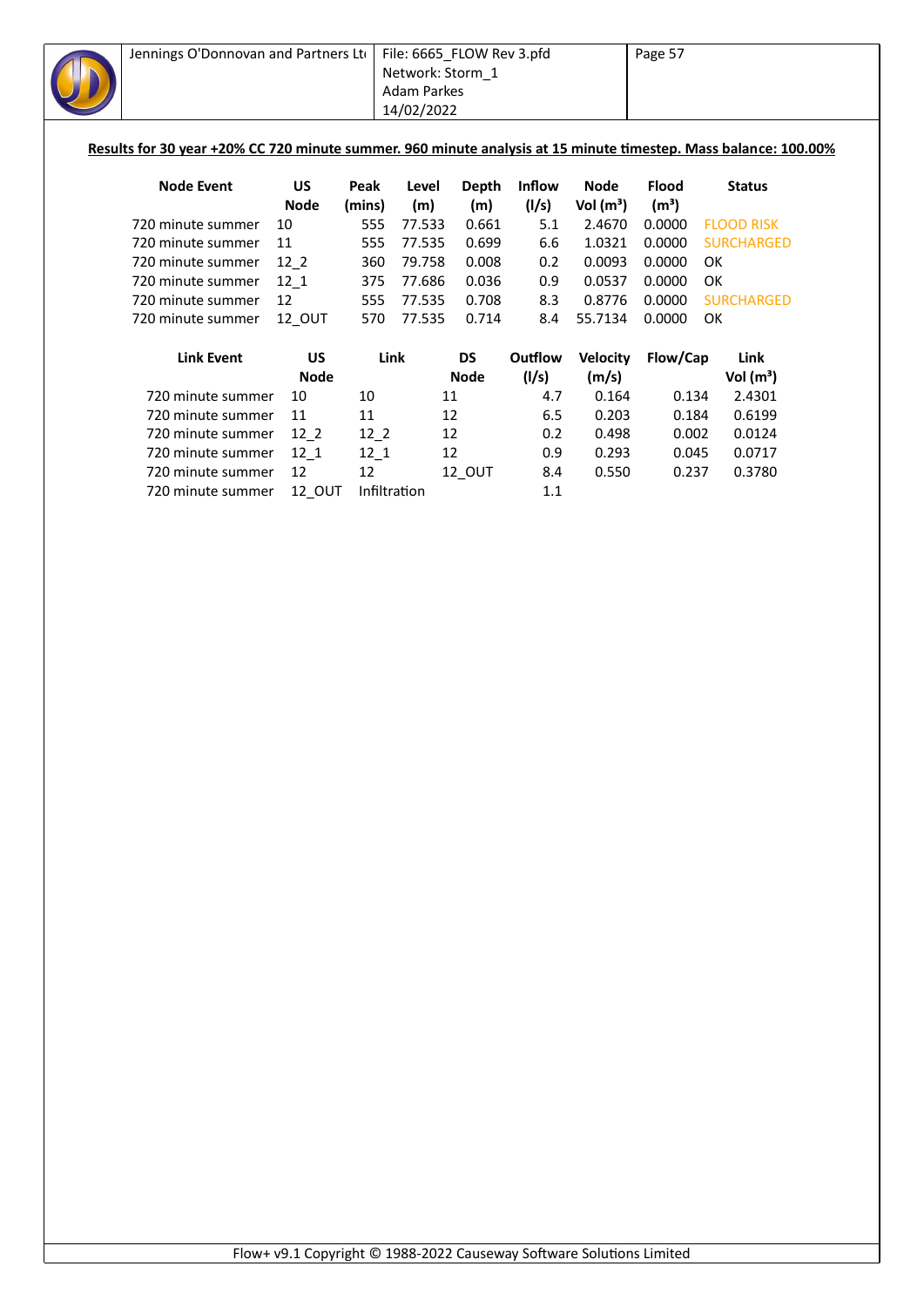**Results for 30 year +20% CC 720 minute summer. 960 minute analysis at 15 minute timestep. Mass balance: 100.00%**

| Node Event | US Node | Peak (mins) | Level (m) | Depth (m) | Inflow (l/s) | Node Vol (m³) | Flood (m³) | Status |
|---|---|---|---|---|---|---|---|---|
| 720 minute summer | 10 | 555 | 77.533 | 0.661 | 5.1 | 2.4670 | 0.0000 | FLOOD RISK |
| 720 minute summer | 11 | 555 | 77.535 | 0.699 | 6.6 | 1.0321 | 0.0000 | SURCHARGED |
| 720 minute summer | 12_2 | 360 | 79.758 | 0.008 | 0.2 | 0.0093 | 0.0000 | OK |
| 720 minute summer | 12_1 | 375 | 77.686 | 0.036 | 0.9 | 0.0537 | 0.0000 | OK |
| 720 minute summer | 12 | 555 | 77.535 | 0.708 | 8.3 | 0.8776 | 0.0000 | SURCHARGED |
| 720 minute summer | 12_OUT | 570 | 77.535 | 0.714 | 8.4 | 55.7134 | 0.0000 | OK |

| Link Event | US Node | Link | DS Node | Outflow (l/s) | Velocity (m/s) | Flow/Cap | Link Vol (m³) |
|---|---|---|---|---|---|---|---|
| 720 minute summer | 10 | 10 | 11 | 4.7 | 0.164 | 0.134 | 2.4301 |
| 720 minute summer | 11 | 11 | 12 | 6.5 | 0.203 | 0.184 | 0.6199 |
| 720 minute summer | 12_2 | 12_2 | 12 | 0.2 | 0.498 | 0.002 | 0.0124 |
| 720 minute summer | 12_1 | 12_1 | 12 | 0.9 | 0.293 | 0.045 | 0.0717 |
| 720 minute summer | 12 | 12 | 12_OUT | 8.4 | 0.550 | 0.237 | 0.3780 |
| 720 minute summer | 12_OUT | Infiltration | | 1.1 | | | |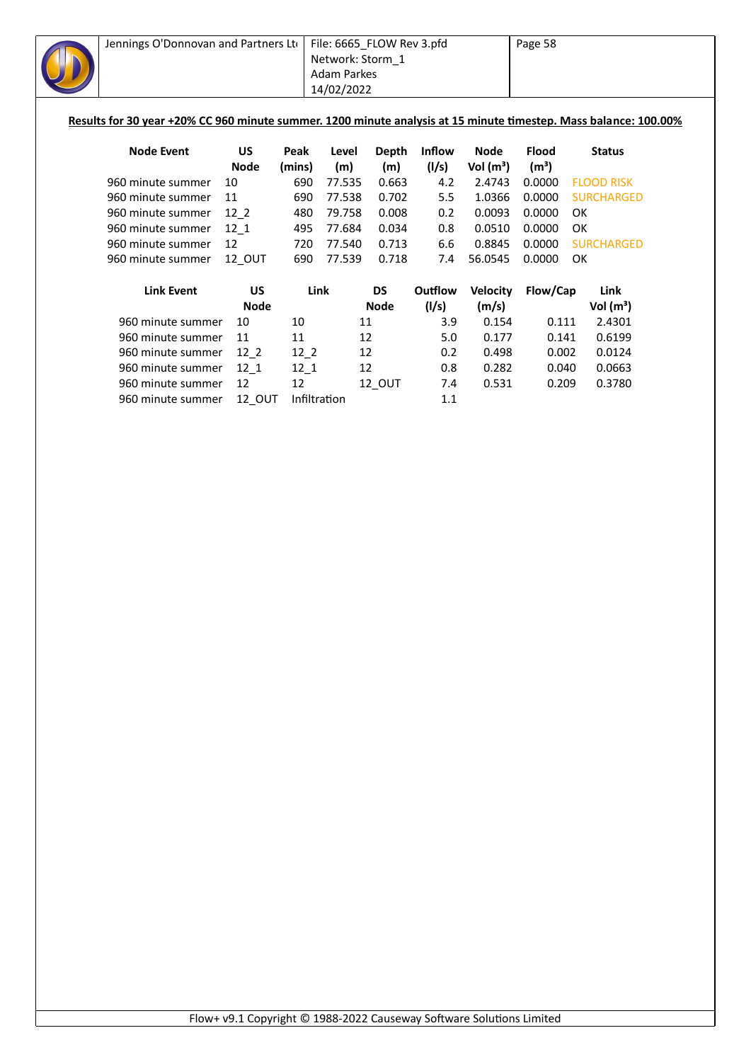**Results for 30 year +20% CC 960 minute summer. 1200 minute analysis at 15 minute timestep. Mass balance: 100.00%**

| Node Event | US Node | Peak (mins) | Level (m) | Depth (m) | Inflow (l/s) | Node Vol (m³) | Flood (m³) | Status |
|---|---|---|---|---|---|---|---|---|
| 960 minute summer | 10 | 690 | 77.535 | 0.663 | 4.2 | 2.4743 | 0.0000 | FLOOD RISK |
| 960 minute summer | 11 | 690 | 77.538 | 0.702 | 5.5 | 1.0366 | 0.0000 | SURCHARGED |
| 960 minute summer | 12_2 | 480 | 79.758 | 0.008 | 0.2 | 0.0093 | 0.0000 | OK |
| 960 minute summer | 12_1 | 495 | 77.684 | 0.034 | 0.8 | 0.0510 | 0.0000 | OK |
| 960 minute summer | 12 | 720 | 77.540 | 0.713 | 6.6 | 0.8845 | 0.0000 | SURCHARGED |
| 960 minute summer | 12_OUT | 690 | 77.539 | 0.718 | 7.4 | 56.0545 | 0.0000 | OK |

| Link Event | US Node | Link | DS Node | Outflow (l/s) | Velocity (m/s) | Flow/Cap | Link Vol (m³) |
|---|---|---|---|---|---|---|---|
| 960 minute summer | 10 | 10 | 11 | 3.9 | 0.154 | 0.111 | 2.4301 |
| 960 minute summer | 11 | 11 | 12 | 5.0 | 0.177 | 0.141 | 0.6199 |
| 960 minute summer | 12_2 | 12_2 | 12 | 0.2 | 0.498 | 0.002 | 0.0124 |
| 960 minute summer | 12_1 | 12_1 | 12 | 0.8 | 0.282 | 0.040 | 0.0663 |
| 960 minute summer | 12 | 12 | 12_OUT | 7.4 | 0.531 | 0.209 | 0.3780 |
| 960 minute summer | 12_OUT | Infiltration | | 1.1 | | | |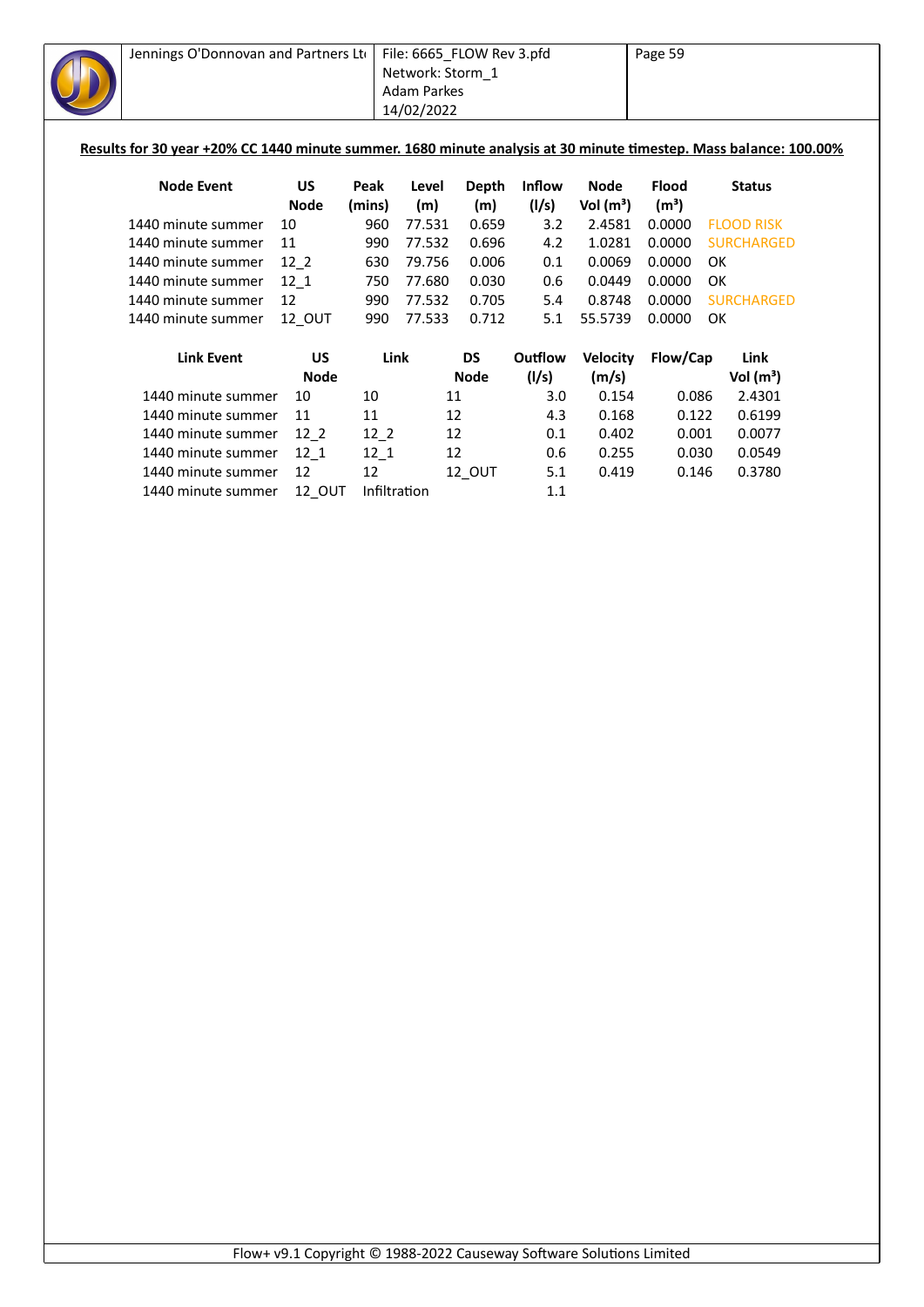**Results for 30 year +20% CC 1440 minute summer. 1680 minute analysis at 30 minute timestep. Mass balance: 100.00%**

| Node Event | US Node | Peak (mins) | Level (m) | Depth (m) | Inflow (l/s) | Node Vol (m³) | Flood (m³) | Status |
|---|---|---|---|---|---|---|---|---|
| 1440 minute summer | 10 | 960 | 77.531 | 0.659 | 3.2 | 2.4581 | 0.0000 | FLOOD RISK |
| 1440 minute summer | 11 | 990 | 77.532 | 0.696 | 4.2 | 1.0281 | 0.0000 | SURCHARGED |
| 1440 minute summer | 12_2 | 630 | 79.756 | 0.006 | 0.1 | 0.0069 | 0.0000 | OK |
| 1440 minute summer | 12_1 | 750 | 77.680 | 0.030 | 0.6 | 0.0449 | 0.0000 | OK |
| 1440 minute summer | 12 | 990 | 77.532 | 0.705 | 5.4 | 0.8748 | 0.0000 | SURCHARGED |
| 1440 minute summer | 12_OUT | 990 | 77.533 | 0.712 | 5.1 | 55.5739 | 0.0000 | OK |

| Link Event | US Node | Link | DS Node | Outflow (l/s) | Velocity (m/s) | Flow/Cap | Link Vol (m³) |
|---|---|---|---|---|---|---|---|
| 1440 minute summer | 10 | 10 | 11 | 3.0 | 0.154 | 0.086 | 2.4301 |
| 1440 minute summer | 11 | 11 | 12 | 4.3 | 0.168 | 0.122 | 0.6199 |
| 1440 minute summer | 12_2 | 12_2 | 12 | 0.1 | 0.402 | 0.001 | 0.0077 |
| 1440 minute summer | 12_1 | 12_1 | 12 | 0.6 | 0.255 | 0.030 | 0.0549 |
| 1440 minute summer | 12 | 12 | 12_OUT | 5.1 | 0.419 | 0.146 | 0.3780 |
| 1440 minute summer | 12_OUT | Infiltration | | 1.1 | | | |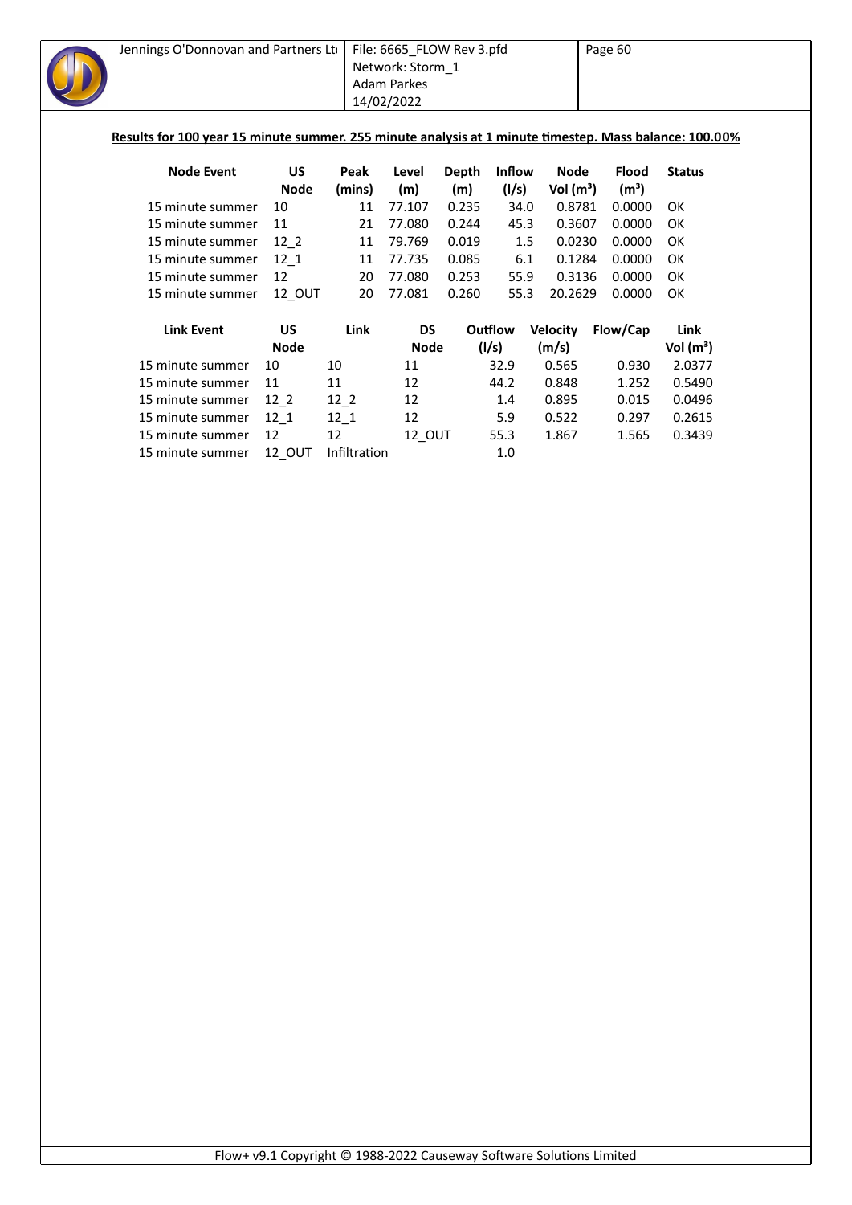**Results for 100 year 15 minute summer. 255 minute analysis at 1 minute timestep. Mass balance: 100.00%**

| Node Event | US Node | Peak (mins) | Level (m) | Depth (m) | Inflow (l/s) | Node Vol (m³) | Flood (m³) | Status |
|---|---|---|---|---|---|---|---|---|
| 15 minute summer | 10 | 11 | 77.107 | 0.235 | 34.0 | 0.8781 | 0.0000 | OK |
| 15 minute summer | 11 | 21 | 77.080 | 0.244 | 45.3 | 0.3607 | 0.0000 | OK |
| 15 minute summer | 12_2 | 11 | 79.769 | 0.019 | 1.5 | 0.0230 | 0.0000 | OK |
| 15 minute summer | 12_1 | 11 | 77.735 | 0.085 | 6.1 | 0.1284 | 0.0000 | OK |
| 15 minute summer | 12 | 20 | 77.080 | 0.253 | 55.9 | 0.3136 | 0.0000 | OK |
| 15 minute summer | 12_OUT | 20 | 77.081 | 0.260 | 55.3 | 20.2629 | 0.0000 | OK |

| Link Event | US Node | Link | DS Node | Outflow (l/s) | Velocity (m/s) | Flow/Cap | Link Vol (m³) |
|---|---|---|---|---|---|---|---|
| 15 minute summer | 10 | 10 | 11 | 32.9 | 0.565 | 0.930 | 2.0377 |
| 15 minute summer | 11 | 11 | 12 | 44.2 | 0.848 | 1.252 | 0.5490 |
| 15 minute summer | 12_2 | 12_2 | 12 | 1.4 | 0.895 | 0.015 | 0.0496 |
| 15 minute summer | 12_1 | 12_1 | 12 | 5.9 | 0.522 | 0.297 | 0.2615 |
| 15 minute summer | 12 | 12 | 12_OUT | 55.3 | 1.867 | 1.565 | 0.3439 |
| 15 minute summer | 12_OUT | Infiltration | | 1.0 | | | |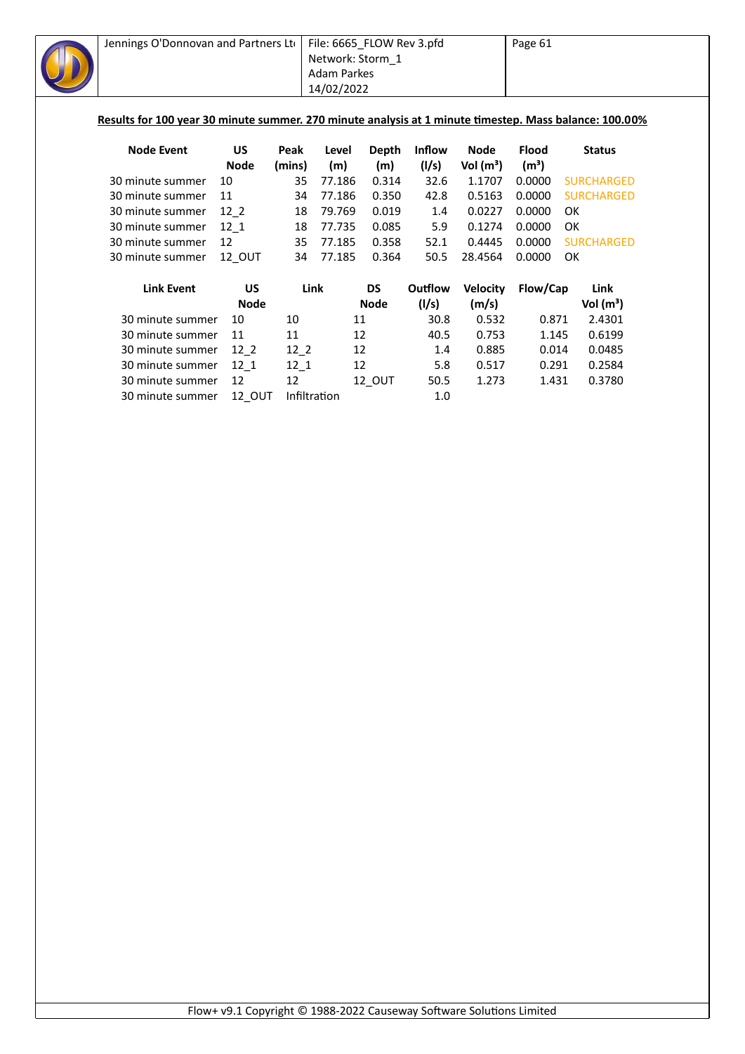**Results for 100 year 30 minute summer. 270 minute analysis at 1 minute timestep. Mass balance: 100.00%**

| Node Event | US Node | Peak (mins) | Level (m) | Depth (m) | Inflow (l/s) | Node Vol (m³) | Flood (m³) | Status |
|---|---|---|---|---|---|---|---|---|
| 30 minute summer | 10 | 35 | 77.186 | 0.314 | 32.6 | 1.1707 | 0.0000 | SURCHARGED |
| 30 minute summer | 11 | 34 | 77.186 | 0.350 | 42.8 | 0.5163 | 0.0000 | SURCHARGED |
| 30 minute summer | 12_2 | 18 | 79.769 | 0.019 | 1.4 | 0.0227 | 0.0000 | OK |
| 30 minute summer | 12_1 | 18 | 77.735 | 0.085 | 5.9 | 0.1274 | 0.0000 | OK |
| 30 minute summer | 12 | 35 | 77.185 | 0.358 | 52.1 | 0.4445 | 0.0000 | SURCHARGED |
| 30 minute summer | 12_OUT | 34 | 77.185 | 0.364 | 50.5 | 28.4564 | 0.0000 | OK |

| Link Event | US Node | Link | DS Node | Outflow (l/s) | Velocity (m/s) | Flow/Cap | Link Vol (m³) |
|---|---|---|---|---|---|---|---|
| 30 minute summer | 10 | 10 | 11 | 30.8 | 0.532 | 0.871 | 2.4301 |
| 30 minute summer | 11 | 11 | 12 | 40.5 | 0.753 | 1.145 | 0.6199 |
| 30 minute summer | 12_2 | 12_2 | 12 | 1.4 | 0.885 | 0.014 | 0.0485 |
| 30 minute summer | 12_1 | 12_1 | 12 | 5.8 | 0.517 | 0.291 | 0.2584 |
| 30 minute summer | 12 | 12 | 12_OUT | 50.5 | 1.273 | 1.431 | 0.3780 |
| 30 minute summer | 12_OUT | Infiltration | | 1.0 | | | |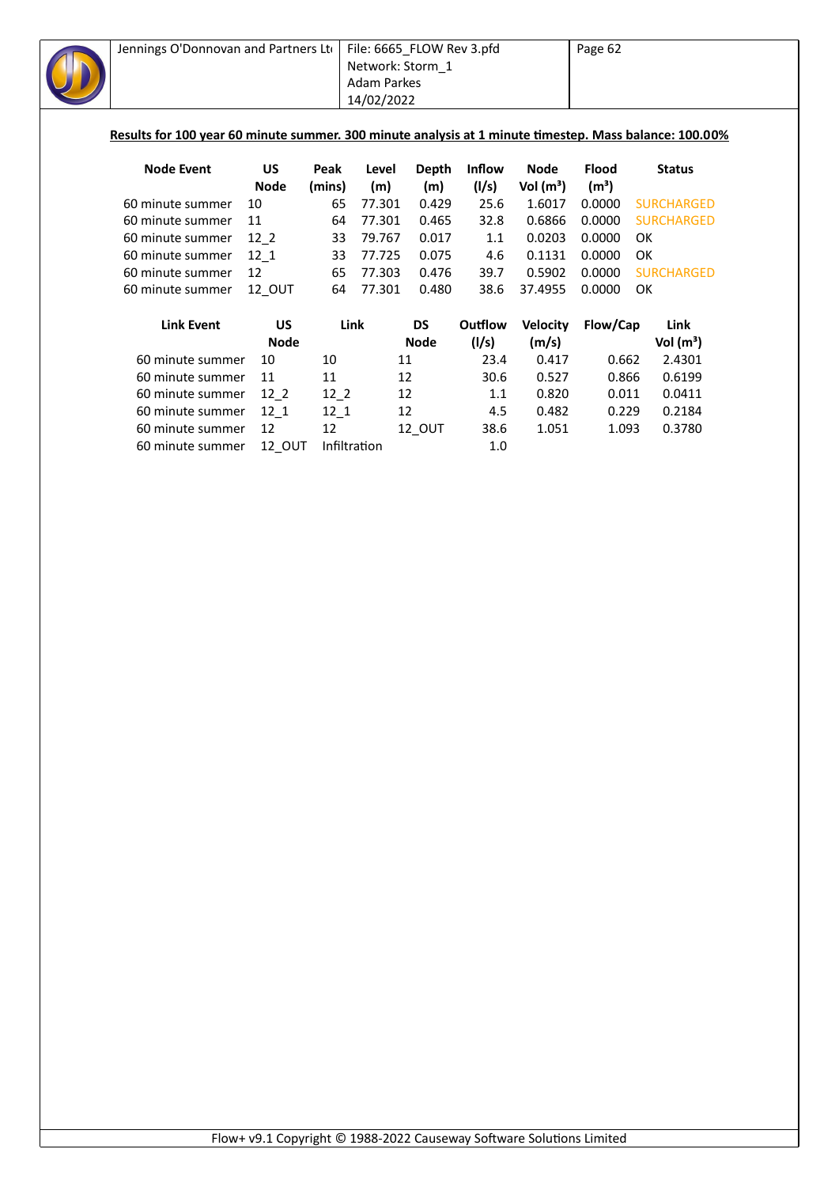**Results for 100 year 60 minute summer. 300 minute analysis at 1 minute timestep. Mass balance: 100.00%**

| Node Event | US Node | Peak (mins) | Level (m) | Depth (m) | Inflow (l/s) | Node Vol (m³) | Flood (m³) | Status |
|---|---|---|---|---|---|---|---|---|
| 60 minute summer | 10 | 65 | 77.301 | 0.429 | 25.6 | 1.6017 | 0.0000 | SURCHARGED |
| 60 minute summer | 11 | 64 | 77.301 | 0.465 | 32.8 | 0.6866 | 0.0000 | SURCHARGED |
| 60 minute summer | 12_2 | 33 | 79.767 | 0.017 | 1.1 | 0.0203 | 0.0000 | OK |
| 60 minute summer | 12_1 | 33 | 77.725 | 0.075 | 4.6 | 0.1131 | 0.0000 | OK |
| 60 minute summer | 12 | 65 | 77.303 | 0.476 | 39.7 | 0.5902 | 0.0000 | SURCHARGED |
| 60 minute summer | 12_OUT | 64 | 77.301 | 0.480 | 38.6 | 37.4955 | 0.0000 | OK |

| Link Event | US Node | Link | DS Node | Outflow (l/s) | Velocity (m/s) | Flow/Cap | Link Vol (m³) |
|---|---|---|---|---|---|---|---|
| 60 minute summer | 10 | 10 | 11 | 23.4 | 0.417 | 0.662 | 2.4301 |
| 60 minute summer | 11 | 11 | 12 | 30.6 | 0.527 | 0.866 | 0.6199 |
| 60 minute summer | 12_2 | 12_2 | 12 | 1.1 | 0.820 | 0.011 | 0.0411 |
| 60 minute summer | 12_1 | 12_1 | 12 | 4.5 | 0.482 | 0.229 | 0.2184 |
| 60 minute summer | 12 | 12 | 12_OUT | 38.6 | 1.051 | 1.093 | 0.3780 |
| 60 minute summer | 12_OUT | Infiltration | | 1.0 | | | |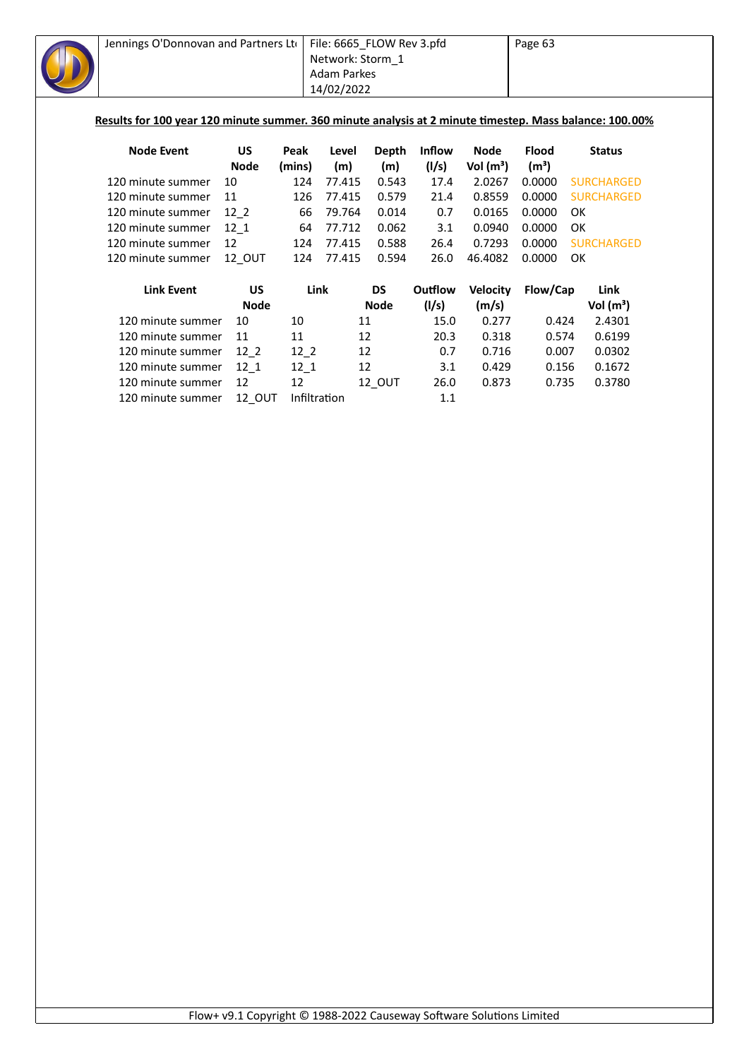**Results for 100 year 120 minute summer. 360 minute analysis at 2 minute timestep. Mass balance: 100.00%**

| Node Event | US Node | Peak (mins) | Level (m) | Depth (m) | Inflow (l/s) | Node Vol (m³) | Flood (m³) | Status |
|---|---|---|---|---|---|---|---|---|
| 120 minute summer | 10 | 124 | 77.415 | 0.543 | 17.4 | 2.0267 | 0.0000 | SURCHARGED |
| 120 minute summer | 11 | 126 | 77.415 | 0.579 | 21.4 | 0.8559 | 0.0000 | SURCHARGED |
| 120 minute summer | 12_2 | 66 | 79.764 | 0.014 | 0.7 | 0.0165 | 0.0000 | OK |
| 120 minute summer | 12_1 | 64 | 77.712 | 0.062 | 3.1 | 0.0940 | 0.0000 | OK |
| 120 minute summer | 12 | 124 | 77.415 | 0.588 | 26.4 | 0.7293 | 0.0000 | SURCHARGED |
| 120 minute summer | 12_OUT | 124 | 77.415 | 0.594 | 26.0 | 46.4082 | 0.0000 | OK |

| Link Event | US Node | Link | DS Node | Outflow (l/s) | Velocity (m/s) | Flow/Cap | Link Vol (m³) |
|---|---|---|---|---|---|---|---|
| 120 minute summer | 10 | 10 | 11 | 15.0 | 0.277 | 0.424 | 2.4301 |
| 120 minute summer | 11 | 11 | 12 | 20.3 | 0.318 | 0.574 | 0.6199 |
| 120 minute summer | 12_2 | 12_2 | 12 | 0.7 | 0.716 | 0.007 | 0.0302 |
| 120 minute summer | 12_1 | 12_1 | 12 | 3.1 | 0.429 | 0.156 | 0.1672 |
| 120 minute summer | 12 | 12 | 12_OUT | 26.0 | 0.873 | 0.735 | 0.3780 |
| 120 minute summer | 12_OUT | Infiltration | | 1.1 | | | |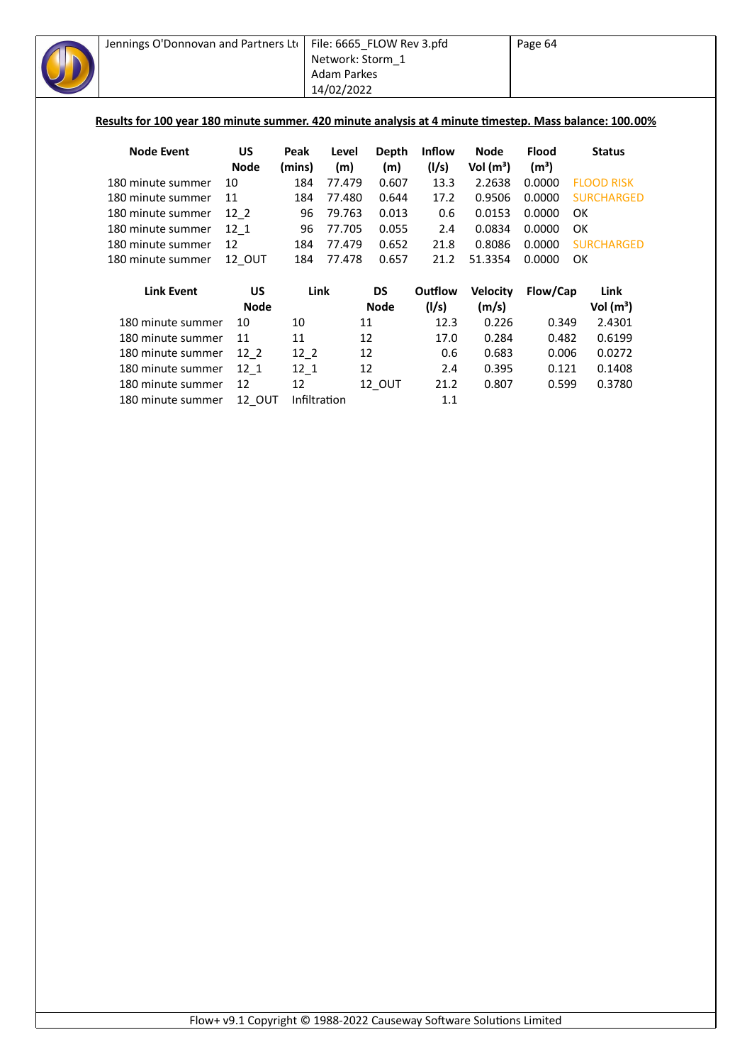**Results for 100 year 180 minute summer. 420 minute analysis at 4 minute timestep. Mass balance: 100.00%**

| Node Event | US Node | Peak (mins) | Level (m) | Depth (m) | Inflow (l/s) | Node Vol (m³) | Flood (m³) | Status |
|---|---|---|---|---|---|---|---|---|
| 180 minute summer | 10 | 184 | 77.479 | 0.607 | 13.3 | 2.2638 | 0.0000 | FLOOD RISK |
| 180 minute summer | 11 | 184 | 77.480 | 0.644 | 17.2 | 0.9506 | 0.0000 | SURCHARGED |
| 180 minute summer | 12_2 | 96 | 79.763 | 0.013 | 0.6 | 0.0153 | 0.0000 | OK |
| 180 minute summer | 12_1 | 96 | 77.705 | 0.055 | 2.4 | 0.0834 | 0.0000 | OK |
| 180 minute summer | 12 | 184 | 77.479 | 0.652 | 21.8 | 0.8086 | 0.0000 | SURCHARGED |
| 180 minute summer | 12_OUT | 184 | 77.478 | 0.657 | 21.2 | 51.3354 | 0.0000 | OK |

| Link Event | US Node | Link | DS Node | Outflow (l/s) | Velocity (m/s) | Flow/Cap | Link Vol (m³) |
|---|---|---|---|---|---|---|---|
| 180 minute summer | 10 | 10 | 11 | 12.3 | 0.226 | 0.349 | 2.4301 |
| 180 minute summer | 11 | 11 | 12 | 17.0 | 0.284 | 0.482 | 0.6199 |
| 180 minute summer | 12_2 | 12_2 | 12 | 0.6 | 0.683 | 0.006 | 0.0272 |
| 180 minute summer | 12_1 | 12_1 | 12 | 2.4 | 0.395 | 0.121 | 0.1408 |
| 180 minute summer | 12 | 12 | 12_OUT | 21.2 | 0.807 | 0.599 | 0.3780 |
| 180 minute summer | 12_OUT | Infiltration | | 1.1 | | | |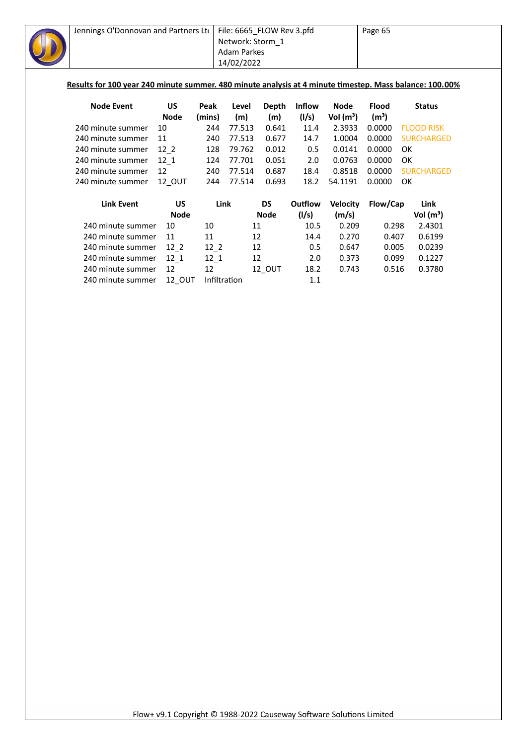**Results for 100 year 240 minute summer. 480 minute analysis at 4 minute timestep. Mass balance: 100.00%**

| Node Event | US Node | Peak (mins) | Level (m) | Depth (m) | Inflow (l/s) | Node Vol (m³) | Flood (m³) | Status |
|---|---|---|---|---|---|---|---|---|
| 240 minute summer | 10 | 244 | 77.513 | 0.641 | 11.4 | 2.3933 | 0.0000 | FLOOD RISK |
| 240 minute summer | 11 | 240 | 77.513 | 0.677 | 14.7 | 1.0004 | 0.0000 | SURCHARGED |
| 240 minute summer | 12_2 | 128 | 79.762 | 0.012 | 0.5 | 0.0141 | 0.0000 | OK |
| 240 minute summer | 12_1 | 124 | 77.701 | 0.051 | 2.0 | 0.0763 | 0.0000 | OK |
| 240 minute summer | 12 | 240 | 77.514 | 0.687 | 18.4 | 0.8518 | 0.0000 | SURCHARGED |
| 240 minute summer | 12_OUT | 244 | 77.514 | 0.693 | 18.2 | 54.1191 | 0.0000 | OK |

| Link Event | US Node | Link | DS Node | Outflow (l/s) | Velocity (m/s) | Flow/Cap | Link Vol (m³) |
|---|---|---|---|---|---|---|---|
| 240 minute summer | 10 | 10 | 11 | 10.5 | 0.209 | 0.298 | 2.4301 |
| 240 minute summer | 11 | 11 | 12 | 14.4 | 0.270 | 0.407 | 0.6199 |
| 240 minute summer | 12_2 | 12_2 | 12 | 0.5 | 0.647 | 0.005 | 0.0239 |
| 240 minute summer | 12_1 | 12_1 | 12 | 2.0 | 0.373 | 0.099 | 0.1227 |
| 240 minute summer | 12 | 12 | 12_OUT | 18.2 | 0.743 | 0.516 | 0.3780 |
| 240 minute summer | 12_OUT | Infiltration | | 1.1 | | | |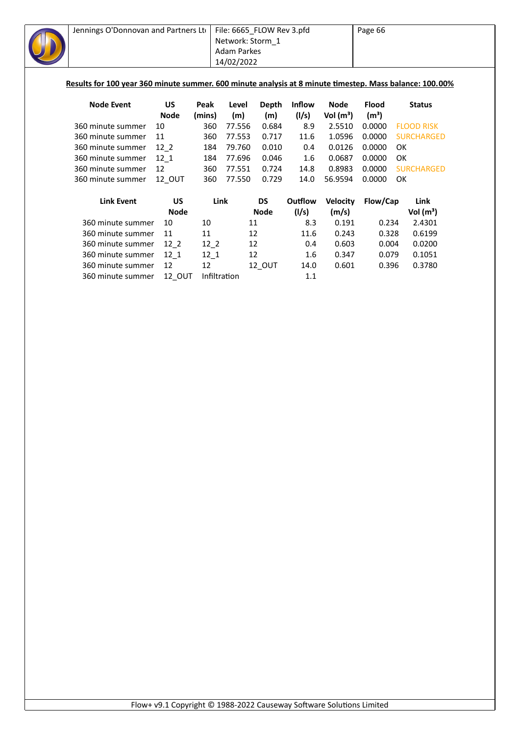**Results for 100 year 360 minute summer. 600 minute analysis at 8 minute timestep. Mass balance: 100.00%**

| Node Event | US Node | Peak (mins) | Level (m) | Depth (m) | Inflow (l/s) | Node Vol (m³) | Flood (m³) | Status |
|---|---|---|---|---|---|---|---|---|
| 360 minute summer | 10 | 360 | 77.556 | 0.684 | 8.9 | 2.5510 | 0.0000 | FLOOD RISK |
| 360 minute summer | 11 | 360 | 77.553 | 0.717 | 11.6 | 1.0596 | 0.0000 | SURCHARGED |
| 360 minute summer | 12_2 | 184 | 79.760 | 0.010 | 0.4 | 0.0126 | 0.0000 | OK |
| 360 minute summer | 12_1 | 184 | 77.696 | 0.046 | 1.6 | 0.0687 | 0.0000 | OK |
| 360 minute summer | 12 | 360 | 77.551 | 0.724 | 14.8 | 0.8983 | 0.0000 | SURCHARGED |
| 360 minute summer | 12_OUT | 360 | 77.550 | 0.729 | 14.0 | 56.9594 | 0.0000 | OK |

| Link Event | US Node | Link | DS Node | Outflow (l/s) | Velocity (m/s) | Flow/Cap | Link Vol (m³) |
|---|---|---|---|---|---|---|---|
| 360 minute summer | 10 | 10 | 11 | 8.3 | 0.191 | 0.234 | 2.4301 |
| 360 minute summer | 11 | 11 | 12 | 11.6 | 0.243 | 0.328 | 0.6199 |
| 360 minute summer | 12_2 | 12_2 | 12 | 0.4 | 0.603 | 0.004 | 0.0200 |
| 360 minute summer | 12_1 | 12_1 | 12 | 1.6 | 0.347 | 0.079 | 0.1051 |
| 360 minute summer | 12 | 12 | 12_OUT | 14.0 | 0.601 | 0.396 | 0.3780 |
| 360 minute summer | 12_OUT | Infiltration | | 1.1 | | | |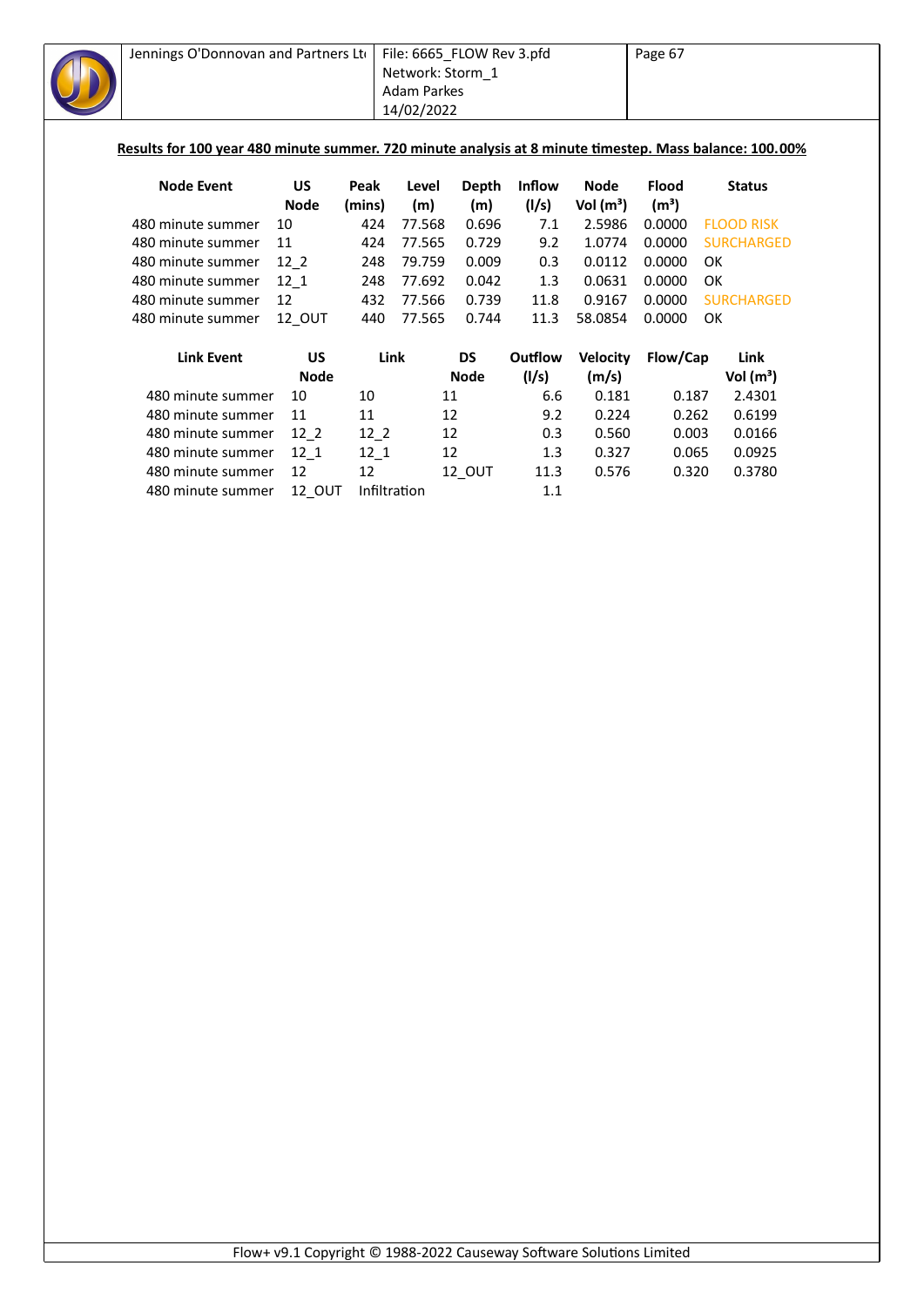**Results for 100 year 480 minute summer. 720 minute analysis at 8 minute timestep. Mass balance: 100.00%**

| Node Event | US Node | Peak (mins) | Level (m) | Depth (m) | Inflow (l/s) | Node Vol (m³) | Flood (m³) | Status |
|---|---|---|---|---|---|---|---|---|
| 480 minute summer | 10 | 424 | 77.568 | 0.696 | 7.1 | 2.5986 | 0.0000 | FLOOD RISK |
| 480 minute summer | 11 | 424 | 77.565 | 0.729 | 9.2 | 1.0774 | 0.0000 | SURCHARGED |
| 480 minute summer | 12_2 | 248 | 79.759 | 0.009 | 0.3 | 0.0112 | 0.0000 | OK |
| 480 minute summer | 12_1 | 248 | 77.692 | 0.042 | 1.3 | 0.0631 | 0.0000 | OK |
| 480 minute summer | 12 | 432 | 77.566 | 0.739 | 11.8 | 0.9167 | 0.0000 | SURCHARGED |
| 480 minute summer | 12_OUT | 440 | 77.565 | 0.744 | 11.3 | 58.0854 | 0.0000 | OK |

| Link Event | US Node | Link | DS Node | Outflow (l/s) | Velocity (m/s) | Flow/Cap | Link Vol (m³) |
|---|---|---|---|---|---|---|---|
| 480 minute summer | 10 | 10 | 11 | 6.6 | 0.181 | 0.187 | 2.4301 |
| 480 minute summer | 11 | 11 | 12 | 9.2 | 0.224 | 0.262 | 0.6199 |
| 480 minute summer | 12_2 | 12_2 | 12 | 0.3 | 0.560 | 0.003 | 0.0166 |
| 480 minute summer | 12_1 | 12_1 | 12 | 1.3 | 0.327 | 0.065 | 0.0925 |
| 480 minute summer | 12 | 12 | 12_OUT | 11.3 | 0.576 | 0.320 | 0.3780 |
| 480 minute summer | 12_OUT | Infiltration | | 1.1 | | | |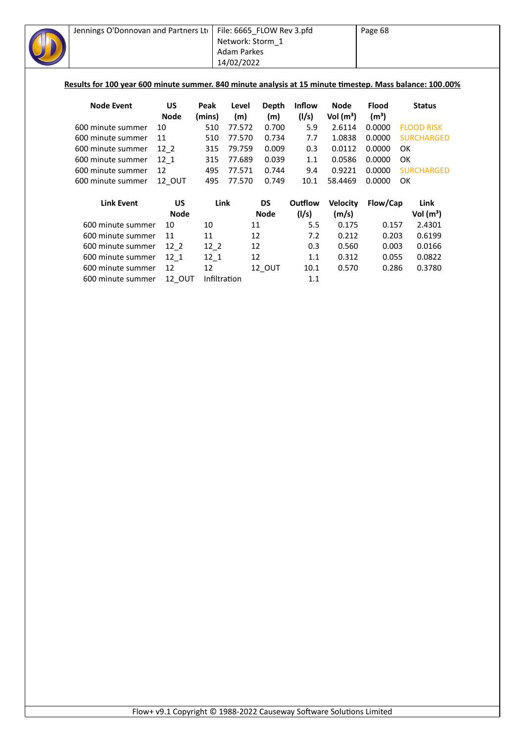**Results for 100 year 600 minute summer. 840 minute analysis at 15 minute timestep. Mass balance: 100.00%**

| Node Event | US Node | Peak (mins) | Level (m) | Depth (m) | Inflow (l/s) | Node Vol (m³) | Flood (m³) | Status |
|---|---|---|---|---|---|---|---|---|
| 600 minute summer | 10 | 510 | 77.572 | 0.700 | 5.9 | 2.6114 | 0.0000 | FLOOD RISK |
| 600 minute summer | 11 | 510 | 77.570 | 0.734 | 7.7 | 1.0838 | 0.0000 | SURCHARGED |
| 600 minute summer | 12_2 | 315 | 79.759 | 0.009 | 0.3 | 0.0112 | 0.0000 | OK |
| 600 minute summer | 12_1 | 315 | 77.689 | 0.039 | 1.1 | 0.0586 | 0.0000 | OK |
| 600 minute summer | 12 | 495 | 77.571 | 0.744 | 9.4 | 0.9221 | 0.0000 | SURCHARGED |
| 600 minute summer | 12_OUT | 495 | 77.570 | 0.749 | 10.1 | 58.4469 | 0.0000 | OK |

| Link Event | US Node | Link | DS Node | Outflow (l/s) | Velocity (m/s) | Flow/Cap | Link Vol (m³) |
|---|---|---|---|---|---|---|---|
| 600 minute summer | 10 | 10 | 11 | 5.5 | 0.175 | 0.157 | 2.4301 |
| 600 minute summer | 11 | 11 | 12 | 7.2 | 0.212 | 0.203 | 0.6199 |
| 600 minute summer | 12_2 | 12_2 | 12 | 0.3 | 0.560 | 0.003 | 0.0166 |
| 600 minute summer | 12_1 | 12_1 | 12 | 1.1 | 0.312 | 0.055 | 0.0822 |
| 600 minute summer | 12 | 12 | 12_OUT | 10.1 | 0.570 | 0.286 | 0.3780 |
| 600 minute summer | 12_OUT | Infiltration | | 1.1 | | | |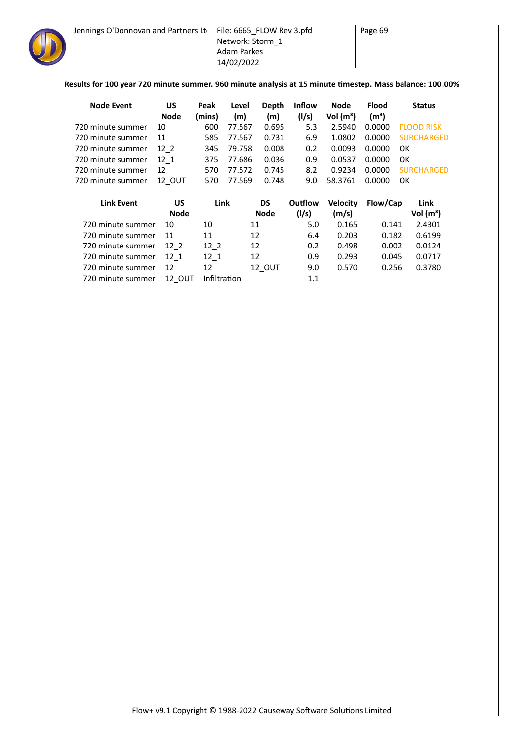**Results for 100 year 720 minute summer. 960 minute analysis at 15 minute timestep. Mass balance: 100.00%**

| Node Event | US Node | Peak (mins) | Level (m) | Depth (m) | Inflow (l/s) | Node Vol (m³) | Flood (m³) | Status |
|---|---|---|---|---|---|---|---|---|
| 720 minute summer | 10 | 600 | 77.567 | 0.695 | 5.3 | 2.5940 | 0.0000 | FLOOD RISK |
| 720 minute summer | 11 | 585 | 77.567 | 0.731 | 6.9 | 1.0802 | 0.0000 | SURCHARGED |
| 720 minute summer | 12_2 | 345 | 79.758 | 0.008 | 0.2 | 0.0093 | 0.0000 | OK |
| 720 minute summer | 12_1 | 375 | 77.686 | 0.036 | 0.9 | 0.0537 | 0.0000 | OK |
| 720 minute summer | 12 | 570 | 77.572 | 0.745 | 8.2 | 0.9234 | 0.0000 | SURCHARGED |
| 720 minute summer | 12_OUT | 570 | 77.569 | 0.748 | 9.0 | 58.3761 | 0.0000 | OK |

| Link Event | US Node | Link | DS Node | Outflow (l/s) | Velocity (m/s) | Flow/Cap | Link Vol (m³) |
|---|---|---|---|---|---|---|---|
| 720 minute summer | 10 | 10 | 11 | 5.0 | 0.165 | 0.141 | 2.4301 |
| 720 minute summer | 11 | 11 | 12 | 6.4 | 0.203 | 0.182 | 0.6199 |
| 720 minute summer | 12_2 | 12_2 | 12 | 0.2 | 0.498 | 0.002 | 0.0124 |
| 720 minute summer | 12_1 | 12_1 | 12 | 0.9 | 0.293 | 0.045 | 0.0717 |
| 720 minute summer | 12 | 12 | 12_OUT | 9.0 | 0.570 | 0.256 | 0.3780 |
| 720 minute summer | 12_OUT | Infiltration | | 1.1 | | | |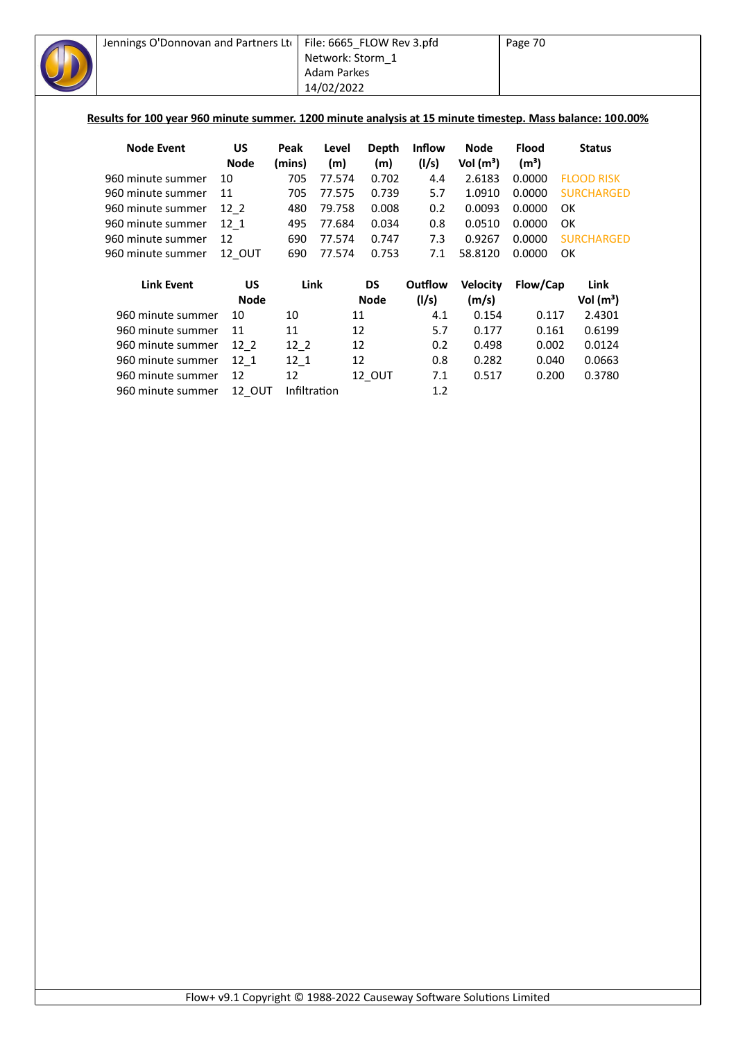**Results for 100 year 960 minute summer. 1200 minute analysis at 15 minute timestep. Mass balance: 100.00%**

| Node Event | US Node | Peak (mins) | Level (m) | Depth (m) | Inflow (l/s) | Node Vol (m³) | Flood (m³) | Status |
|---|---|---|---|---|---|---|---|---|
| 960 minute summer | 10 | 705 | 77.574 | 0.702 | 4.4 | 2.6183 | 0.0000 | FLOOD RISK |
| 960 minute summer | 11 | 705 | 77.575 | 0.739 | 5.7 | 1.0910 | 0.0000 | SURCHARGED |
| 960 minute summer | 12_2 | 480 | 79.758 | 0.008 | 0.2 | 0.0093 | 0.0000 | OK |
| 960 minute summer | 12_1 | 495 | 77.684 | 0.034 | 0.8 | 0.0510 | 0.0000 | OK |
| 960 minute summer | 12 | 690 | 77.574 | 0.747 | 7.3 | 0.9267 | 0.0000 | SURCHARGED |
| 960 minute summer | 12_OUT | 690 | 77.574 | 0.753 | 7.1 | 58.8120 | 0.0000 | OK |

| Link Event | US Node | Link | DS Node | Outflow (l/s) | Velocity (m/s) | Flow/Cap | Link Vol (m³) |
|---|---|---|---|---|---|---|---|
| 960 minute summer | 10 | 10 | 11 | 4.1 | 0.154 | 0.117 | 2.4301 |
| 960 minute summer | 11 | 11 | 12 | 5.7 | 0.177 | 0.161 | 0.6199 |
| 960 minute summer | 12_2 | 12_2 | 12 | 0.2 | 0.498 | 0.002 | 0.0124 |
| 960 minute summer | 12_1 | 12_1 | 12 | 0.8 | 0.282 | 0.040 | 0.0663 |
| 960 minute summer | 12 | 12 | 12_OUT | 7.1 | 0.517 | 0.200 | 0.3780 |
| 960 minute summer | 12_OUT | Infiltration | | 1.2 | | | |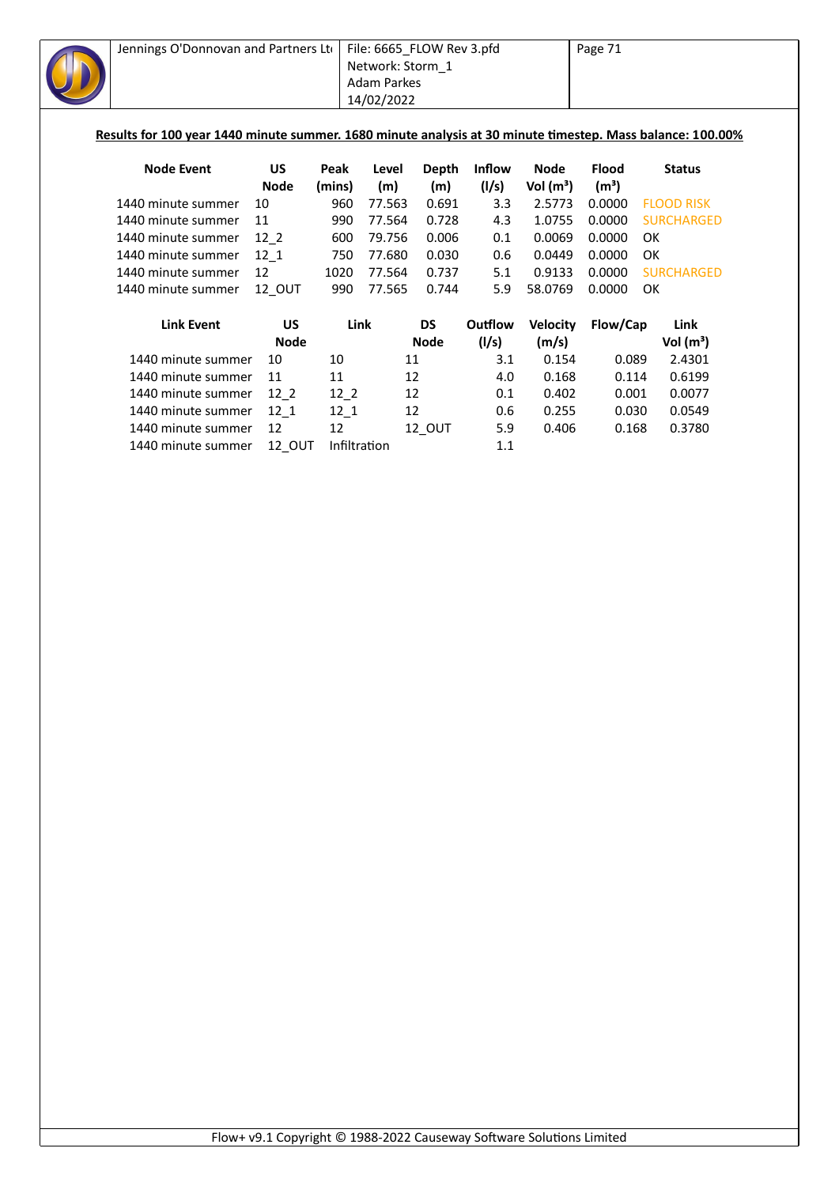**Results for 100 year 1440 minute summer. 1680 minute analysis at 30 minute timestep. Mass balance: 100.00%**

| Node Event | US Node | Peak (mins) | Level (m) | Depth (m) | Inflow (l/s) | Node Vol (m³) | Flood (m³) | Status |
|---|---|---|---|---|---|---|---|---|
| 1440 minute summer | 10 | 960 | 77.563 | 0.691 | 3.3 | 2.5773 | 0.0000 | FLOOD RISK |
| 1440 minute summer | 11 | 990 | 77.564 | 0.728 | 4.3 | 1.0755 | 0.0000 | SURCHARGED |
| 1440 minute summer | 12_2 | 600 | 79.756 | 0.006 | 0.1 | 0.0069 | 0.0000 | OK |
| 1440 minute summer | 12_1 | 750 | 77.680 | 0.030 | 0.6 | 0.0449 | 0.0000 | OK |
| 1440 minute summer | 12 | 1020 | 77.564 | 0.737 | 5.1 | 0.9133 | 0.0000 | SURCHARGED |
| 1440 minute summer | 12_OUT | 990 | 77.565 | 0.744 | 5.9 | 58.0769 | 0.0000 | OK |

| Link Event | US Node | Link | DS Node | Outflow (l/s) | Velocity (m/s) | Flow/Cap | Link Vol (m³) |
|---|---|---|---|---|---|---|---|
| 1440 minute summer | 10 | 10 | 11 | 3.1 | 0.154 | 0.089 | 2.4301 |
| 1440 minute summer | 11 | 11 | 12 | 4.0 | 0.168 | 0.114 | 0.6199 |
| 1440 minute summer | 12_2 | 12_2 | 12 | 0.1 | 0.402 | 0.001 | 0.0077 |
| 1440 minute summer | 12_1 | 12_1 | 12 | 0.6 | 0.255 | 0.030 | 0.0549 |
| 1440 minute summer | 12 | 12 | 12_OUT | 5.9 | 0.406 | 0.168 | 0.3780 |
| 1440 minute summer | 12_OUT | Infiltration | | 1.1 | | | |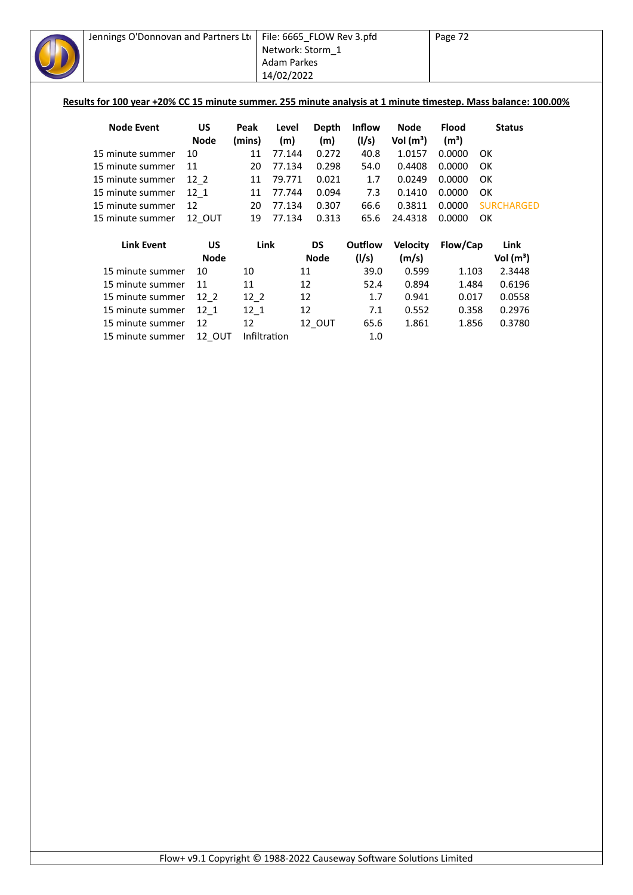**Results for 100 year +20% CC 15 minute summer. 255 minute analysis at 1 minute timestep. Mass balance: 100.00%**

| Node Event | US Node | Peak (mins) | Level (m) | Depth (m) | Inflow (l/s) | Node Vol (m³) | Flood (m³) | Status |
|---|---|---|---|---|---|---|---|---|
| 15 minute summer | 10 | 11 | 77.144 | 0.272 | 40.8 | 1.0157 | 0.0000 | OK |
| 15 minute summer | 11 | 20 | 77.134 | 0.298 | 54.0 | 0.4408 | 0.0000 | OK |
| 15 minute summer | 12_2 | 11 | 79.771 | 0.021 | 1.7 | 0.0249 | 0.0000 | OK |
| 15 minute summer | 12_1 | 11 | 77.744 | 0.094 | 7.3 | 0.1410 | 0.0000 | OK |
| 15 minute summer | 12 | 20 | 77.134 | 0.307 | 66.6 | 0.3811 | 0.0000 | SURCHARGED |
| 15 minute summer | 12_OUT | 19 | 77.134 | 0.313 | 65.6 | 24.4318 | 0.0000 | OK |

| Link Event | US Node | Link | DS Node | Outflow (l/s) | Velocity (m/s) | Flow/Cap | Link Vol (m³) |
|---|---|---|---|---|---|---|---|
| 15 minute summer | 10 | 10 | 11 | 39.0 | 0.599 | 1.103 | 2.3448 |
| 15 minute summer | 11 | 11 | 12 | 52.4 | 0.894 | 1.484 | 0.6196 |
| 15 minute summer | 12_2 | 12_2 | 12 | 1.7 | 0.941 | 0.017 | 0.0558 |
| 15 minute summer | 12_1 | 12_1 | 12 | 7.1 | 0.552 | 0.358 | 0.2976 |
| 15 minute summer | 12 | 12 | 12_OUT | 65.6 | 1.861 | 1.856 | 0.3780 |
| 15 minute summer | 12_OUT | Infiltration | | 1.0 | | | |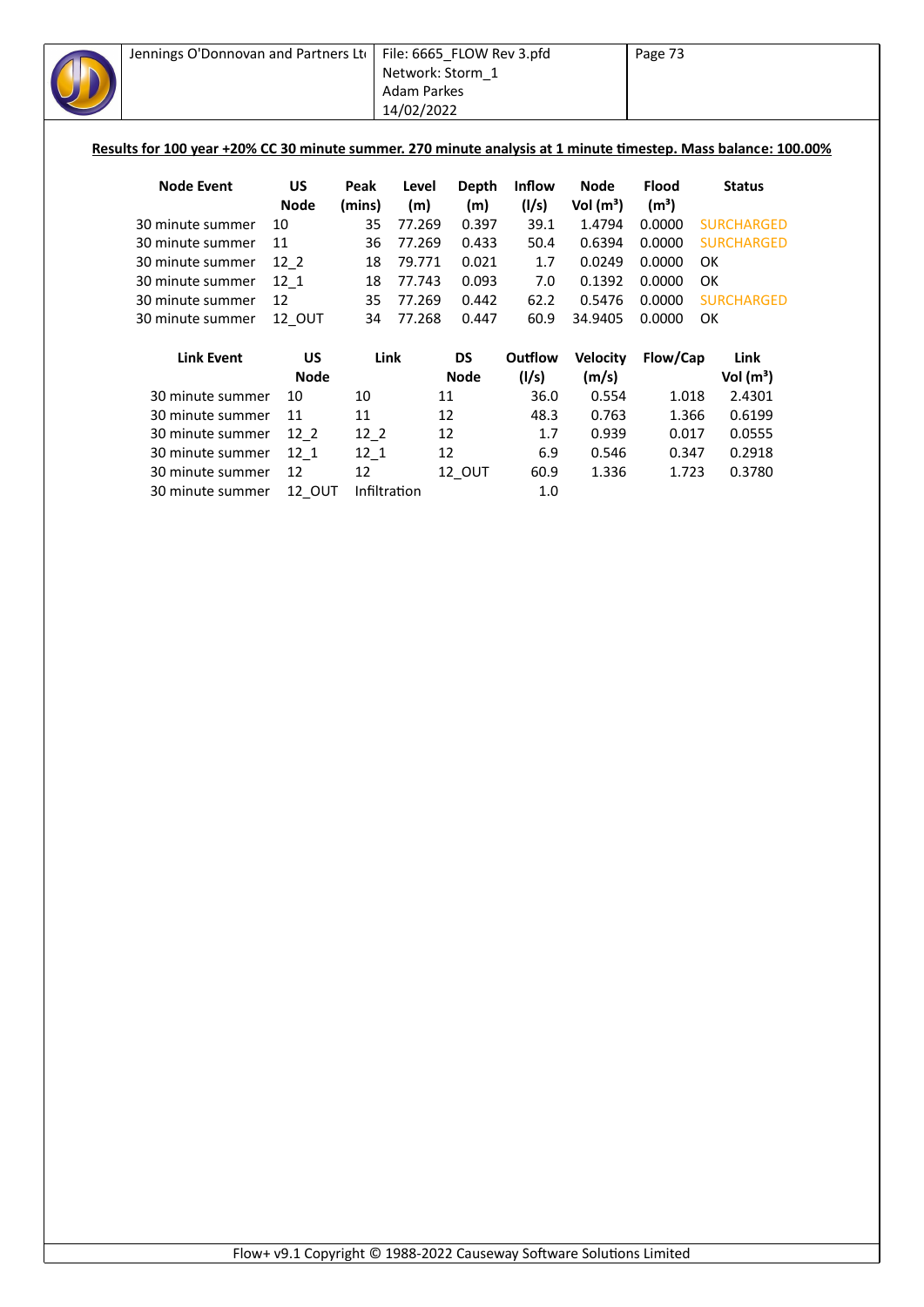**Results for 100 year +20% CC 30 minute summer. 270 minute analysis at 1 minute timestep. Mass balance: 100.00%**

| Node Event | US Node | Peak (mins) | Level (m) | Depth (m) | Inflow (l/s) | Node Vol (m³) | Flood (m³) | Status |
|---|---|---|---|---|---|---|---|---|
| 30 minute summer | 10 | 35 | 77.269 | 0.397 | 39.1 | 1.4794 | 0.0000 | SURCHARGED |
| 30 minute summer | 11 | 36 | 77.269 | 0.433 | 50.4 | 0.6394 | 0.0000 | SURCHARGED |
| 30 minute summer | 12_2 | 18 | 79.771 | 0.021 | 1.7 | 0.0249 | 0.0000 | OK |
| 30 minute summer | 12_1 | 18 | 77.743 | 0.093 | 7.0 | 0.1392 | 0.0000 | OK |
| 30 minute summer | 12 | 35 | 77.269 | 0.442 | 62.2 | 0.5476 | 0.0000 | SURCHARGED |
| 30 minute summer | 12_OUT | 34 | 77.268 | 0.447 | 60.9 | 34.9405 | 0.0000 | OK |

| Link Event | US Node | Link | DS Node | Outflow (l/s) | Velocity (m/s) | Flow/Cap | Link Vol (m³) |
|---|---|---|---|---|---|---|---|
| 30 minute summer | 10 | 10 | 11 | 36.0 | 0.554 | 1.018 | 2.4301 |
| 30 minute summer | 11 | 11 | 12 | 48.3 | 0.763 | 1.366 | 0.6199 |
| 30 minute summer | 12_2 | 12_2 | 12 | 1.7 | 0.939 | 0.017 | 0.0555 |
| 30 minute summer | 12_1 | 12_1 | 12 | 6.9 | 0.546 | 0.347 | 0.2918 |
| 30 minute summer | 12 | 12 | 12_OUT | 60.9 | 1.336 | 1.723 | 0.3780 |
| 30 minute summer | 12_OUT | Infiltration | | 1.0 | | | |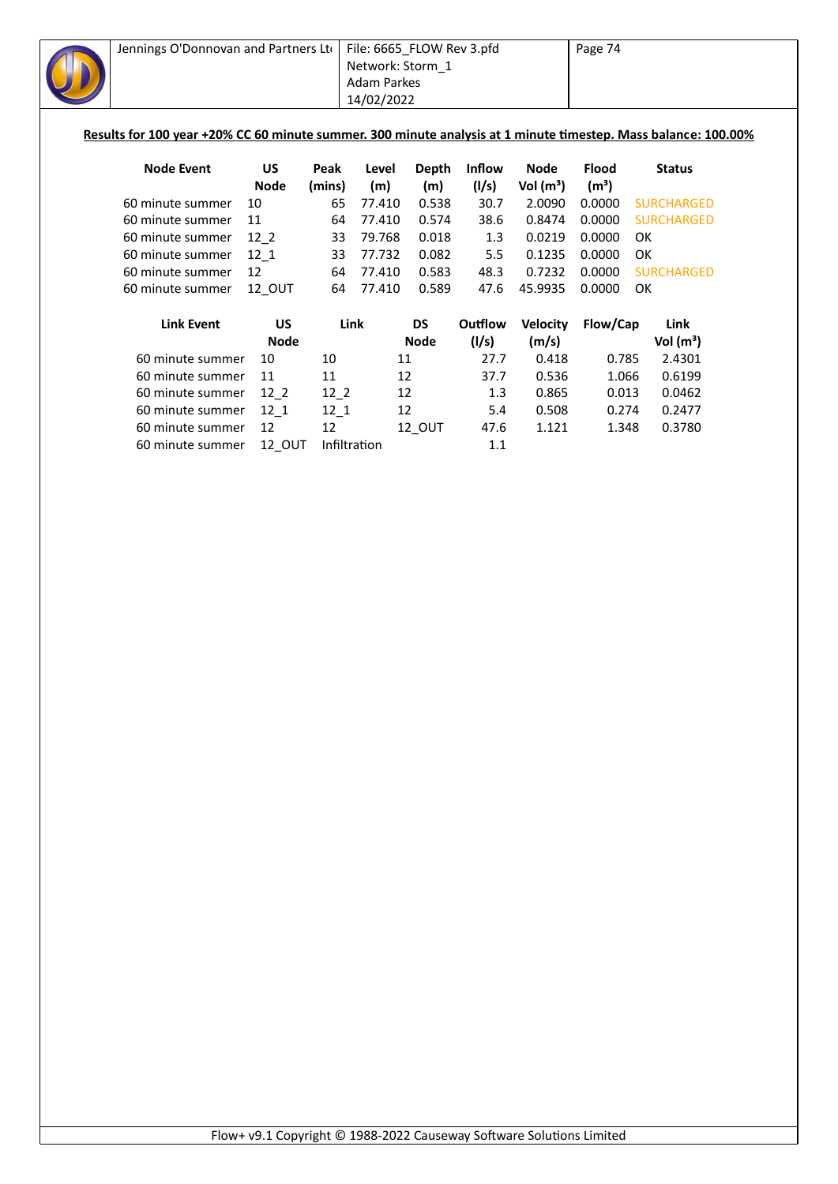**Results for 100 year +20% CC 60 minute summer. 300 minute analysis at 1 minute timestep. Mass balance: 100.00%**

| Node Event | US Node | Peak (mins) | Level (m) | Depth (m) | Inflow (l/s) | Node Vol (m³) | Flood (m³) | Status |
|---|---|---|---|---|---|---|---|---|
| 60 minute summer | 10 | 65 | 77.410 | 0.538 | 30.7 | 2.0090 | 0.0000 | SURCHARGED |
| 60 minute summer | 11 | 64 | 77.410 | 0.574 | 38.6 | 0.8474 | 0.0000 | SURCHARGED |
| 60 minute summer | 12_2 | 33 | 79.768 | 0.018 | 1.3 | 0.0219 | 0.0000 | OK |
| 60 minute summer | 12_1 | 33 | 77.732 | 0.082 | 5.5 | 0.1235 | 0.0000 | OK |
| 60 minute summer | 12 | 64 | 77.410 | 0.583 | 48.3 | 0.7232 | 0.0000 | SURCHARGED |
| 60 minute summer | 12_OUT | 64 | 77.410 | 0.589 | 47.6 | 45.9935 | 0.0000 | OK |

| Link Event | US Node | Link | DS Node | Outflow (l/s) | Velocity (m/s) | Flow/Cap | Link Vol (m³) |
|---|---|---|---|---|---|---|---|
| 60 minute summer | 10 | 10 | 11 | 27.7 | 0.418 | 0.785 | 2.4301 |
| 60 minute summer | 11 | 11 | 12 | 37.7 | 0.536 | 1.066 | 0.6199 |
| 60 minute summer | 12_2 | 12_2 | 12 | 1.3 | 0.865 | 0.013 | 0.0462 |
| 60 minute summer | 12_1 | 12_1 | 12 | 5.4 | 0.508 | 0.274 | 0.2477 |
| 60 minute summer | 12 | 12 | 12_OUT | 47.6 | 1.121 | 1.348 | 0.3780 |
| 60 minute summer | 12_OUT | Infiltration | | 1.1 | | | |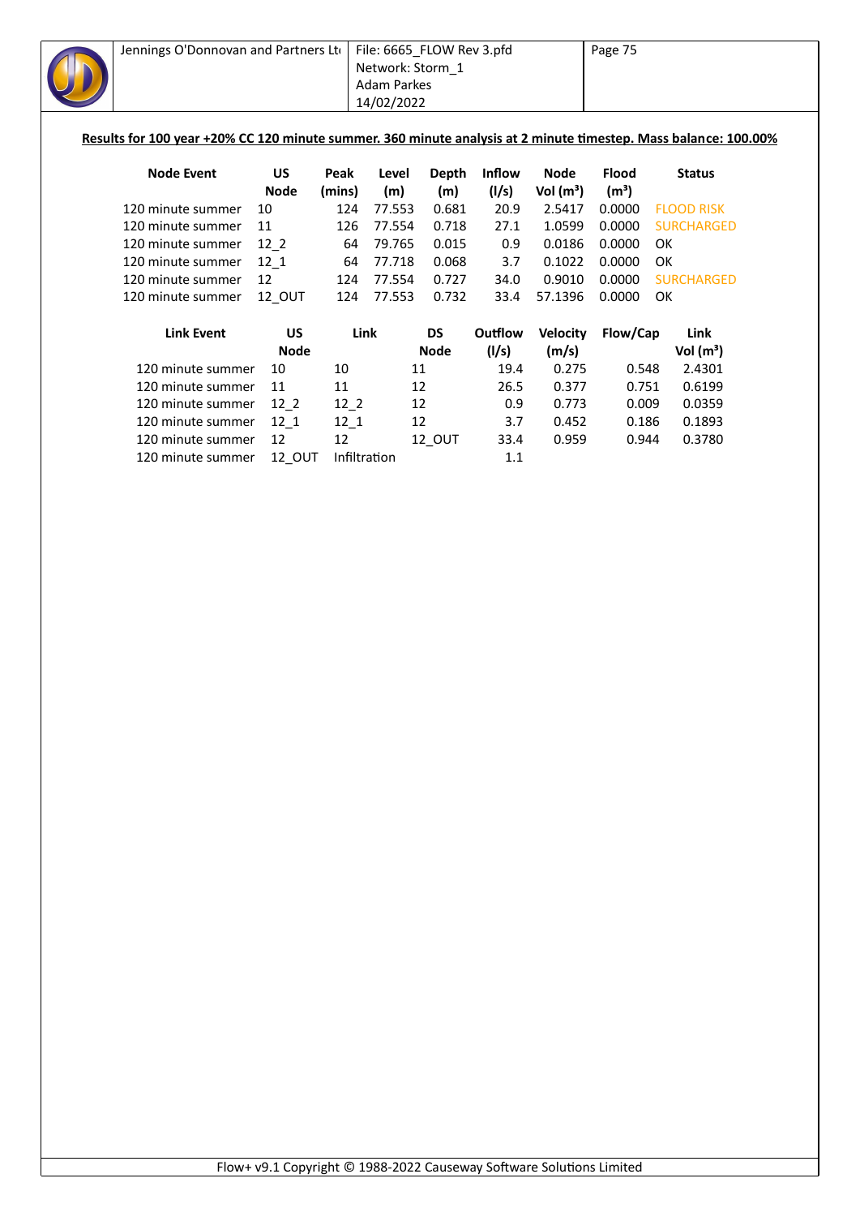**Results for 100 year +20% CC 120 minute summer. 360 minute analysis at 2 minute timestep. Mass balance: 100.00%**

| Node Event | US Node | Peak (mins) | Level (m) | Depth (m) | Inflow (l/s) | Node Vol (m³) | Flood (m³) | Status |
|---|---|---|---|---|---|---|---|---|
| 120 minute summer | 10 | 124 | 77.553 | 0.681 | 20.9 | 2.5417 | 0.0000 | FLOOD RISK |
| 120 minute summer | 11 | 126 | 77.554 | 0.718 | 27.1 | 1.0599 | 0.0000 | SURCHARGED |
| 120 minute summer | 12_2 | 64 | 79.765 | 0.015 | 0.9 | 0.0186 | 0.0000 | OK |
| 120 minute summer | 12_1 | 64 | 77.718 | 0.068 | 3.7 | 0.1022 | 0.0000 | OK |
| 120 minute summer | 12 | 124 | 77.554 | 0.727 | 34.0 | 0.9010 | 0.0000 | SURCHARGED |
| 120 minute summer | 12_OUT | 124 | 77.553 | 0.732 | 33.4 | 57.1396 | 0.0000 | OK |

| Link Event | US Node | Link | DS Node | Outflow (l/s) | Velocity (m/s) | Flow/Cap | Link Vol (m³) |
|---|---|---|---|---|---|---|---|
| 120 minute summer | 10 | 10 | 11 | 19.4 | 0.275 | 0.548 | 2.4301 |
| 120 minute summer | 11 | 11 | 12 | 26.5 | 0.377 | 0.751 | 0.6199 |
| 120 minute summer | 12_2 | 12_2 | 12 | 0.9 | 0.773 | 0.009 | 0.0359 |
| 120 minute summer | 12_1 | 12_1 | 12 | 3.7 | 0.452 | 0.186 | 0.1893 |
| 120 minute summer | 12 | 12 | 12_OUT | 33.4 | 0.959 | 0.944 | 0.3780 |
| 120 minute summer | 12_OUT | Infiltration | | 1.1 | | | |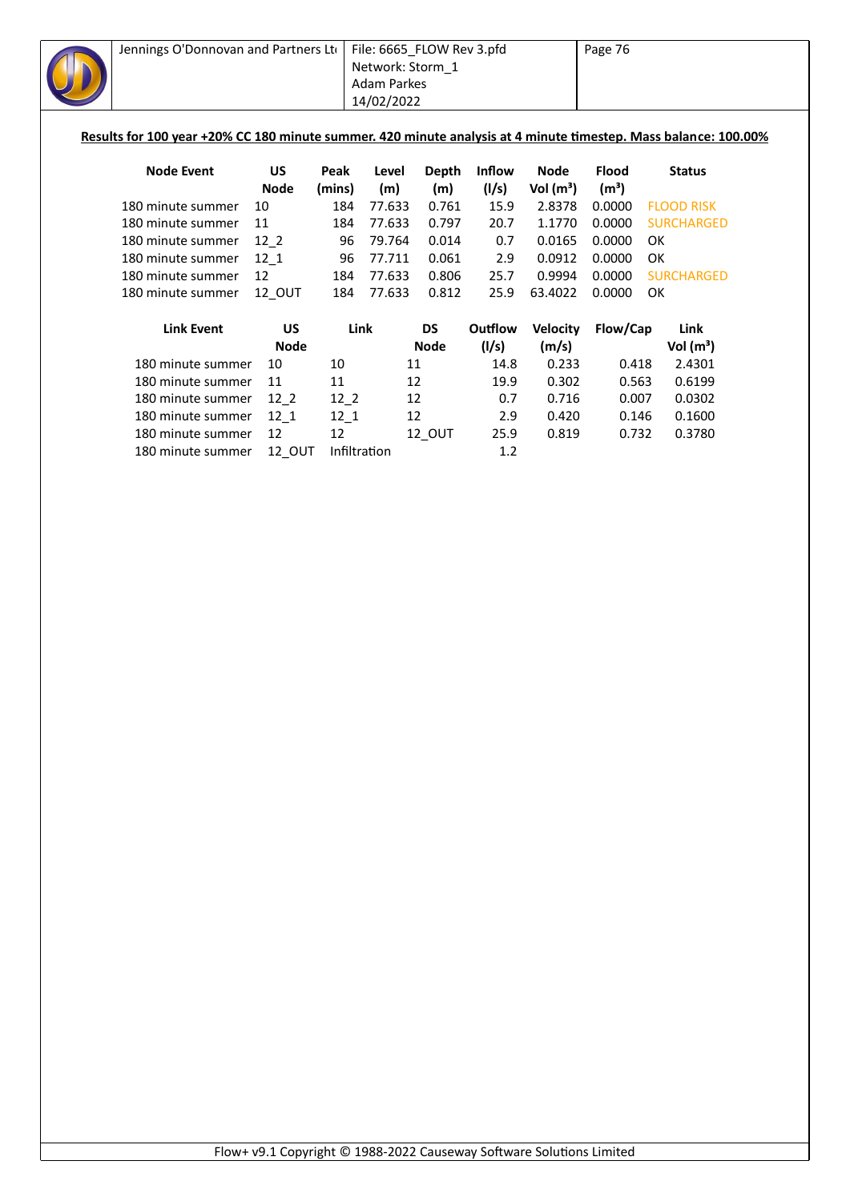**Results for 100 year +20% CC 180 minute summer. 420 minute analysis at 4 minute timestep. Mass balance: 100.00%**

| Node Event | US Node | Peak (mins) | Level (m) | Depth (m) | Inflow (l/s) | Node Vol (m³) | Flood (m³) | Status |
|---|---|---|---|---|---|---|---|---|
| 180 minute summer | 10 | 184 | 77.633 | 0.761 | 15.9 | 2.8378 | 0.0000 | FLOOD RISK |
| 180 minute summer | 11 | 184 | 77.633 | 0.797 | 20.7 | 1.1770 | 0.0000 | SURCHARGED |
| 180 minute summer | 12_2 | 96 | 79.764 | 0.014 | 0.7 | 0.0165 | 0.0000 | OK |
| 180 minute summer | 12_1 | 96 | 77.711 | 0.061 | 2.9 | 0.0912 | 0.0000 | OK |
| 180 minute summer | 12 | 184 | 77.633 | 0.806 | 25.7 | 0.9994 | 0.0000 | SURCHARGED |
| 180 minute summer | 12_OUT | 184 | 77.633 | 0.812 | 25.9 | 63.4022 | 0.0000 | OK |

| Link Event | US Node | Link | DS Node | Outflow (l/s) | Velocity (m/s) | Flow/Cap | Link Vol (m³) |
|---|---|---|---|---|---|---|---|
| 180 minute summer | 10 | 10 | 11 | 14.8 | 0.233 | 0.418 | 2.4301 |
| 180 minute summer | 11 | 11 | 12 | 19.9 | 0.302 | 0.563 | 0.6199 |
| 180 minute summer | 12_2 | 12_2 | 12 | 0.7 | 0.716 | 0.007 | 0.0302 |
| 180 minute summer | 12_1 | 12_1 | 12 | 2.9 | 0.420 | 0.146 | 0.1600 |
| 180 minute summer | 12 | 12 | 12_OUT | 25.9 | 0.819 | 0.732 | 0.3780 |
| 180 minute summer | 12_OUT | Infiltration | | 1.2 | | | |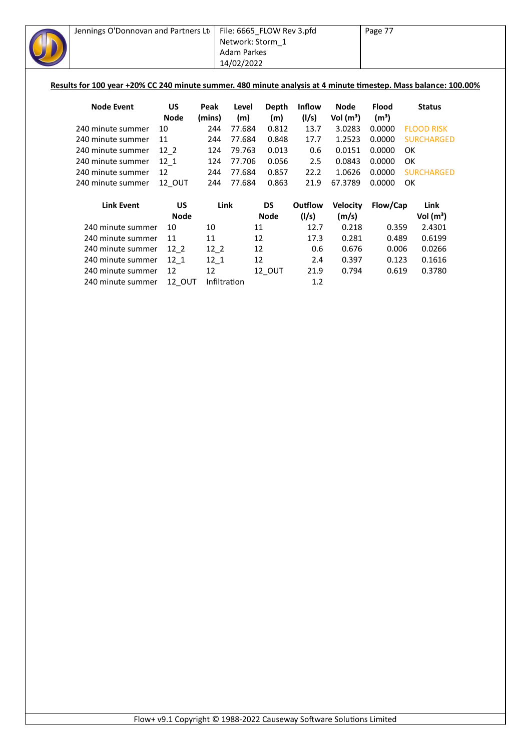**Results for 100 year +20% CC 240 minute summer. 480 minute analysis at 4 minute timestep. Mass balance: 100.00%**

| Node Event | US Node | Peak (mins) | Level (m) | Depth (m) | Inflow (l/s) | Node Vol (m³) | Flood (m³) | Status |
|---|---|---|---|---|---|---|---|---|
| 240 minute summer | 10 | 244 | 77.684 | 0.812 | 13.7 | 3.0283 | 0.0000 | FLOOD RISK |
| 240 minute summer | 11 | 244 | 77.684 | 0.848 | 17.7 | 1.2523 | 0.0000 | SURCHARGED |
| 240 minute summer | 12_2 | 124 | 79.763 | 0.013 | 0.6 | 0.0151 | 0.0000 | OK |
| 240 minute summer | 12_1 | 124 | 77.706 | 0.056 | 2.5 | 0.0843 | 0.0000 | OK |
| 240 minute summer | 12 | 244 | 77.684 | 0.857 | 22.2 | 1.0626 | 0.0000 | SURCHARGED |
| 240 minute summer | 12_OUT | 244 | 77.684 | 0.863 | 21.9 | 67.3789 | 0.0000 | OK |

| Link Event | US Node | Link | DS Node | Outflow (l/s) | Velocity (m/s) | Flow/Cap | Link Vol (m³) |
|---|---|---|---|---|---|---|---|
| 240 minute summer | 10 | 10 | 11 | 12.7 | 0.218 | 0.359 | 2.4301 |
| 240 minute summer | 11 | 11 | 12 | 17.3 | 0.281 | 0.489 | 0.6199 |
| 240 minute summer | 12_2 | 12_2 | 12 | 0.6 | 0.676 | 0.006 | 0.0266 |
| 240 minute summer | 12_1 | 12_1 | 12 | 2.4 | 0.397 | 0.123 | 0.1616 |
| 240 minute summer | 12 | 12 | 12_OUT | 21.9 | 0.794 | 0.619 | 0.3780 |
| 240 minute summer | 12_OUT | Infiltration | | 1.2 | | | |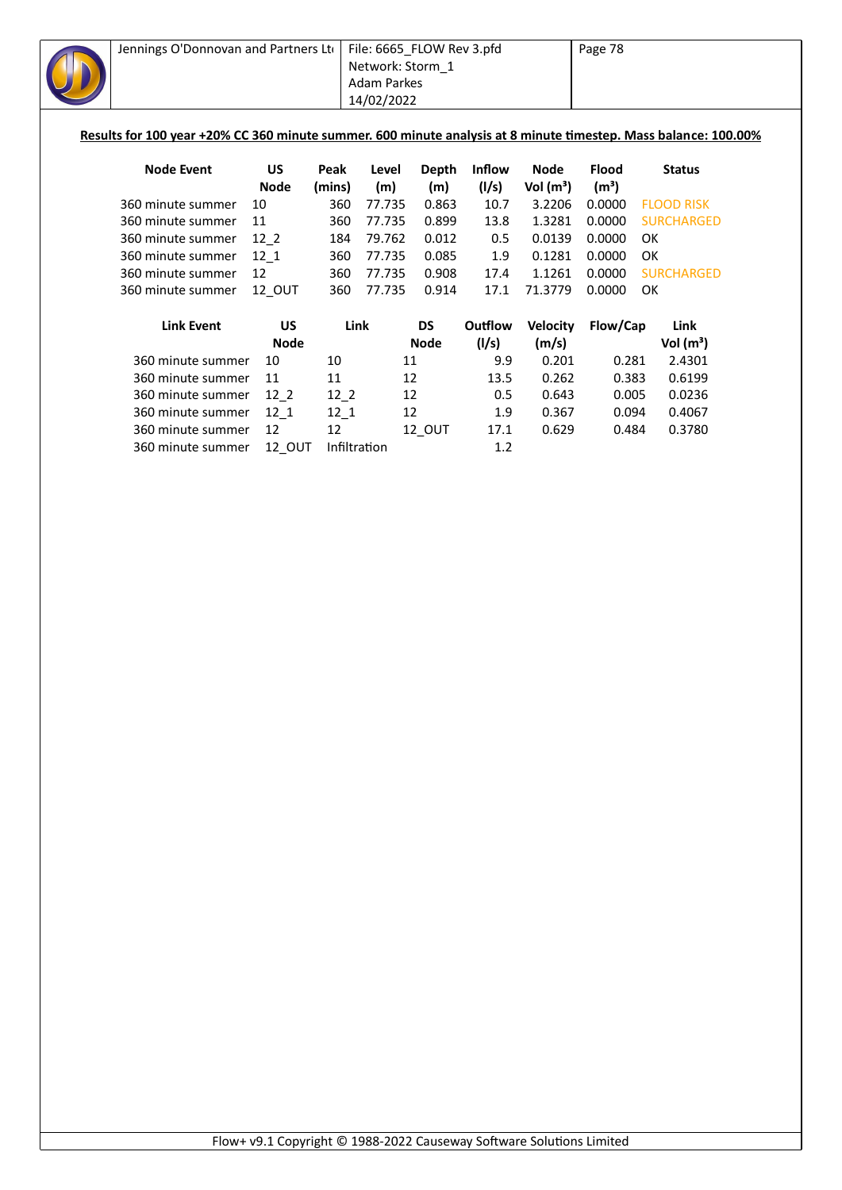**Results for 100 year +20% CC 360 minute summer. 600 minute analysis at 8 minute timestep. Mass balance: 100.00%**

| Node Event | US Node | Peak (mins) | Level (m) | Depth (m) | Inflow (l/s) | Node Vol (m³) | Flood (m³) | Status |
|---|---|---|---|---|---|---|---|---|
| 360 minute summer | 10 | 360 | 77.735 | 0.863 | 10.7 | 3.2206 | 0.0000 | FLOOD RISK |
| 360 minute summer | 11 | 360 | 77.735 | 0.899 | 13.8 | 1.3281 | 0.0000 | SURCHARGED |
| 360 minute summer | 12_2 | 184 | 79.762 | 0.012 | 0.5 | 0.0139 | 0.0000 | OK |
| 360 minute summer | 12_1 | 360 | 77.735 | 0.085 | 1.9 | 0.1281 | 0.0000 | OK |
| 360 minute summer | 12 | 360 | 77.735 | 0.908 | 17.4 | 1.1261 | 0.0000 | SURCHARGED |
| 360 minute summer | 12_OUT | 360 | 77.735 | 0.914 | 17.1 | 71.3779 | 0.0000 | OK |

| Link Event | US Node | Link | DS Node | Outflow (l/s) | Velocity (m/s) | Flow/Cap | Link Vol (m³) |
|---|---|---|---|---|---|---|---|
| 360 minute summer | 10 | 10 | 11 | 9.9 | 0.201 | 0.281 | 2.4301 |
| 360 minute summer | 11 | 11 | 12 | 13.5 | 0.262 | 0.383 | 0.6199 |
| 360 minute summer | 12_2 | 12_2 | 12 | 0.5 | 0.643 | 0.005 | 0.0236 |
| 360 minute summer | 12_1 | 12_1 | 12 | 1.9 | 0.367 | 0.094 | 0.4067 |
| 360 minute summer | 12 | 12 | 12_OUT | 17.1 | 0.629 | 0.484 | 0.3780 |
| 360 minute summer | 12_OUT | Infiltration | | 1.2 | | | |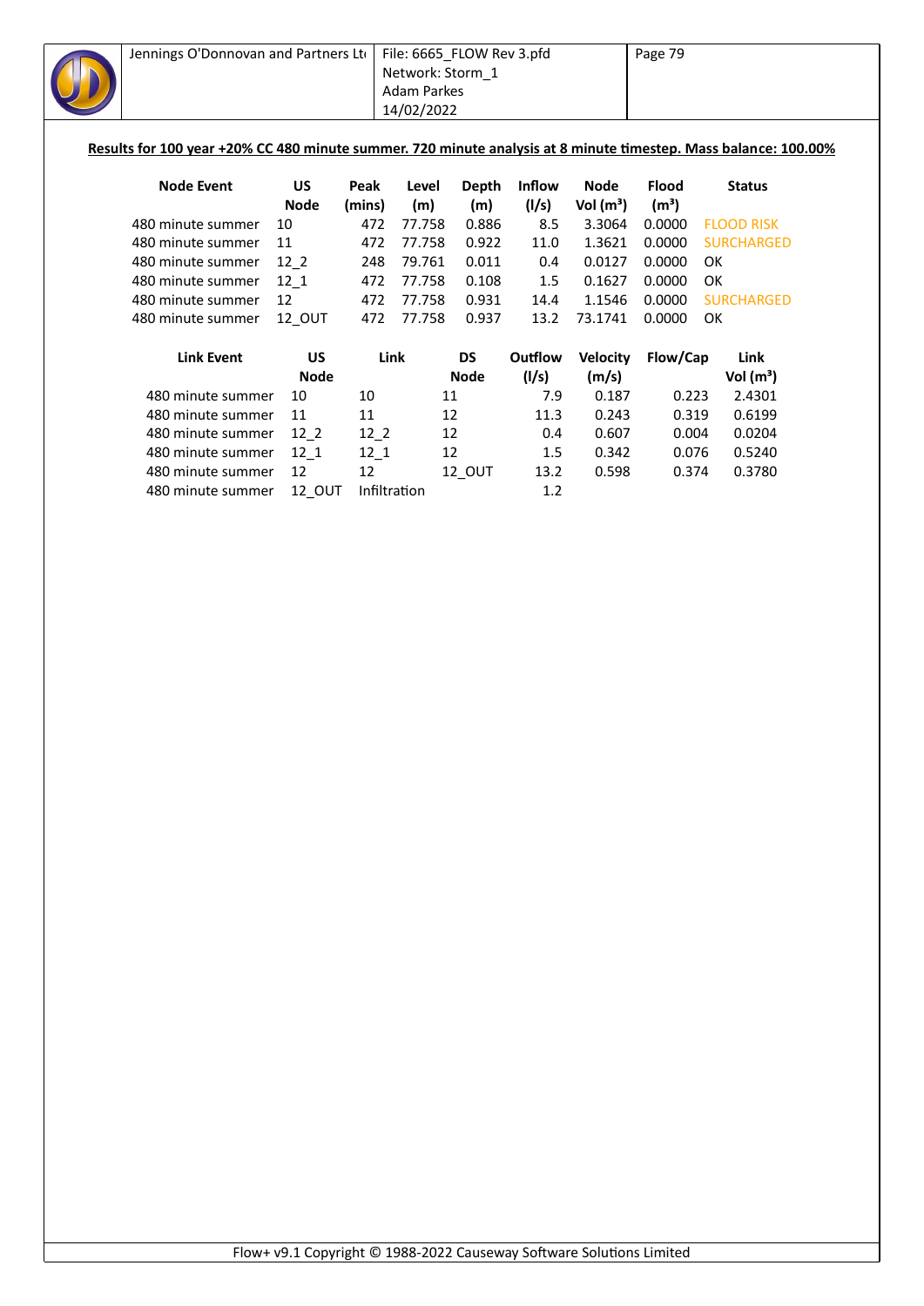**Results for 100 year +20% CC 480 minute summer. 720 minute analysis at 8 minute timestep. Mass balance: 100.00%**

| Node Event | US Node | Peak (mins) | Level (m) | Depth (m) | Inflow (l/s) | Node Vol (m³) | Flood (m³) | Status |
|---|---|---|---|---|---|---|---|---|
| 480 minute summer | 10 | 472 | 77.758 | 0.886 | 8.5 | 3.3064 | 0.0000 | FLOOD RISK |
| 480 minute summer | 11 | 472 | 77.758 | 0.922 | 11.0 | 1.3621 | 0.0000 | SURCHARGED |
| 480 minute summer | 12_2 | 248 | 79.761 | 0.011 | 0.4 | 0.0127 | 0.0000 | OK |
| 480 minute summer | 12_1 | 472 | 77.758 | 0.108 | 1.5 | 0.1627 | 0.0000 | OK |
| 480 minute summer | 12 | 472 | 77.758 | 0.931 | 14.4 | 1.1546 | 0.0000 | SURCHARGED |
| 480 minute summer | 12_OUT | 472 | 77.758 | 0.937 | 13.2 | 73.1741 | 0.0000 | OK |

| Link Event | US Node | Link | DS Node | Outflow (l/s) | Velocity (m/s) | Flow/Cap | Link Vol (m³) |
|---|---|---|---|---|---|---|---|
| 480 minute summer | 10 | 10 | 11 | 7.9 | 0.187 | 0.223 | 2.4301 |
| 480 minute summer | 11 | 11 | 12 | 11.3 | 0.243 | 0.319 | 0.6199 |
| 480 minute summer | 12_2 | 12_2 | 12 | 0.4 | 0.607 | 0.004 | 0.0204 |
| 480 minute summer | 12_1 | 12_1 | 12 | 1.5 | 0.342 | 0.076 | 0.5240 |
| 480 minute summer | 12 | 12 | 12_OUT | 13.2 | 0.598 | 0.374 | 0.3780 |
| 480 minute summer | 12_OUT | Infiltration | | 1.2 | | | |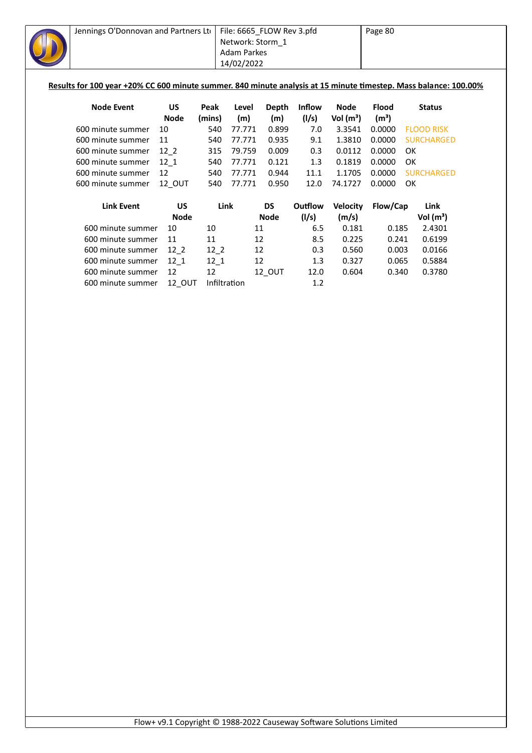**Results for 100 year +20% CC 600 minute summer. 840 minute analysis at 15 minute timestep. Mass balance: 100.00%**

| Node Event | US Node | Peak (mins) | Level (m) | Depth (m) | Inflow (l/s) | Node Vol (m³) | Flood (m³) | Status |
|---|---|---|---|---|---|---|---|---|
| 600 minute summer | 10 | 540 | 77.771 | 0.899 | 7.0 | 3.3541 | 0.0000 | FLOOD RISK |
| 600 minute summer | 11 | 540 | 77.771 | 0.935 | 9.1 | 1.3810 | 0.0000 | SURCHARGED |
| 600 minute summer | 12_2 | 315 | 79.759 | 0.009 | 0.3 | 0.0112 | 0.0000 | OK |
| 600 minute summer | 12_1 | 540 | 77.771 | 0.121 | 1.3 | 0.1819 | 0.0000 | OK |
| 600 minute summer | 12 | 540 | 77.771 | 0.944 | 11.1 | 1.1705 | 0.0000 | SURCHARGED |
| 600 minute summer | 12_OUT | 540 | 77.771 | 0.950 | 12.0 | 74.1727 | 0.0000 | OK |

| Link Event | US Node | Link | DS Node | Outflow (l/s) | Velocity (m/s) | Flow/Cap | Link Vol (m³) |
|---|---|---|---|---|---|---|---|
| 600 minute summer | 10 | 10 | 11 | 6.5 | 0.181 | 0.185 | 2.4301 |
| 600 minute summer | 11 | 11 | 12 | 8.5 | 0.225 | 0.241 | 0.6199 |
| 600 minute summer | 12_2 | 12_2 | 12 | 0.3 | 0.560 | 0.003 | 0.0166 |
| 600 minute summer | 12_1 | 12_1 | 12 | 1.3 | 0.327 | 0.065 | 0.5884 |
| 600 minute summer | 12 | 12 | 12_OUT | 12.0 | 0.604 | 0.340 | 0.3780 |
| 600 minute summer | 12_OUT | Infiltration | | 1.2 | | | |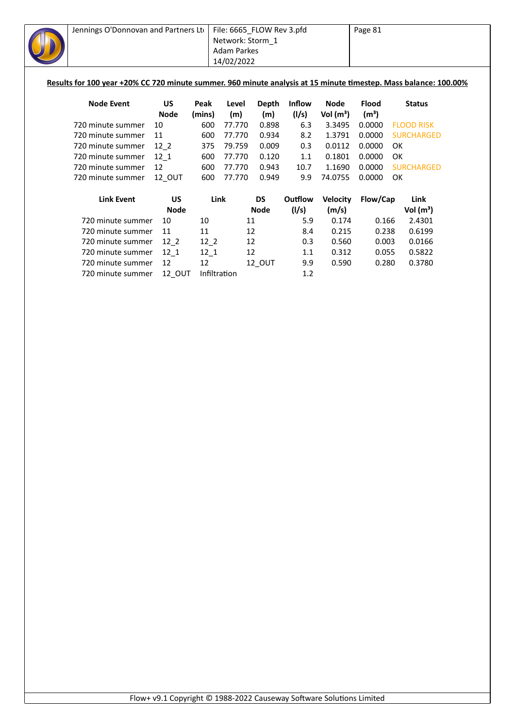**Results for 100 year +20% CC 720 minute summer. 960 minute analysis at 15 minute timestep. Mass balance: 100.00%**

| Node Event | US Node | Peak (mins) | Level (m) | Depth (m) | Inflow (l/s) | Node Vol (m³) | Flood (m³) | Status |
|---|---|---|---|---|---|---|---|---|
| 720 minute summer | 10 | 600 | 77.770 | 0.898 | 6.3 | 3.3495 | 0.0000 | FLOOD RISK |
| 720 minute summer | 11 | 600 | 77.770 | 0.934 | 8.2 | 1.3791 | 0.0000 | SURCHARGED |
| 720 minute summer | 12_2 | 375 | 79.759 | 0.009 | 0.3 | 0.0112 | 0.0000 | OK |
| 720 minute summer | 12_1 | 600 | 77.770 | 0.120 | 1.1 | 0.1801 | 0.0000 | OK |
| 720 minute summer | 12 | 600 | 77.770 | 0.943 | 10.7 | 1.1690 | 0.0000 | SURCHARGED |
| 720 minute summer | 12_OUT | 600 | 77.770 | 0.949 | 9.9 | 74.0755 | 0.0000 | OK |

| Link Event | US Node | Link | DS Node | Outflow (l/s) | Velocity (m/s) | Flow/Cap | Link Vol (m³) |
|---|---|---|---|---|---|---|---|
| 720 minute summer | 10 | 10 | 11 | 5.9 | 0.174 | 0.166 | 2.4301 |
| 720 minute summer | 11 | 11 | 12 | 8.4 | 0.215 | 0.238 | 0.6199 |
| 720 minute summer | 12_2 | 12_2 | 12 | 0.3 | 0.560 | 0.003 | 0.0166 |
| 720 minute summer | 12_1 | 12_1 | 12 | 1.1 | 0.312 | 0.055 | 0.5822 |
| 720 minute summer | 12 | 12 | 12_OUT | 9.9 | 0.590 | 0.280 | 0.3780 |
| 720 minute summer | 12_OUT | Infiltration | | 1.2 | | | |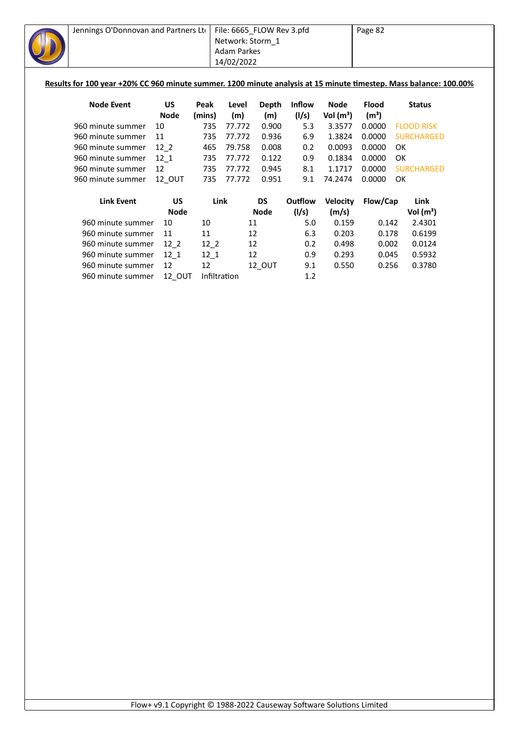**Results for 100 year +20% CC 960 minute summer. 1200 minute analysis at 15 minute timestep. Mass balance: 100.00%**

| Node Event | US Node | Peak (mins) | Level (m) | Depth (m) | Inflow (l/s) | Node Vol (m³) | Flood (m³) | Status |
|---|---|---|---|---|---|---|---|---|
| 960 minute summer | 10 | 735 | 77.772 | 0.900 | 5.3 | 3.3577 | 0.0000 | FLOOD RISK |
| 960 minute summer | 11 | 735 | 77.772 | 0.936 | 6.9 | 1.3824 | 0.0000 | SURCHARGED |
| 960 minute summer | 12_2 | 465 | 79.758 | 0.008 | 0.2 | 0.0093 | 0.0000 | OK |
| 960 minute summer | 12_1 | 735 | 77.772 | 0.122 | 0.9 | 0.1834 | 0.0000 | OK |
| 960 minute summer | 12 | 735 | 77.772 | 0.945 | 8.1 | 1.1717 | 0.0000 | SURCHARGED |
| 960 minute summer | 12_OUT | 735 | 77.772 | 0.951 | 9.1 | 74.2474 | 0.0000 | OK |

| Link Event | US Node | Link | DS Node | Outflow (l/s) | Velocity (m/s) | Flow/Cap | Link Vol (m³) |
|---|---|---|---|---|---|---|---|
| 960 minute summer | 10 | 10 | 11 | 5.0 | 0.159 | 0.142 | 2.4301 |
| 960 minute summer | 11 | 11 | 12 | 6.3 | 0.203 | 0.178 | 0.6199 |
| 960 minute summer | 12_2 | 12_2 | 12 | 0.2 | 0.498 | 0.002 | 0.0124 |
| 960 minute summer | 12_1 | 12_1 | 12 | 0.9 | 0.293 | 0.045 | 0.5932 |
| 960 minute summer | 12 | 12 | 12_OUT | 9.1 | 0.550 | 0.256 | 0.3780 |
| 960 minute summer | 12_OUT | Infiltration | | 1.2 | | | |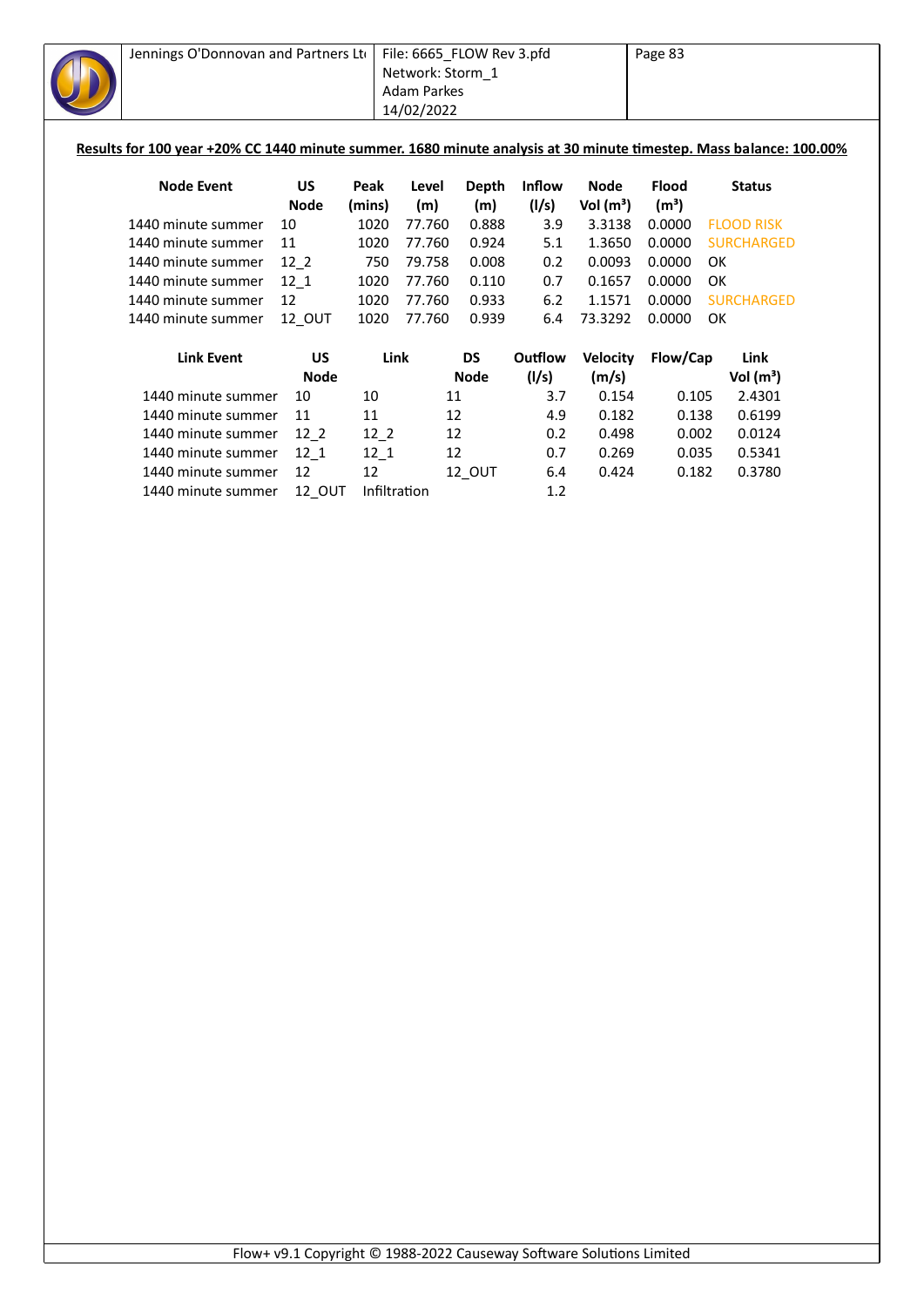**Results for 100 year +20% CC 1440 minute summer. 1680 minute analysis at 30 minute timestep. Mass balance: 100.00%**

| Node Event | US Node | Peak (mins) | Level (m) | Depth (m) | Inflow (l/s) | Node Vol (m³) | Flood (m³) | Status |
|---|---|---|---|---|---|---|---|---|
| 1440 minute summer | 10 | 1020 | 77.760 | 0.888 | 3.9 | 3.3138 | 0.0000 | FLOOD RISK |
| 1440 minute summer | 11 | 1020 | 77.760 | 0.924 | 5.1 | 1.3650 | 0.0000 | SURCHARGED |
| 1440 minute summer | 12_2 | 750 | 79.758 | 0.008 | 0.2 | 0.0093 | 0.0000 | OK |
| 1440 minute summer | 12_1 | 1020 | 77.760 | 0.110 | 0.7 | 0.1657 | 0.0000 | OK |
| 1440 minute summer | 12 | 1020 | 77.760 | 0.933 | 6.2 | 1.1571 | 0.0000 | SURCHARGED |
| 1440 minute summer | 12_OUT | 1020 | 77.760 | 0.939 | 6.4 | 73.3292 | 0.0000 | OK |

| Link Event | US Node | Link | DS Node | Outflow (l/s) | Velocity (m/s) | Flow/Cap | Link Vol (m³) |
|---|---|---|---|---|---|---|---|
| 1440 minute summer | 10 | 10 | 11 | 3.7 | 0.154 | 0.105 | 2.4301 |
| 1440 minute summer | 11 | 11 | 12 | 4.9 | 0.182 | 0.138 | 0.6199 |
| 1440 minute summer | 12_2 | 12_2 | 12 | 0.2 | 0.498 | 0.002 | 0.0124 |
| 1440 minute summer | 12_1 | 12_1 | 12 | 0.7 | 0.269 | 0.035 | 0.5341 |
| 1440 minute summer | 12 | 12 | 12_OUT | 6.4 | 0.424 | 0.182 | 0.3780 |
| 1440 minute summer | 12_OUT | Infiltration | | 1.2 | | | |